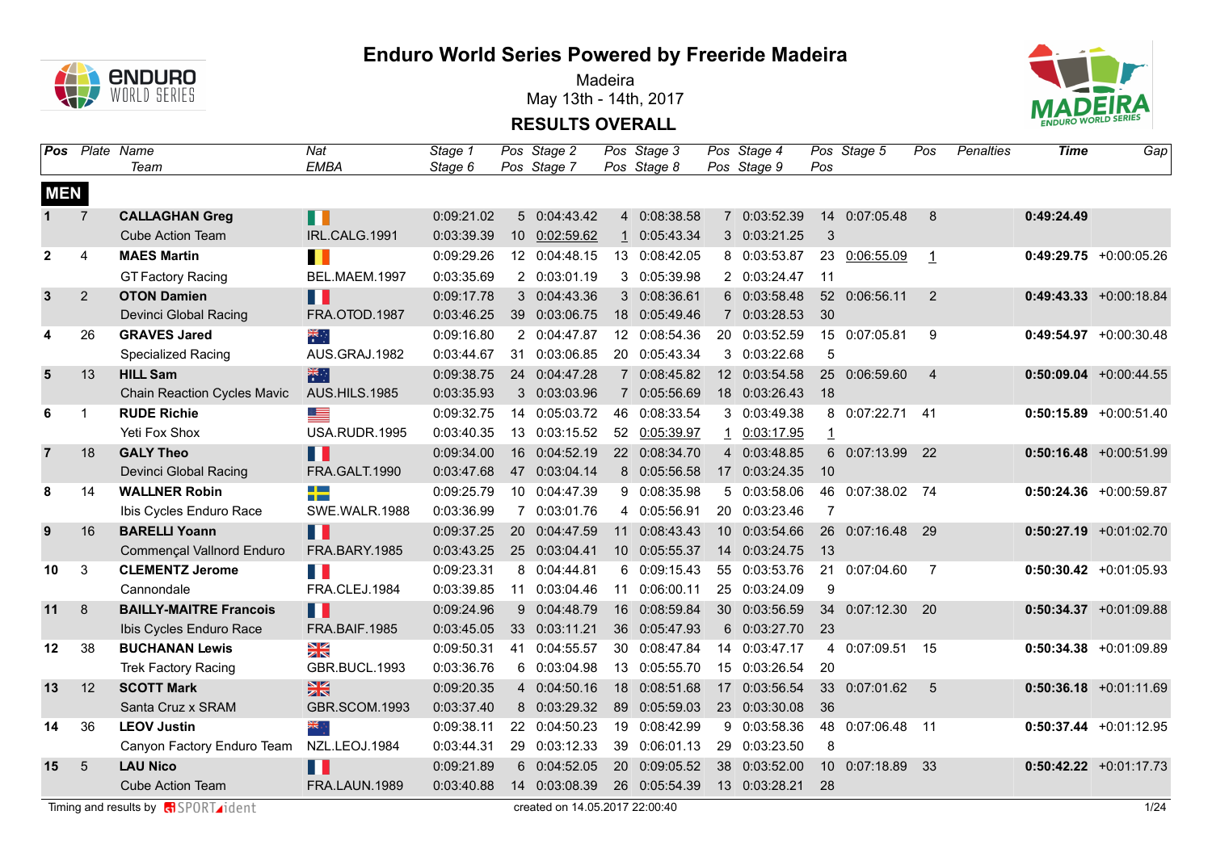# Enduro World Series Powered by Freeride Madeira

Madeira

May 13th - 14th, 2017

## RESULTS OVERALL

| Pos | Plate | Name / Team | Nat / EMBA | Stage 1 / Stage 6 | Pos | Stage 2 / Stage 7 | Pos | Stage 3 / Stage 8 | Pos | Stage 4 / Stage 9 | Pos | Stage 5 | Pos | Penalties | Time | Gap |
|---|---|---|---|---|---|---|---|---|---|---|---|---|---|---|---|---|
| **MEN** | | | | | | | | | | | | | | | | |
| **1** | 7 | **CALLAGHAN Greg** | | 0:09:21.02 | 5 | 0:04:43.42 | 4 | 0:08:38.58 | 7 | 0:03:52.39 | 14 | 0:07:05.48 | 8 | | **0:49:24.49** | |
| | | Cube Action Team | IRL.CALG.1991 | 0:03:39.39 | 10 | 0:02:59.62 | 1 | 0:05:43.34 | 3 | 0:03:21.25 | 3 | | | | | |
| **2** | 4 | **MAES Martin** | | 0:09:29.26 | 12 | 0:04:48.15 | 13 | 0:08:42.05 | 8 | 0:03:53.87 | 23 | 0:06:55.09 | 1 | | **0:49:29.75** | +0:00:05.26 |
| | | GT Factory Racing | BEL.MAEM.1997 | 0:03:35.69 | 2 | 0:03:01.19 | 3 | 0:05:39.98 | 2 | 0:03:24.47 | 11 | | | | | |
| **3** | 2 | **OTON Damien** | | 0:09:17.78 | 3 | 0:04:43.36 | 3 | 0:08:36.61 | 6 | 0:03:58.48 | 52 | 0:06:56.11 | 2 | | **0:49:43.33** | +0:00:18.84 |
| | | Devinci Global Racing | FRA.OTOD.1987 | 0:03:46.25 | 39 | 0:03:06.75 | 18 | 0:05:49.46 | 7 | 0:03:28.53 | 30 | | | | | |
| **4** | 26 | **GRAVES Jared** | | 0:09:16.80 | 2 | 0:04:47.87 | 12 | 0:08:54.36 | 20 | 0:03:52.59 | 15 | 0:07:05.81 | 9 | | **0:49:54.97** | +0:00:30.48 |
| | | Specialized Racing | AUS.GRAJ.1982 | 0:03:44.67 | 31 | 0:03:06.85 | 20 | 0:05:43.34 | 3 | 0:03:22.68 | 5 | | | | | |
| **5** | 13 | **HILL Sam** | | 0:09:38.75 | 24 | 0:04:47.28 | 7 | 0:08:45.82 | 12 | 0:03:54.58 | 25 | 0:06:59.60 | 4 | | **0:50:09.04** | +0:00:44.55 |
| | | Chain Reaction Cycles Mavic | AUS.HILS.1985 | 0:03:35.93 | 3 | 0:03:03.96 | 7 | 0:05:56.69 | 18 | 0:03:26.43 | 18 | | | | | |
| **6** | 1 | **RUDE Richie** | | 0:09:32.75 | 14 | 0:05:03.72 | 46 | 0:08:33.54 | 3 | 0:03:49.38 | 8 | 0:07:22.71 | 41 | | **0:50:15.89** | +0:00:51.40 |
| | | Yeti Fox Shox | USA.RUDR.1995 | 0:03:40.35 | 13 | 0:03:15.52 | 52 | 0:05:39.97 | 1 | 0:03:17.95 | 1 | | | | | |
| **7** | 18 | **GALY Theo** | | 0:09:34.00 | 16 | 0:04:52.19 | 22 | 0:08:34.70 | 4 | 0:03:48.85 | 6 | 0:07:13.99 | 22 | | **0:50:16.48** | +0:00:51.99 |
| | | Devinci Global Racing | FRA.GALT.1990 | 0:03:47.68 | 47 | 0:03:04.14 | 8 | 0:05:56.58 | 17 | 0:03:24.35 | 10 | | | | | |
| **8** | 14 | **WALLNER Robin** | | 0:09:25.79 | 10 | 0:04:47.39 | 9 | 0:08:35.98 | 5 | 0:03:58.06 | 46 | 0:07:38.02 | 74 | | **0:50:24.36** | +0:00:59.87 |
| | | Ibis Cycles Enduro Race | SWE.WALR.1988 | 0:03:36.99 | 7 | 0:03:01.76 | 4 | 0:05:56.91 | 20 | 0:03:23.46 | 7 | | | | | |
| **9** | 16 | **BARELLI Yoann** | | 0:09:37.25 | 20 | 0:04:47.59 | 11 | 0:08:43.43 | 10 | 0:03:54.66 | 26 | 0:07:16.48 | 29 | | **0:50:27.19** | +0:01:02.70 |
| | | Commençal Vallnord Enduro | FRA.BARY.1985 | 0:03:43.25 | 25 | 0:03:04.41 | 10 | 0:05:55.37 | 14 | 0:03:24.75 | 13 | | | | | |
| **10** | 3 | **CLEMENTZ Jerome** | | 0:09:23.31 | 8 | 0:04:44.81 | 6 | 0:09:15.43 | 55 | 0:03:53.76 | 21 | 0:07:04.60 | 7 | | **0:50:30.42** | +0:01:05.93 |
| | | Cannondale | FRA.CLEJ.1984 | 0:03:39.85 | 11 | 0:03:04.46 | 11 | 0:06:00.11 | 25 | 0:03:24.09 | 9 | | | | | |
| **11** | 8 | **BAILLY-MAITRE Francois** | | 0:09:24.96 | 9 | 0:04:48.79 | 16 | 0:08:59.84 | 30 | 0:03:56.59 | 34 | 0:07:12.30 | 20 | | **0:50:34.37** | +0:01:09.88 |
| | | Ibis Cycles Enduro Race | FRA.BAIF.1985 | 0:03:45.05 | 33 | 0:03:11.21 | 36 | 0:05:47.93 | 6 | 0:03:27.70 | 23 | | | | | |
| **12** | 38 | **BUCHANAN Lewis** | | 0:09:50.31 | 41 | 0:04:55.57 | 30 | 0:08:47.84 | 14 | 0:03:47.17 | 4 | 0:07:09.51 | 15 | | **0:50:34.38** | +0:01:09.89 |
| | | Trek Factory Racing | GBR.BUCL.1993 | 0:03:36.76 | 6 | 0:03:04.98 | 13 | 0:05:55.70 | 15 | 0:03:26.54 | 20 | | | | | |
| **13** | 12 | **SCOTT Mark** | | 0:09:20.35 | 4 | 0:04:50.16 | 18 | 0:08:51.68 | 17 | 0:03:56.54 | 33 | 0:07:01.62 | 5 | | **0:50:36.18** | +0:01:11.69 |
| | | Santa Cruz x SRAM | GBR.SCOM.1993 | 0:03:37.40 | 8 | 0:03:29.32 | 89 | 0:05:59.03 | 23 | 0:03:30.08 | 36 | | | | | |
| **14** | 36 | **LEOV Justin** | | 0:09:38.11 | 22 | 0:04:50.23 | 19 | 0:08:42.99 | 9 | 0:03:58.36 | 48 | 0:07:06.48 | 11 | | **0:50:37.44** | +0:01:12.95 |
| | | Canyon Factory Enduro Team | NZL.LEOJ.1984 | 0:03:44.31 | 29 | 0:03:12.33 | 39 | 0:06:01.13 | 29 | 0:03:23.50 | 8 | | | | | |
| **15** | 5 | **LAU Nico** | | 0:09:21.89 | 6 | 0:04:52.05 | 20 | 0:09:05.52 | 38 | 0:03:52.00 | 10 | 0:07:18.89 | 33 | | **0:50:42.22** | +0:01:17.73 |
| | | Cube Action Team | FRA.LAUN.1989 | 0:03:40.88 | 14 | 0:03:08.39 | 26 | 0:05:54.39 | 13 | 0:03:28.21 | 28 | | | | | |

Timing and results by SPORTident

created on 14.05.2017 22:00:40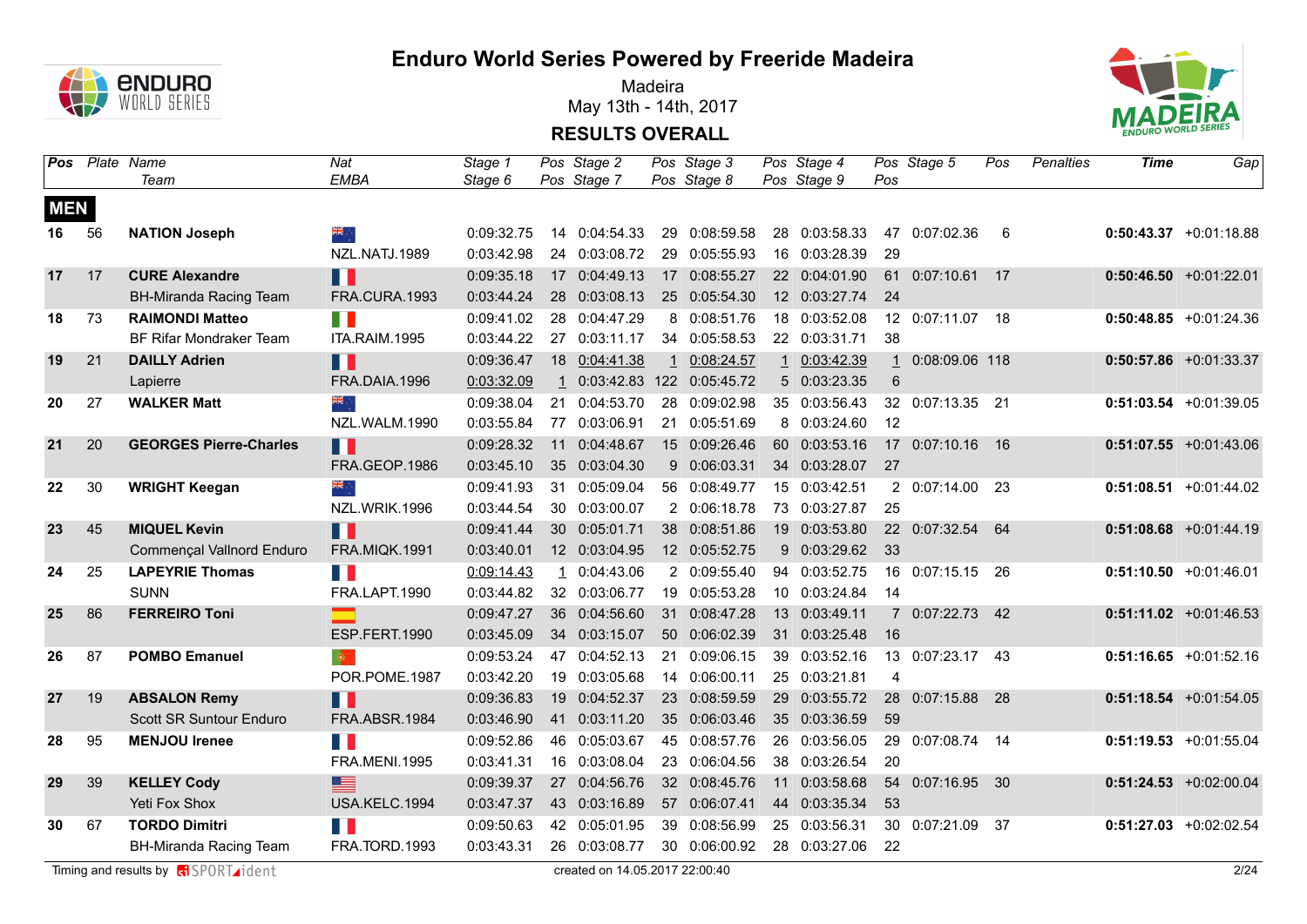# Enduro World Series Powered by Freeride Madeira

Madeira
May 13th - 14th, 2017

## RESULTS OVERALL

| Pos | Plate | Name / Team | Nat / EMBA | Stage 1 / Stage 6 | Pos | Stage 2 / Stage 7 | Pos | Stage 3 / Stage 8 | Pos | Stage 4 / Stage 9 | Pos | Stage 5 | Pos | Penalties | Time | Gap |
|---|---|---|---|---|---|---|---|---|---|---|---|---|---|---|---|---|
| **MEN** | | | | | | | | | | | | | | | | |
| **16** | 56 | **NATION Joseph** | NZL | 0:09:32.75 | 14 | 0:04:54.33 | 29 | 0:08:59.58 | 28 | 0:03:58.33 | 47 | 0:07:02.36 | 6 | | **0:50:43.37** | +0:01:18.88 |
| | | | NZL.NATJ.1989 | 0:03:42.98 | 24 | 0:03:08.72 | 29 | 0:05:55.93 | 16 | 0:03:28.39 | 29 | | | | | |
| **17** | 17 | **CURE Alexandre** | FRA | 0:09:35.18 | 17 | 0:04:49.13 | 17 | 0:08:55.27 | 22 | 0:04:01.90 | 61 | 0:07:10.61 | 17 | | **0:50:46.50** | +0:01:22.01 |
| | | BH-Miranda Racing Team | FRA.CURA.1993 | 0:03:44.24 | 28 | 0:03:08.13 | 25 | 0:05:54.30 | 12 | 0:03:27.74 | 24 | | | | | |
| **18** | 73 | **RAIMONDI Matteo** | ITA | 0:09:41.02 | 28 | 0:04:47.29 | 8 | 0:08:51.76 | 18 | 0:03:52.08 | 12 | 0:07:11.07 | 18 | | **0:50:48.85** | +0:01:24.36 |
| | | BF Rifar Mondraker Team | ITA.RAIM.1995 | 0:03:44.22 | 27 | 0:03:11.17 | 34 | 0:05:58.53 | 22 | 0:03:31.71 | 38 | | | | | |
| **19** | 21 | **DAILLY Adrien** | FRA | 0:09:36.47 | 18 | 0:04:41.38 | 1 | 0:08:24.57 | 1 | 0:03:42.39 | 1 | 0:08:09.06 | 118 | | **0:50:57.86** | +0:01:33.37 |
| | | Lapierre | FRA.DAIA.1996 | 0:03:32.09 | 1 | 0:03:42.83 | 122 | 0:05:45.72 | 5 | 0:03:23.35 | 6 | | | | | |
| **20** | 27 | **WALKER Matt** | NZL | 0:09:38.04 | 21 | 0:04:53.70 | 28 | 0:09:02.98 | 35 | 0:03:56.43 | 32 | 0:07:13.35 | 21 | | **0:51:03.54** | +0:01:39.05 |
| | | | NZL.WALM.1990 | 0:03:55.84 | 77 | 0:03:06.91 | 21 | 0:05:51.69 | 8 | 0:03:24.60 | 12 | | | | | |
| **21** | 20 | **GEORGES Pierre-Charles** | FRA | 0:09:28.32 | 11 | 0:04:48.67 | 15 | 0:09:26.46 | 60 | 0:03:53.16 | 17 | 0:07:10.16 | 16 | | **0:51:07.55** | +0:01:43.06 |
| | | | FRA.GEOP.1986 | 0:03:45.10 | 35 | 0:03:04.30 | 9 | 0:06:03.31 | 34 | 0:03:28.07 | 27 | | | | | |
| **22** | 30 | **WRIGHT Keegan** | NZL | 0:09:41.93 | 31 | 0:05:09.04 | 56 | 0:08:49.77 | 15 | 0:03:42.51 | 2 | 0:07:14.00 | 23 | | **0:51:08.51** | +0:01:44.02 |
| | | | NZL.WRIK.1996 | 0:03:44.54 | 30 | 0:03:00.07 | 2 | 0:06:18.78 | 73 | 0:03:27.87 | 25 | | | | | |
| **23** | 45 | **MIQUEL Kevin** | FRA | 0:09:41.44 | 30 | 0:05:01.71 | 38 | 0:08:51.86 | 19 | 0:03:53.80 | 22 | 0:07:32.54 | 64 | | **0:51:08.68** | +0:01:44.19 |
| | | Commençal Vallnord Enduro | FRA.MIQK.1991 | 0:03:40.01 | 12 | 0:03:04.95 | 12 | 0:05:52.75 | 9 | 0:03:29.62 | 33 | | | | | |
| **24** | 25 | **LAPEYRIE Thomas** | FRA | 0:09:14.43 | 1 | 0:04:43.06 | 2 | 0:09:55.40 | 94 | 0:03:52.75 | 16 | 0:07:15.15 | 26 | | **0:51:10.50** | +0:01:46.01 |
| | | SUNN | FRA.LAPT.1990 | 0:03:44.82 | 32 | 0:03:06.77 | 19 | 0:05:53.28 | 10 | 0:03:24.84 | 14 | | | | | |
| **25** | 86 | **FERREIRO Toni** | ESP | 0:09:47.27 | 36 | 0:04:56.60 | 31 | 0:08:47.28 | 13 | 0:03:49.11 | 7 | 0:07:22.73 | 42 | | **0:51:11.02** | +0:01:46.53 |
| | | | ESP.FERT.1990 | 0:03:45.09 | 34 | 0:03:15.07 | 50 | 0:06:02.39 | 31 | 0:03:25.48 | 16 | | | | | |
| **26** | 87 | **POMBO Emanuel** | POR | 0:09:53.24 | 47 | 0:04:52.13 | 21 | 0:09:06.15 | 39 | 0:03:52.16 | 13 | 0:07:23.17 | 43 | | **0:51:16.65** | +0:01:52.16 |
| | | | POR.POME.1987 | 0:03:42.20 | 19 | 0:03:05.68 | 14 | 0:06:00.11 | 25 | 0:03:21.81 | 4 | | | | | |
| **27** | 19 | **ABSALON Remy** | FRA | 0:09:36.83 | 19 | 0:04:52.37 | 23 | 0:08:59.59 | 29 | 0:03:55.72 | 28 | 0:07:15.88 | 28 | | **0:51:18.54** | +0:01:54.05 |
| | | Scott SR Suntour Enduro | FRA.ABSR.1984 | 0:03:46.90 | 41 | 0:03:11.20 | 35 | 0:06:03.46 | 35 | 0:03:36.59 | 59 | | | | | |
| **28** | 95 | **MENJOU Irenee** | FRA | 0:09:52.86 | 46 | 0:05:03.67 | 45 | 0:08:57.76 | 26 | 0:03:56.05 | 29 | 0:07:08.74 | 14 | | **0:51:19.53** | +0:01:55.04 |
| | | | FRA.MENI.1995 | 0:03:41.31 | 16 | 0:03:08.04 | 23 | 0:06:04.56 | 38 | 0:03:26.54 | 20 | | | | | |
| **29** | 39 | **KELLEY Cody** | USA | 0:09:39.37 | 27 | 0:04:56.76 | 32 | 0:08:45.76 | 11 | 0:03:58.68 | 54 | 0:07:16.95 | 30 | | **0:51:24.53** | +0:02:00.04 |
| | | Yeti Fox Shox | USA.KELC.1994 | 0:03:47.37 | 43 | 0:03:16.89 | 57 | 0:06:07.41 | 44 | 0:03:35.34 | 53 | | | | | |
| **30** | 67 | **TORDO Dimitri** | FRA | 0:09:50.63 | 42 | 0:05:01.95 | 39 | 0:08:56.99 | 25 | 0:03:56.31 | 30 | 0:07:21.09 | 37 | | **0:51:27.03** | +0:02:02.54 |
| | | BH-Miranda Racing Team | FRA.TORD.1993 | 0:03:43.31 | 26 | 0:03:08.77 | 30 | 0:06:00.92 | 28 | 0:03:27.06 | 22 | | | | | |

Timing and results by SPORTident — created on 14.05.2017 22:00:40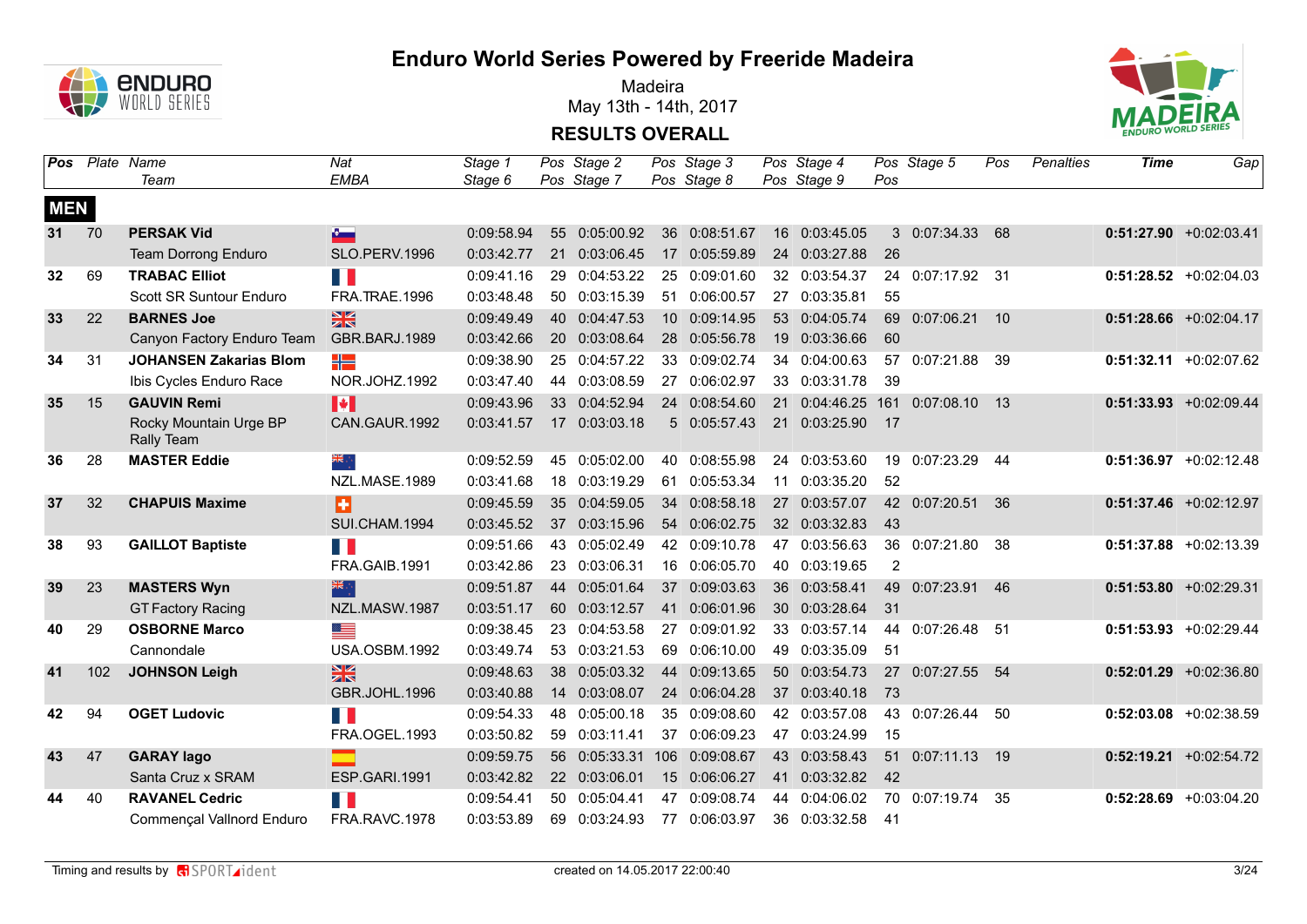# Enduro World Series Powered by Freeride Madeira

Madeira

May 13th - 14th, 2017

## RESULTS OVERALL

| Pos | Plate | Name / Team | Nat / EMBA | Stage 1 / Stage 6 | Pos | Stage 2 / Stage 7 | Pos | Stage 3 / Stage 8 | Pos | Stage 4 / Stage 9 | Pos | Stage 5 | Pos | Penalties | Time | Gap |
|---|---|---|---|---|---|---|---|---|---|---|---|---|---|---|---|---|
| **MEN** | | | | | | | | | | | | | | | | |
| **31** | 70 | **PERSAK Vid** | | 0:09:58.94 | 55 | 0:05:00.92 | 36 | 0:08:51.67 | 16 | 0:03:45.05 | 3 | 0:07:34.33 | 68 | | **0:51:27.90** | +0:02:03.41 |
| | | Team Dorrong Enduro | SLO.PERV.1996 | 0:03:42.77 | 21 | 0:03:06.45 | 17 | 0:05:59.89 | 24 | 0:03:27.88 | 26 | | | | | |
| **32** | 69 | **TRABAC Elliot** | | 0:09:41.16 | 29 | 0:04:53.22 | 25 | 0:09:01.60 | 32 | 0:03:54.37 | 24 | 0:07:17.92 | 31 | | **0:51:28.52** | +0:02:04.03 |
| | | Scott SR Suntour Enduro | FRA.TRAE.1996 | 0:03:48.48 | 50 | 0:03:15.39 | 51 | 0:06:00.57 | 27 | 0:03:35.81 | 55 | | | | | |
| **33** | 22 | **BARNES Joe** | | 0:09:49.49 | 40 | 0:04:47.53 | 10 | 0:09:14.95 | 53 | 0:04:05.74 | 69 | 0:07:06.21 | 10 | | **0:51:28.66** | +0:02:04.17 |
| | | Canyon Factory Enduro Team | GBR.BARJ.1989 | 0:03:42.66 | 20 | 0:03:08.64 | 28 | 0:05:56.78 | 19 | 0:03:36.66 | 60 | | | | | |
| **34** | 31 | **JOHANSEN Zakarias Blom** | | 0:09:38.90 | 25 | 0:04:57.22 | 33 | 0:09:02.74 | 34 | 0:04:00.63 | 57 | 0:07:21.88 | 39 | | **0:51:32.11** | +0:02:07.62 |
| | | Ibis Cycles Enduro Race | NOR.JOHZ.1992 | 0:03:47.40 | 44 | 0:03:08.59 | 27 | 0:06:02.97 | 33 | 0:03:31.78 | 39 | | | | | |
| **35** | 15 | **GAUVIN Remi** | | 0:09:43.96 | 33 | 0:04:52.94 | 24 | 0:08:54.60 | 21 | 0:04:46.25 | 161 | 0:07:08.10 | 13 | | **0:51:33.93** | +0:02:09.44 |
| | | Rocky Mountain Urge BP Rally Team | CAN.GAUR.1992 | 0:03:41.57 | 17 | 0:03:03.18 | 5 | 0:05:57.43 | 21 | 0:03:25.90 | 17 | | | | | |
| **36** | 28 | **MASTER Eddie** | | 0:09:52.59 | 45 | 0:05:02.00 | 40 | 0:08:55.98 | 24 | 0:03:53.60 | 19 | 0:07:23.29 | 44 | | **0:51:36.97** | +0:02:12.48 |
| | | | NZL.MASE.1989 | 0:03:41.68 | 18 | 0:03:19.29 | 61 | 0:05:53.34 | 11 | 0:03:35.20 | 52 | | | | | |
| **37** | 32 | **CHAPUIS Maxime** | | 0:09:45.59 | 35 | 0:04:59.05 | 34 | 0:08:58.18 | 27 | 0:03:57.07 | 42 | 0:07:20.51 | 36 | | **0:51:37.46** | +0:02:12.97 |
| | | | SUI.CHAM.1994 | 0:03:45.52 | 37 | 0:03:15.96 | 54 | 0:06:02.75 | 32 | 0:03:32.83 | 43 | | | | | |
| **38** | 93 | **GAILLOT Baptiste** | | 0:09:51.66 | 43 | 0:05:02.49 | 42 | 0:09:10.78 | 47 | 0:03:56.63 | 36 | 0:07:21.80 | 38 | | **0:51:37.88** | +0:02:13.39 |
| | | | FRA.GAIB.1991 | 0:03:42.86 | 23 | 0:03:06.31 | 16 | 0:06:05.70 | 40 | 0:03:19.65 | 2 | | | | | |
| **39** | 23 | **MASTERS Wyn** | | 0:09:51.87 | 44 | 0:05:01.64 | 37 | 0:09:03.63 | 36 | 0:03:58.41 | 49 | 0:07:23.91 | 46 | | **0:51:53.80** | +0:02:29.31 |
| | | GT Factory Racing | NZL.MASW.1987 | 0:03:51.17 | 60 | 0:03:12.57 | 41 | 0:06:01.96 | 30 | 0:03:28.64 | 31 | | | | | |
| **40** | 29 | **OSBORNE Marco** | | 0:09:38.45 | 23 | 0:04:53.58 | 27 | 0:09:01.92 | 33 | 0:03:57.14 | 44 | 0:07:26.48 | 51 | | **0:51:53.93** | +0:02:29.44 |
| | | Cannondale | USA.OSBM.1992 | 0:03:49.74 | 53 | 0:03:21.53 | 69 | 0:06:10.00 | 49 | 0:03:35.09 | 51 | | | | | |
| **41** | 102 | **JOHNSON Leigh** | | 0:09:48.63 | 38 | 0:05:03.32 | 44 | 0:09:13.65 | 50 | 0:03:54.73 | 27 | 0:07:27.55 | 54 | | **0:52:01.29** | +0:02:36.80 |
| | | | GBR.JOHL.1996 | 0:03:40.88 | 14 | 0:03:08.07 | 24 | 0:06:04.28 | 37 | 0:03:40.18 | 73 | | | | | |
| **42** | 94 | **OGET Ludovic** | | 0:09:54.33 | 48 | 0:05:00.18 | 35 | 0:09:08.60 | 42 | 0:03:57.08 | 43 | 0:07:26.44 | 50 | | **0:52:03.08** | +0:02:38.59 |
| | | | FRA.OGEL.1993 | 0:03:50.82 | 59 | 0:03:11.41 | 37 | 0:06:09.23 | 47 | 0:03:24.99 | 15 | | | | | |
| **43** | 47 | **GARAY Iago** | | 0:09:59.75 | 56 | 0:05:33.31 | 106 | 0:09:08.67 | 43 | 0:03:58.43 | 51 | 0:07:11.13 | 19 | | **0:52:19.21** | +0:02:54.72 |
| | | Santa Cruz x SRAM | ESP.GARI.1991 | 0:03:42.82 | 22 | 0:03:06.01 | 15 | 0:06:06.27 | 41 | 0:03:32.82 | 42 | | | | | |
| **44** | 40 | **RAVANEL Cedric** | | 0:09:54.41 | 50 | 0:05:04.41 | 47 | 0:09:08.74 | 44 | 0:04:06.02 | 70 | 0:07:19.74 | 35 | | **0:52:28.69** | +0:03:04.20 |
| | | Commençal Vallnord Enduro | FRA.RAVC.1978 | 0:03:53.89 | 69 | 0:03:24.93 | 77 | 0:06:03.97 | 36 | 0:03:32.58 | 41 | | | | | |

Timing and results by SPORTident — created on 14.05.2017 22:00:40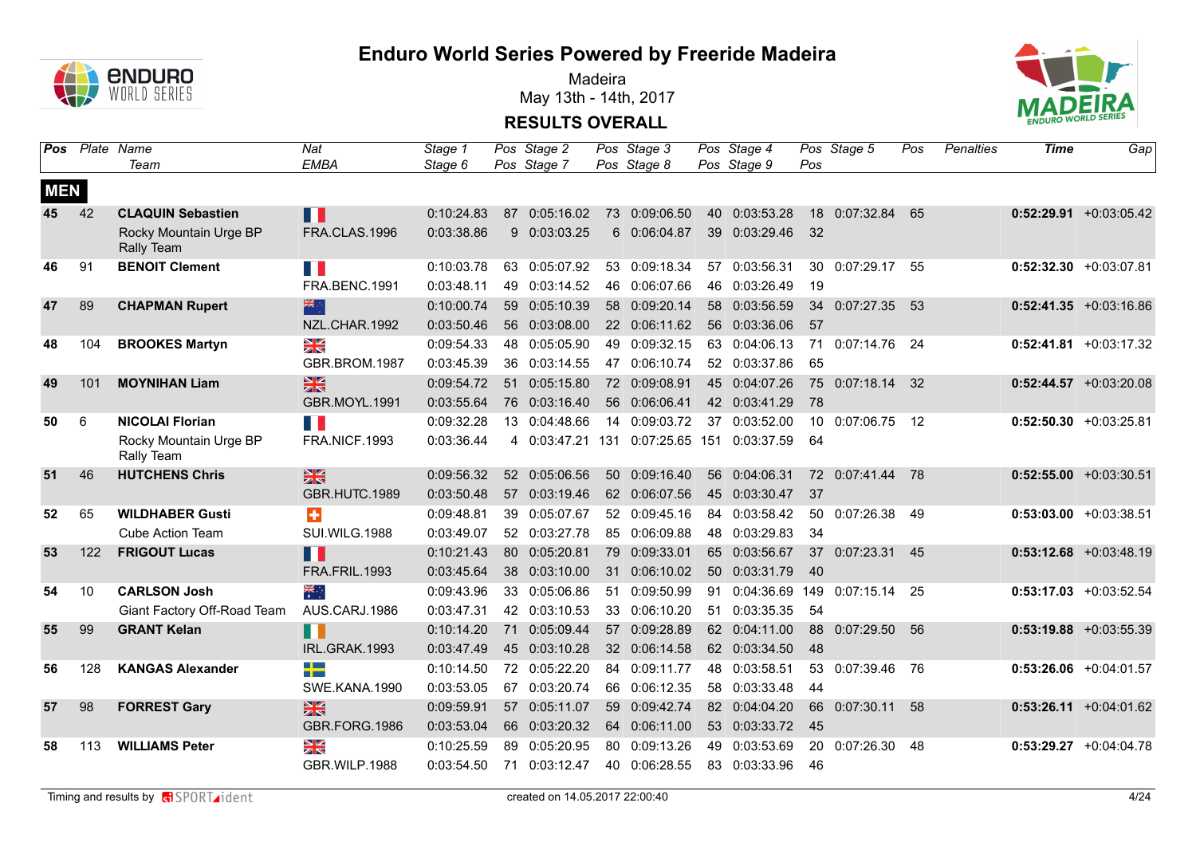# Enduro World Series Powered by Freeride Madeira

Madeira
May 13th - 14th, 2017

## RESULTS OVERALL

| Pos | Plate | Name / Team | Nat / EMBA | Stage 1 / Stage 6 | Pos | Stage 2 / Stage 7 | Pos | Stage 3 / Stage 8 | Pos | Stage 4 / Stage 9 | Pos | Stage 5 | Pos | Penalties | Time | Gap |
|---|---|---|---|---|---|---|---|---|---|---|---|---|---|---|---|---|
| **MEN** | | | | | | | | | | | | | | | | |
| **45** | 42 | **CLAQUIN Sebastien** | | 0:10:24.83 | 87 | 0:05:16.02 | 73 | 0:09:06.50 | 40 | 0:03:53.28 | 18 | 0:07:32.84 | 65 | | **0:52:29.91** | +0:03:05.42 |
| | | Rocky Mountain Urge BP Rally Team | FRA.CLAS.1996 | 0:03:38.86 | 9 | 0:03:03.25 | 6 | 0:06:04.87 | 39 | 0:03:29.46 | 32 | | | | | |
| **46** | 91 | **BENOIT Clement** | | 0:10:03.78 | 63 | 0:05:07.92 | 53 | 0:09:18.34 | 57 | 0:03:56.31 | 30 | 0:07:29.17 | 55 | | **0:52:32.30** | +0:03:07.81 |
| | | | FRA.BENC.1991 | 0:03:48.11 | 49 | 0:03:14.52 | 46 | 0:06:07.66 | 46 | 0:03:26.49 | 19 | | | | | |
| **47** | 89 | **CHAPMAN Rupert** | | 0:10:00.74 | 59 | 0:05:10.39 | 58 | 0:09:20.14 | 58 | 0:03:56.59 | 34 | 0:07:27.35 | 53 | | **0:52:41.35** | +0:03:16.86 |
| | | | NZL.CHAR.1992 | 0:03:50.46 | 56 | 0:03:08.00 | 22 | 0:06:11.62 | 56 | 0:03:36.06 | 57 | | | | | |
| **48** | 104 | **BROOKES Martyn** | | 0:09:54.33 | 48 | 0:05:05.90 | 49 | 0:09:32.15 | 63 | 0:04:06.13 | 71 | 0:07:14.76 | 24 | | **0:52:41.81** | +0:03:17.32 |
| | | | GBR.BROM.1987 | 0:03:45.39 | 36 | 0:03:14.55 | 47 | 0:06:10.74 | 52 | 0:03:37.86 | 65 | | | | | |
| **49** | 101 | **MOYNIHAN Liam** | | 0:09:54.72 | 51 | 0:05:15.80 | 72 | 0:09:08.91 | 45 | 0:04:07.26 | 75 | 0:07:18.14 | 32 | | **0:52:44.57** | +0:03:20.08 |
| | | | GBR.MOYL.1991 | 0:03:55.64 | 76 | 0:03:16.40 | 56 | 0:06:06.41 | 42 | 0:03:41.29 | 78 | | | | | |
| **50** | 6 | **NICOLAI Florian** | | 0:09:32.28 | 13 | 0:04:48.66 | 14 | 0:09:03.72 | 37 | 0:03:52.00 | 10 | 0:07:06.75 | 12 | | **0:52:50.30** | +0:03:25.81 |
| | | Rocky Mountain Urge BP Rally Team | FRA.NICF.1993 | 0:03:36.44 | 4 | 0:03:47.21 | 131 | 0:07:25.65 | 151 | 0:03:37.59 | 64 | | | | | |
| **51** | 46 | **HUTCHENS Chris** | | 0:09:56.32 | 52 | 0:05:06.56 | 50 | 0:09:16.40 | 56 | 0:04:06.31 | 72 | 0:07:41.44 | 78 | | **0:52:55.00** | +0:03:30.51 |
| | | | GBR.HUTC.1989 | 0:03:50.48 | 57 | 0:03:19.46 | 62 | 0:06:07.56 | 45 | 0:03:30.47 | 37 | | | | | |
| **52** | 65 | **WILDHABER Gusti** | | 0:09:48.81 | 39 | 0:05:07.67 | 52 | 0:09:45.16 | 84 | 0:03:58.42 | 50 | 0:07:26.38 | 49 | | **0:53:03.00** | +0:03:38.51 |
| | | Cube Action Team | SUI.WILG.1988 | 0:03:49.07 | 52 | 0:03:27.78 | 85 | 0:06:09.88 | 48 | 0:03:29.83 | 34 | | | | | |
| **53** | 122 | **FRIGOUT Lucas** | | 0:10:21.43 | 80 | 0:05:20.81 | 79 | 0:09:33.01 | 65 | 0:03:56.67 | 37 | 0:07:23.31 | 45 | | **0:53:12.68** | +0:03:48.19 |
| | | | FRA.FRIL.1993 | 0:03:45.64 | 38 | 0:03:10.00 | 31 | 0:06:10.02 | 50 | 0:03:31.79 | 40 | | | | | |
| **54** | 10 | **CARLSON Josh** | | 0:09:43.96 | 33 | 0:05:06.86 | 51 | 0:09:50.99 | 91 | 0:04:36.69 | 149 | 0:07:15.14 | 25 | | **0:53:17.03** | +0:03:52.54 |
| | | Giant Factory Off-Road Team | AUS.CARJ.1986 | 0:03:47.31 | 42 | 0:03:10.53 | 33 | 0:06:10.20 | 51 | 0:03:35.35 | 54 | | | | | |
| **55** | 99 | **GRANT Kelan** | | 0:10:14.20 | 71 | 0:05:09.44 | 57 | 0:09:28.89 | 62 | 0:04:11.00 | 88 | 0:07:29.50 | 56 | | **0:53:19.88** | +0:03:55.39 |
| | | | IRL.GRAK.1993 | 0:03:47.49 | 45 | 0:03:10.28 | 32 | 0:06:14.58 | 62 | 0:03:34.50 | 48 | | | | | |
| **56** | 128 | **KANGAS Alexander** | | 0:10:14.50 | 72 | 0:05:22.20 | 84 | 0:09:11.77 | 48 | 0:03:58.51 | 53 | 0:07:39.46 | 76 | | **0:53:26.06** | +0:04:01.57 |
| | | | SWE.KANA.1990 | 0:03:53.05 | 67 | 0:03:20.74 | 66 | 0:06:12.35 | 58 | 0:03:33.48 | 44 | | | | | |
| **57** | 98 | **FORREST Gary** | | 0:09:59.91 | 57 | 0:05:11.07 | 59 | 0:09:42.74 | 82 | 0:04:04.20 | 66 | 0:07:30.11 | 58 | | **0:53:26.11** | +0:04:01.62 |
| | | | GBR.FORG.1986 | 0:03:53.04 | 66 | 0:03:20.32 | 64 | 0:06:11.00 | 53 | 0:03:33.72 | 45 | | | | | |
| **58** | 113 | **WILLIAMS Peter** | | 0:10:25.59 | 89 | 0:05:20.95 | 80 | 0:09:13.26 | 49 | 0:03:53.69 | 20 | 0:07:26.30 | 48 | | **0:53:29.27** | +0:04:04.78 |
| | | | GBR.WILP.1988 | 0:03:54.50 | 71 | 0:03:12.47 | 40 | 0:06:28.55 | 83 | 0:03:33.96 | 46 | | | | | |

Timing and results by SPORTident — created on 14.05.2017 22:00:40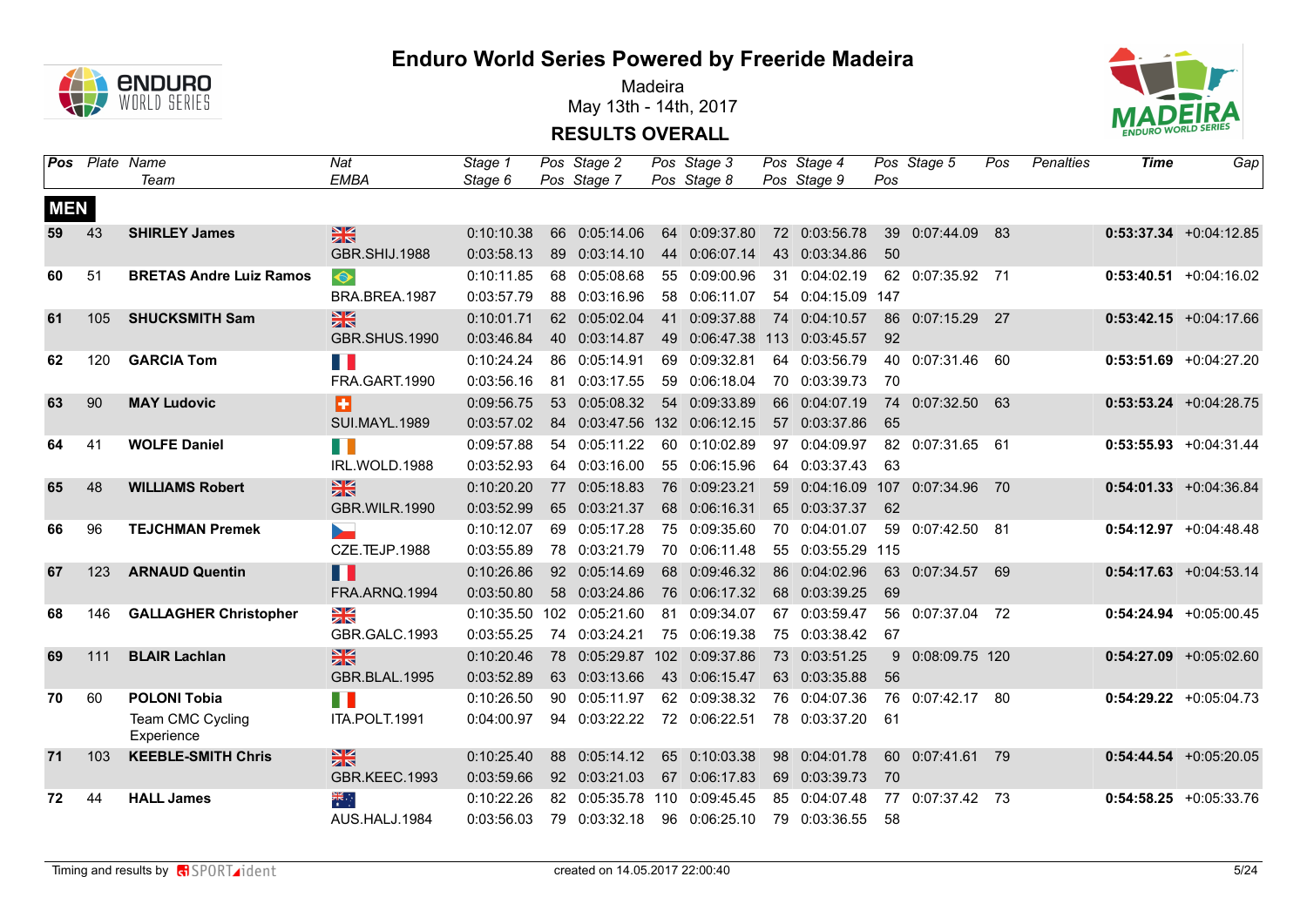# Enduro World Series Powered by Freeride Madeira

Madeira
May 13th - 14th, 2017

## RESULTS OVERALL

| Pos | Plate | Name / Team | Nat / EMBA | Stage 1 / Stage 6 | Pos | Stage 2 / Stage 7 | Pos | Stage 3 / Stage 8 | Pos | Stage 4 / Stage 9 | Pos | Stage 5 | Pos | Penalties | Time | Gap |
|---|---|---|---|---|---|---|---|---|---|---|---|---|---|---|---|---|
| **MEN** | | | | | | | | | | | | | | | | |
| **59** | 43 | **SHIRLEY James** | GBR | 0:10:10.38 | 66 | 0:05:14.06 | 64 | 0:09:37.80 | 72 | 0:03:56.78 | 39 | 0:07:44.09 | 83 | | **0:53:37.34** | +0:04:12.85 |
| | | | GBR.SHIJ.1988 | 0:03:58.13 | 89 | 0:03:14.10 | 44 | 0:06:07.14 | 43 | 0:03:34.86 | 50 | | | | | |
| **60** | 51 | **BRETAS Andre Luiz Ramos** | BRA | 0:10:11.85 | 68 | 0:05:08.68 | 55 | 0:09:00.96 | 31 | 0:04:02.19 | 62 | 0:07:35.92 | 71 | | **0:53:40.51** | +0:04:16.02 |
| | | | BRA.BREA.1987 | 0:03:57.79 | 88 | 0:03:16.96 | 58 | 0:06:11.07 | 54 | 0:04:15.09 | 147 | | | | | |
| **61** | 105 | **SHUCKSMITH Sam** | GBR | 0:10:01.71 | 62 | 0:05:02.04 | 41 | 0:09:37.88 | 74 | 0:04:10.57 | 86 | 0:07:15.29 | 27 | | **0:53:42.15** | +0:04:17.66 |
| | | | GBR.SHUS.1990 | 0:03:46.84 | 40 | 0:03:14.87 | 49 | 0:06:47.38 | 113 | 0:03:45.57 | 92 | | | | | |
| **62** | 120 | **GARCIA Tom** | FRA | 0:10:24.24 | 86 | 0:05:14.91 | 69 | 0:09:32.81 | 64 | 0:03:56.79 | 40 | 0:07:31.46 | 60 | | **0:53:51.69** | +0:04:27.20 |
| | | | FRA.GART.1990 | 0:03:56.16 | 81 | 0:03:17.55 | 59 | 0:06:18.04 | 70 | 0:03:39.73 | 70 | | | | | |
| **63** | 90 | **MAY Ludovic** | SUI | 0:09:56.75 | 53 | 0:05:08.32 | 54 | 0:09:33.89 | 66 | 0:04:07.19 | 74 | 0:07:32.50 | 63 | | **0:53:53.24** | +0:04:28.75 |
| | | | SUI.MAYL.1989 | 0:03:57.02 | 84 | 0:03:47.56 | 132 | 0:06:12.15 | 57 | 0:03:37.86 | 65 | | | | | |
| **64** | 41 | **WOLFE Daniel** | IRL | 0:09:57.88 | 54 | 0:05:11.22 | 60 | 0:10:02.89 | 97 | 0:04:09.97 | 82 | 0:07:31.65 | 61 | | **0:53:55.93** | +0:04:31.44 |
| | | | IRL.WOLD.1988 | 0:03:52.93 | 64 | 0:03:16.00 | 55 | 0:06:15.96 | 64 | 0:03:37.43 | 63 | | | | | |
| **65** | 48 | **WILLIAMS Robert** | GBR | 0:10:20.20 | 77 | 0:05:18.83 | 76 | 0:09:23.21 | 59 | 0:04:16.09 | 107 | 0:07:34.96 | 70 | | **0:54:01.33** | +0:04:36.84 |
| | | | GBR.WILR.1990 | 0:03:52.99 | 65 | 0:03:21.37 | 68 | 0:06:16.31 | 65 | 0:03:37.37 | 62 | | | | | |
| **66** | 96 | **TEJCHMAN Premek** | CZE | 0:10:12.07 | 69 | 0:05:17.28 | 75 | 0:09:35.60 | 70 | 0:04:01.07 | 59 | 0:07:42.50 | 81 | | **0:54:12.97** | +0:04:48.48 |
| | | | CZE.TEJP.1988 | 0:03:55.89 | 78 | 0:03:21.79 | 70 | 0:06:11.48 | 55 | 0:03:55.29 | 115 | | | | | |
| **67** | 123 | **ARNAUD Quentin** | FRA | 0:10:26.86 | 92 | 0:05:14.69 | 68 | 0:09:46.32 | 86 | 0:04:02.96 | 63 | 0:07:34.57 | 69 | | **0:54:17.63** | +0:04:53.14 |
| | | | FRA.ARNQ.1994 | 0:03:50.80 | 58 | 0:03:24.86 | 76 | 0:06:17.32 | 68 | 0:03:39.25 | 69 | | | | | |
| **68** | 146 | **GALLAGHER Christopher** | GBR | 0:10:35.50 | 102 | 0:05:21.60 | 81 | 0:09:34.07 | 67 | 0:03:59.47 | 56 | 0:07:37.04 | 72 | | **0:54:24.94** | +0:05:00.45 |
| | | | GBR.GALC.1993 | 0:03:55.25 | 74 | 0:03:24.21 | 75 | 0:06:19.38 | 75 | 0:03:38.42 | 67 | | | | | |
| **69** | 111 | **BLAIR Lachlan** | GBR | 0:10:20.46 | 78 | 0:05:29.87 | 102 | 0:09:37.86 | 73 | 0:03:51.25 | 9 | 0:08:09.75 | 120 | | **0:54:27.09** | +0:05:02.60 |
| | | | GBR.BLAL.1995 | 0:03:52.89 | 63 | 0:03:13.66 | 43 | 0:06:15.47 | 63 | 0:03:35.88 | 56 | | | | | |
| **70** | 60 | **POLONI Tobia** | ITA | 0:10:26.50 | 90 | 0:05:11.97 | 62 | 0:09:38.32 | 76 | 0:04:07.36 | 76 | 0:07:42.17 | 80 | | **0:54:29.22** | +0:05:04.73 |
| | | Team CMC Cycling Experience | ITA.POLT.1991 | 0:04:00.97 | 94 | 0:03:22.22 | 72 | 0:06:22.51 | 78 | 0:03:37.20 | 61 | | | | | |
| **71** | 103 | **KEEBLE-SMITH Chris** | GBR | 0:10:25.40 | 88 | 0:05:14.12 | 65 | 0:10:03.38 | 98 | 0:04:01.78 | 60 | 0:07:41.61 | 79 | | **0:54:44.54** | +0:05:20.05 |
| | | | GBR.KEEC.1993 | 0:03:59.66 | 92 | 0:03:21.03 | 67 | 0:06:17.83 | 69 | 0:03:39.73 | 70 | | | | | |
| **72** | 44 | **HALL James** | AUS | 0:10:22.26 | 82 | 0:05:35.78 | 110 | 0:09:45.45 | 85 | 0:04:07.48 | 77 | 0:07:37.42 | 73 | | **0:54:58.25** | +0:05:33.76 |
| | | | AUS.HALJ.1984 | 0:03:56.03 | 79 | 0:03:32.18 | 96 | 0:06:25.10 | 79 | 0:03:36.55 | 58 | | | | | |

Timing and results by SPORTident

created on 14.05.2017 22:00:40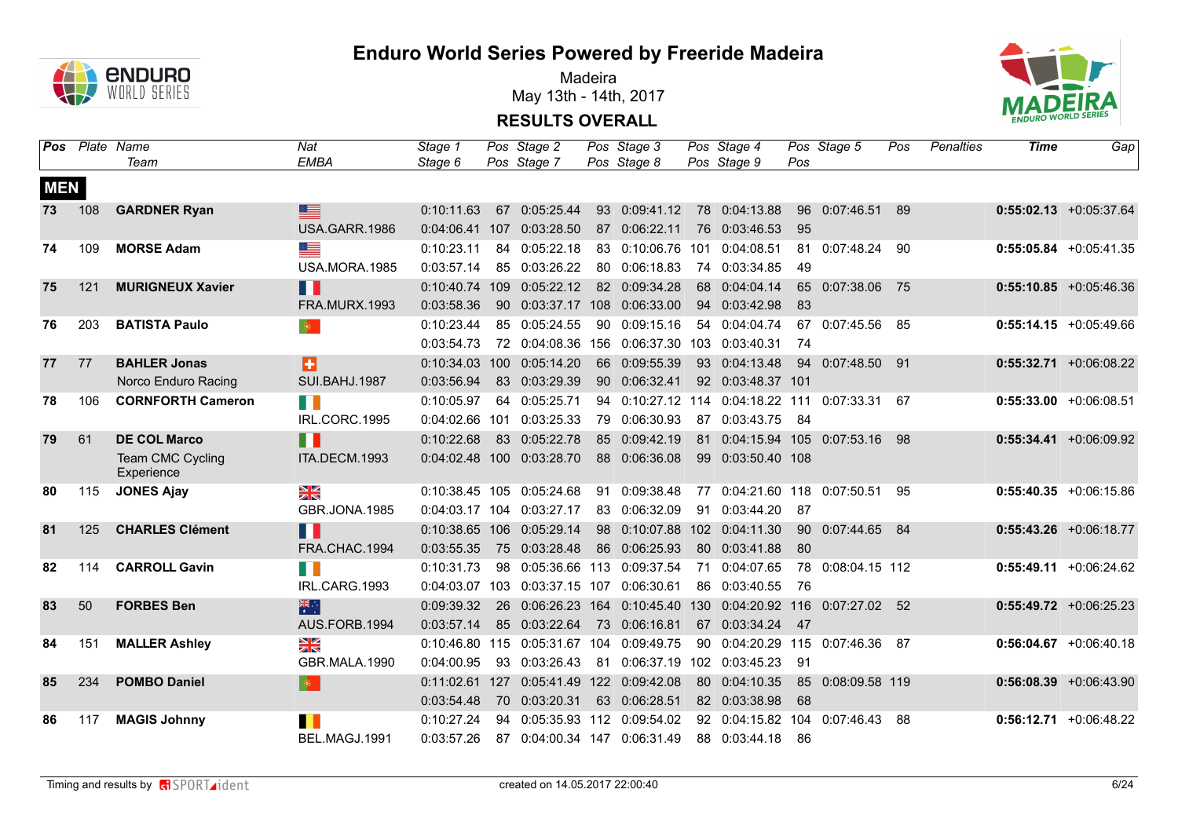# Enduro World Series Powered by Freeride Madeira

Madeira

May 13th - 14th, 2017

## RESULTS OVERALL

| Pos | Plate | Name / Team | Nat / EMBA | Stage 1 / Stage 6 | Pos | Stage 2 / Stage 7 | Pos | Stage 3 / Stage 8 | Pos | Stage 4 / Stage 9 | Pos | Stage 5 | Pos | Penalties | Time | Gap |
|---|---|---|---|---|---|---|---|---|---|---|---|---|---|---|---|---|
| **MEN** | | | | | | | | | | | | | | | | |
| **73** | 108 | **GARDNER Ryan** | USA | 0:10:11.63 | 67 | 0:05:25.44 | 93 | 0:09:41.12 | 78 | 0:04:13.88 | 96 | 0:07:46.51 | 89 | | **0:55:02.13** | +0:05:37.64 |
| | | | USA.GARR.1986 | 0:04:06.41 | 107 | 0:03:28.50 | 87 | 0:06:22.11 | 76 | 0:03:46.53 | 95 | | | | | |
| **74** | 109 | **MORSE Adam** | USA | 0:10:23.11 | 84 | 0:05:22.18 | 83 | 0:10:06.76 | 101 | 0:04:08.51 | 81 | 0:07:48.24 | 90 | | **0:55:05.84** | +0:05:41.35 |
| | | | USA.MORA.1985 | 0:03:57.14 | 85 | 0:03:26.22 | 80 | 0:06:18.83 | 74 | 0:03:34.85 | 49 | | | | | |
| **75** | 121 | **MURIGNEUX Xavier** | FRA | 0:10:40.74 | 109 | 0:05:22.12 | 82 | 0:09:34.28 | 68 | 0:04:04.14 | 65 | 0:07:38.06 | 75 | | **0:55:10.85** | +0:05:46.36 |
| | | | FRA.MURX.1993 | 0:03:58.36 | 90 | 0:03:37.17 | 108 | 0:06:33.00 | 94 | 0:03:42.98 | 83 | | | | | |
| **76** | 203 | **BATISTA Paulo** | POR | 0:10:23.44 | 85 | 0:05:24.55 | 90 | 0:09:15.16 | 54 | 0:04:04.74 | 67 | 0:07:45.56 | 85 | | **0:55:14.15** | +0:05:49.66 |
| | | | | 0:03:54.73 | 72 | 0:04:08.36 | 156 | 0:06:37.30 | 103 | 0:03:40.31 | 74 | | | | | |
| **77** | 77 | **BAHLER Jonas** | SUI | 0:10:34.03 | 100 | 0:05:14.20 | 66 | 0:09:55.39 | 93 | 0:04:13.48 | 94 | 0:07:48.50 | 91 | | **0:55:32.71** | +0:06:08.22 |
| | | Norco Enduro Racing | SUI.BAHJ.1987 | 0:03:56.94 | 83 | 0:03:29.39 | 90 | 0:06:32.41 | 92 | 0:03:48.37 | 101 | | | | | |
| **78** | 106 | **CORNFORTH Cameron** | IRL | 0:10:05.97 | 64 | 0:05:25.71 | 94 | 0:10:27.12 | 114 | 0:04:18.22 | 111 | 0:07:33.31 | 67 | | **0:55:33.00** | +0:06:08.51 |
| | | | IRL.CORC.1995 | 0:04:02.66 | 101 | 0:03:25.33 | 79 | 0:06:30.93 | 87 | 0:03:43.75 | 84 | | | | | |
| **79** | 61 | **DE COL Marco** | ITA | 0:10:22.68 | 83 | 0:05:22.78 | 85 | 0:09:42.19 | 81 | 0:04:15.94 | 105 | 0:07:53.16 | 98 | | **0:55:34.41** | +0:06:09.92 |
| | | Team CMC Cycling Experience | ITA.DECM.1993 | 0:04:02.48 | 100 | 0:03:28.70 | 88 | 0:06:36.08 | 99 | 0:03:50.40 | 108 | | | | | |
| **80** | 115 | **JONES Ajay** | GBR | 0:10:38.45 | 105 | 0:05:24.68 | 91 | 0:09:38.48 | 77 | 0:04:21.60 | 118 | 0:07:50.51 | 95 | | **0:55:40.35** | +0:06:15.86 |
| | | | GBR.JONA.1985 | 0:04:03.17 | 104 | 0:03:27.17 | 83 | 0:06:32.09 | 91 | 0:03:44.20 | 87 | | | | | |
| **81** | 125 | **CHARLES Clément** | FRA | 0:10:38.65 | 106 | 0:05:29.14 | 98 | 0:10:07.88 | 102 | 0:04:11.30 | 90 | 0:07:44.65 | 84 | | **0:55:43.26** | +0:06:18.77 |
| | | | FRA.CHAC.1994 | 0:03:55.35 | 75 | 0:03:28.48 | 86 | 0:06:25.93 | 80 | 0:03:41.88 | 80 | | | | | |
| **82** | 114 | **CARROLL Gavin** | IRL | 0:10:31.73 | 98 | 0:05:36.66 | 113 | 0:09:37.54 | 71 | 0:04:07.65 | 78 | 0:08:04.15 | 112 | | **0:55:49.11** | +0:06:24.62 |
| | | | IRL.CARG.1993 | 0:04:03.07 | 103 | 0:03:37.15 | 107 | 0:06:30.61 | 86 | 0:03:40.55 | 76 | | | | | |
| **83** | 50 | **FORBES Ben** | AUS | 0:09:39.32 | 26 | 0:06:26.23 | 164 | 0:10:45.40 | 130 | 0:04:20.92 | 116 | 0:07:27.02 | 52 | | **0:55:49.72** | +0:06:25.23 |
| | | | AUS.FORB.1994 | 0:03:57.14 | 85 | 0:03:22.64 | 73 | 0:06:16.81 | 67 | 0:03:34.24 | 47 | | | | | |
| **84** | 151 | **MALLER Ashley** | GBR | 0:10:46.80 | 115 | 0:05:31.67 | 104 | 0:09:49.75 | 90 | 0:04:20.29 | 115 | 0:07:46.36 | 87 | | **0:56:04.67** | +0:06:40.18 |
| | | | GBR.MALA.1990 | 0:04:00.95 | 93 | 0:03:26.43 | 81 | 0:06:37.19 | 102 | 0:03:45.23 | 91 | | | | | |
| **85** | 234 | **POMBO Daniel** | POR | 0:11:02.61 | 127 | 0:05:41.49 | 122 | 0:09:42.08 | 80 | 0:04:10.35 | 85 | 0:08:09.58 | 119 | | **0:56:08.39** | +0:06:43.90 |
| | | | | 0:03:54.48 | 70 | 0:03:20.31 | 63 | 0:06:28.51 | 82 | 0:03:38.98 | 68 | | | | | |
| **86** | 117 | **MAGIS Johnny** | BEL | 0:10:27.24 | 94 | 0:05:35.93 | 112 | 0:09:54.02 | 92 | 0:04:15.82 | 104 | 0:07:46.43 | 88 | | **0:56:12.71** | +0:06:48.22 |
| | | | BEL.MAGJ.1991 | 0:03:57.26 | 87 | 0:04:00.34 | 147 | 0:06:31.49 | 88 | 0:03:44.18 | 86 | | | | | |

Timing and results by SPORTident — created on 14.05.2017 22:00:40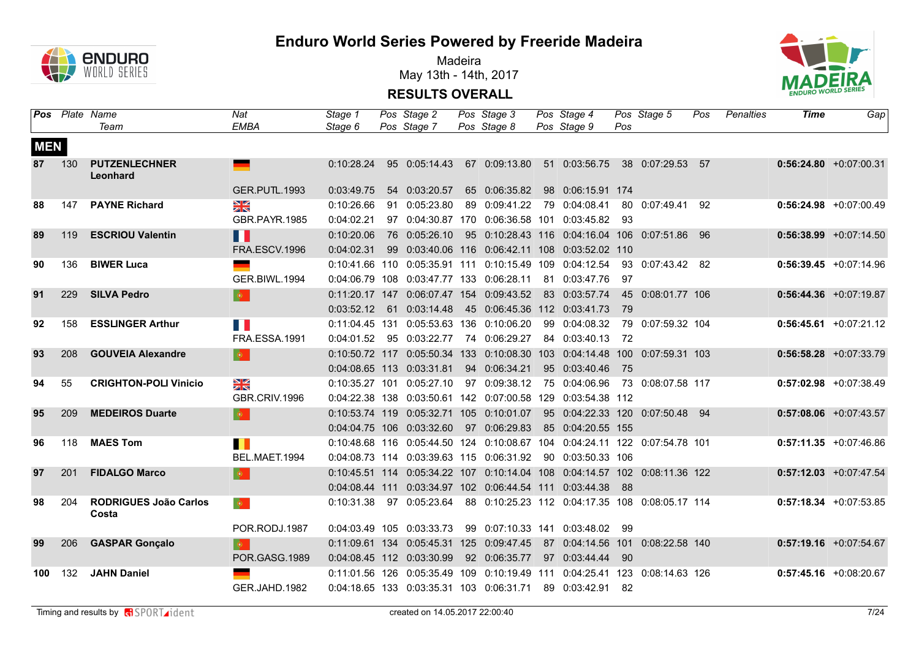# Enduro World Series Powered by Freeride Madeira

Madeira

May 13th - 14th, 2017

## RESULTS OVERALL

| Pos | Plate | Name / Team | Nat / EMBA | Stage 1 / Stage 6 | Pos | Stage 2 / Stage 7 | Pos | Stage 3 / Stage 8 | Pos | Stage 4 / Stage 9 | Pos | Stage 5 | Pos | Penalties | Time | Gap |
|---|---|---|---|---|---|---|---|---|---|---|---|---|---|---|---|---|
| **MEN** | | | | | | | | | | | | | | | | |
| **87** | 130 | **PUTZENLECHNER Leonhard** | | 0:10:28.24 | 95 | 0:05:14.43 | 67 | 0:09:13.80 | 51 | 0:03:56.75 | 38 | 0:07:29.53 | 57 | | **0:56:24.80** | +0:07:00.31 |
| | | | GER.PUTL.1993 | 0:03:49.75 | 54 | 0:03:20.57 | 65 | 0:06:35.82 | 98 | 0:06:15.91 | 174 | | | | | |
| **88** | 147 | **PAYNE Richard** | | 0:10:26.66 | 91 | 0:05:23.80 | 89 | 0:09:41.22 | 79 | 0:04:08.41 | 80 | 0:07:49.41 | 92 | | **0:56:24.98** | +0:07:00.49 |
| | | | GBR.PAYR.1985 | 0:04:02.21 | 97 | 0:04:30.87 | 170 | 0:06:36.58 | 101 | 0:03:45.82 | 93 | | | | | |
| **89** | 119 | **ESCRIOU Valentin** | | 0:10:20.06 | 76 | 0:05:26.10 | 95 | 0:10:28.43 | 116 | 0:04:16.04 | 106 | 0:07:51.86 | 96 | | **0:56:38.99** | +0:07:14.50 |
| | | | FRA.ESCV.1996 | 0:04:02.31 | 99 | 0:03:40.06 | 116 | 0:06:42.11 | 108 | 0:03:52.02 | 110 | | | | | |
| **90** | 136 | **BIWER Luca** | | 0:10:41.66 | 110 | 0:05:35.91 | 111 | 0:10:15.49 | 109 | 0:04:12.54 | 93 | 0:07:43.42 | 82 | | **0:56:39.45** | +0:07:14.96 |
| | | | GER.BIWL.1994 | 0:04:06.79 | 108 | 0:03:47.77 | 133 | 0:06:28.11 | 81 | 0:03:47.76 | 97 | | | | | |
| **91** | 229 | **SILVA Pedro** | | 0:11:20.17 | 147 | 0:06:07.47 | 154 | 0:09:43.52 | 83 | 0:03:57.74 | 45 | 0:08:01.77 | 106 | | **0:56:44.36** | +0:07:19.87 |
| | | | | 0:03:52.12 | 61 | 0:03:14.48 | 45 | 0:06:45.36 | 112 | 0:03:41.73 | 79 | | | | | |
| **92** | 158 | **ESSLINGER Arthur** | | 0:11:04.45 | 131 | 0:05:53.63 | 136 | 0:10:06.20 | 99 | 0:04:08.32 | 79 | 0:07:59.32 | 104 | | **0:56:45.61** | +0:07:21.12 |
| | | | FRA.ESSA.1991 | 0:04:01.52 | 95 | 0:03:22.77 | 74 | 0:06:29.27 | 84 | 0:03:40.13 | 72 | | | | | |
| **93** | 208 | **GOUVEIA Alexandre** | | 0:10:50.72 | 117 | 0:05:50.34 | 133 | 0:10:08.30 | 103 | 0:04:14.48 | 100 | 0:07:59.31 | 103 | | **0:56:58.28** | +0:07:33.79 |
| | | | | 0:04:08.65 | 113 | 0:03:31.81 | 94 | 0:06:34.21 | 95 | 0:03:40.46 | 75 | | | | | |
| **94** | 55 | **CRIGHTON-POLI Vinicio** | | 0:10:35.27 | 101 | 0:05:27.10 | 97 | 0:09:38.12 | 75 | 0:04:06.96 | 73 | 0:08:07.58 | 117 | | **0:57:02.98** | +0:07:38.49 |
| | | | GBR.CRIV.1996 | 0:04:22.38 | 138 | 0:03:50.61 | 142 | 0:07:00.58 | 129 | 0:03:54.38 | 112 | | | | | |
| **95** | 209 | **MEDEIROS Duarte** | | 0:10:53.74 | 119 | 0:05:32.71 | 105 | 0:10:01.07 | 95 | 0:04:22.33 | 120 | 0:07:50.48 | 94 | | **0:57:08.06** | +0:07:43.57 |
| | | | | 0:04:04.75 | 106 | 0:03:32.60 | 97 | 0:06:29.83 | 85 | 0:04:20.55 | 155 | | | | | |
| **96** | 118 | **MAES Tom** | | 0:10:48.68 | 116 | 0:05:44.50 | 124 | 0:10:08.67 | 104 | 0:04:24.11 | 122 | 0:07:54.78 | 101 | | **0:57:11.35** | +0:07:46.86 |
| | | | BEL.MAET.1994 | 0:04:08.73 | 114 | 0:03:39.63 | 115 | 0:06:31.92 | 90 | 0:03:50.33 | 106 | | | | | |
| **97** | 201 | **FIDALGO Marco** | | 0:10:45.51 | 114 | 0:05:34.22 | 107 | 0:10:14.04 | 108 | 0:04:14.57 | 102 | 0:08:11.36 | 122 | | **0:57:12.03** | +0:07:47.54 |
| | | | | 0:04:08.44 | 111 | 0:03:34.97 | 102 | 0:06:44.54 | 111 | 0:03:44.38 | 88 | | | | | |
| **98** | 204 | **RODRIGUES João Carlos Costa** | | 0:10:31.38 | 97 | 0:05:23.64 | 88 | 0:10:25.23 | 112 | 0:04:17.35 | 108 | 0:08:05.17 | 114 | | **0:57:18.34** | +0:07:53.85 |
| | | | POR.RODJ.1987 | 0:04:03.49 | 105 | 0:03:33.73 | 99 | 0:07:10.33 | 141 | 0:03:48.02 | 99 | | | | | |
| **99** | 206 | **GASPAR Gonçalo** | | 0:11:09.61 | 134 | 0:05:45.31 | 125 | 0:09:47.45 | 87 | 0:04:14.56 | 101 | 0:08:22.58 | 140 | | **0:57:19.16** | +0:07:54.67 |
| | | | POR.GASG.1989 | 0:04:08.45 | 112 | 0:03:30.99 | 92 | 0:06:35.77 | 97 | 0:03:44.44 | 90 | | | | | |
| **100** | 132 | **JAHN Daniel** | | 0:11:01.56 | 126 | 0:05:35.49 | 109 | 0:10:19.49 | 111 | 0:04:25.41 | 123 | 0:08:14.63 | 126 | | **0:57:45.16** | +0:08:20.67 |
| | | | GER.JAHD.1982 | 0:04:18.65 | 133 | 0:03:35.31 | 103 | 0:06:31.71 | 89 | 0:03:42.91 | 82 | | | | | |

Timing and results by SPORTident — created on 14.05.2017 22:00:40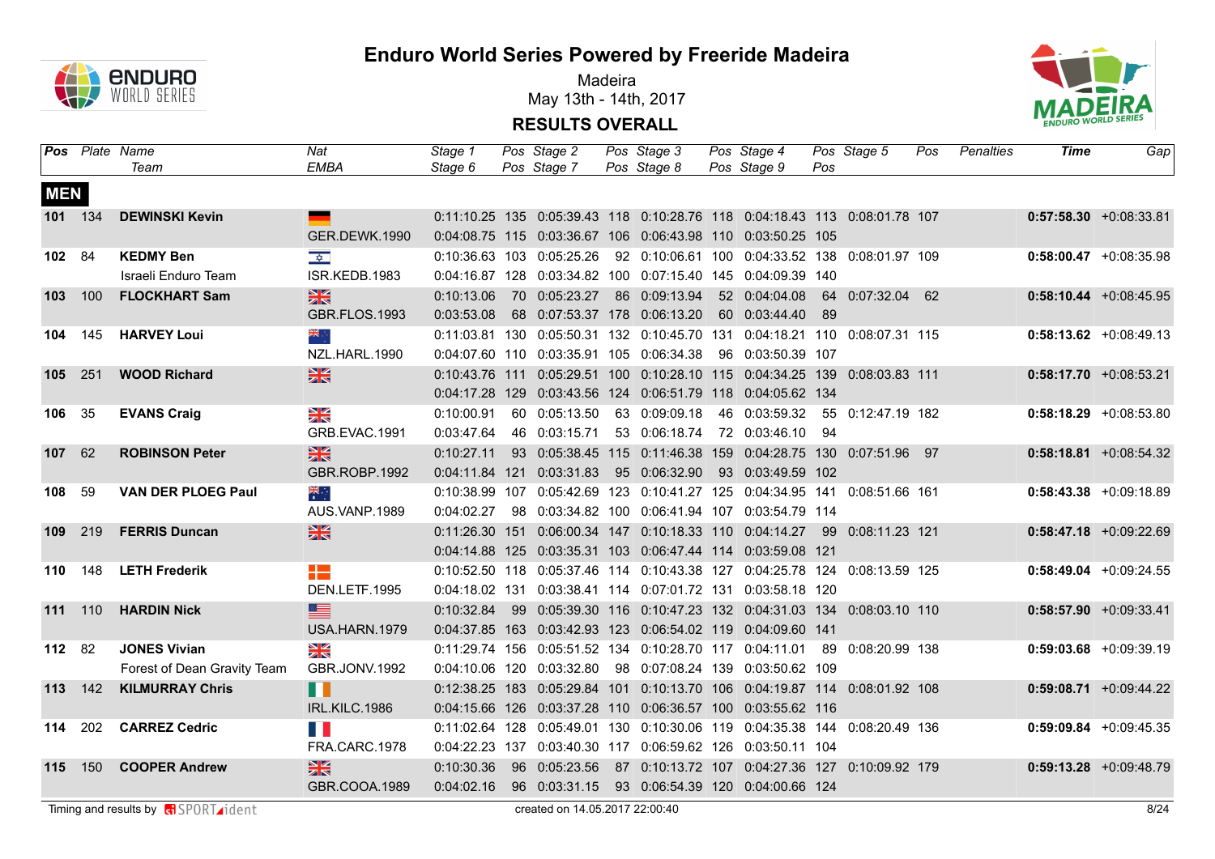# Enduro World Series Powered by Freeride Madeira

Madeira
May 13th - 14th, 2017

**RESULTS OVERALL**

| Pos | Plate | Name / Team | Nat / EMBA | Stage 1 / Stage 6 | Pos | Stage 2 / Stage 7 | Pos | Stage 3 / Stage 8 | Pos | Stage 4 / Stage 9 | Pos | Stage 5 | Pos | Penalties | Time | Gap |
|---|---|---|---|---|---|---|---|---|---|---|---|---|---|---|---|---|
| **MEN** | | | | | | | | | | | | | | | | |
| **101** | 134 | **DEWINSKI Kevin** | | 0:11:10.25 | 135 | 0:05:39.43 | 118 | 0:10:28.76 | 118 | 0:04:18.43 | 113 | 0:08:01.78 | 107 | | **0:57:58.30** | +0:08:33.81 |
| | | | GER.DEWK.1990 | 0:04:08.75 | 115 | 0:03:36.67 | 106 | 0:06:43.98 | 110 | 0:03:50.25 | 105 | | | | | |
| **102** | 84 | **KEDMY Ben** | | 0:10:36.63 | 103 | 0:05:25.26 | 92 | 0:10:06.61 | 100 | 0:04:33.52 | 138 | 0:08:01.97 | 109 | | **0:58:00.47** | +0:08:35.98 |
| | | Israeli Enduro Team | ISR.KEDB.1983 | 0:04:16.87 | 128 | 0:03:34.82 | 100 | 0:07:15.40 | 145 | 0:04:09.39 | 140 | | | | | |
| **103** | 100 | **FLOCKHART Sam** | | 0:10:13.06 | 70 | 0:05:23.27 | 86 | 0:09:13.94 | 52 | 0:04:04.08 | 64 | 0:07:32.04 | 62 | | **0:58:10.44** | +0:08:45.95 |
| | | | GBR.FLOS.1993 | 0:03:53.08 | 68 | 0:07:53.37 | 178 | 0:06:13.20 | 60 | 0:03:44.40 | 89 | | | | | |
| **104** | 145 | **HARVEY Loui** | | 0:11:03.81 | 130 | 0:05:50.31 | 132 | 0:10:45.70 | 131 | 0:04:18.21 | 110 | 0:08:07.31 | 115 | | **0:58:13.62** | +0:08:49.13 |
| | | | NZL.HARL.1990 | 0:04:07.60 | 110 | 0:03:35.91 | 105 | 0:06:34.38 | 96 | 0:03:50.39 | 107 | | | | | |
| **105** | 251 | **WOOD Richard** | | 0:10:43.76 | 111 | 0:05:29.51 | 100 | 0:10:28.10 | 115 | 0:04:34.25 | 139 | 0:08:03.83 | 111 | | **0:58:17.70** | +0:08:53.21 |
| | | | | 0:04:17.28 | 129 | 0:03:43.56 | 124 | 0:06:51.79 | 118 | 0:04:05.62 | 134 | | | | | |
| **106** | 35 | **EVANS Craig** | | 0:10:00.91 | 60 | 0:05:13.50 | 63 | 0:09:09.18 | 46 | 0:03:59.32 | 55 | 0:12:47.19 | 182 | | **0:58:18.29** | +0:08:53.80 |
| | | | GRB.EVAC.1991 | 0:03:47.64 | 46 | 0:03:15.71 | 53 | 0:06:18.74 | 72 | 0:03:46.10 | 94 | | | | | |
| **107** | 62 | **ROBINSON Peter** | | 0:10:27.11 | 93 | 0:05:38.45 | 115 | 0:11:46.38 | 159 | 0:04:28.75 | 130 | 0:07:51.96 | 97 | | **0:58:18.81** | +0:08:54.32 |
| | | | GBR.ROBP.1992 | 0:04:11.84 | 121 | 0:03:31.83 | 95 | 0:06:32.90 | 93 | 0:03:49.59 | 102 | | | | | |
| **108** | 59 | **VAN DER PLOEG Paul** | | 0:10:38.99 | 107 | 0:05:42.69 | 123 | 0:10:41.27 | 125 | 0:04:34.95 | 141 | 0:08:51.66 | 161 | | **0:58:43.38** | +0:09:18.89 |
| | | | AUS.VANP.1989 | 0:04:02.27 | 98 | 0:03:34.82 | 100 | 0:06:41.94 | 107 | 0:03:54.79 | 114 | | | | | |
| **109** | 219 | **FERRIS Duncan** | | 0:11:26.30 | 151 | 0:06:00.34 | 147 | 0:10:18.33 | 110 | 0:04:14.27 | 99 | 0:08:11.23 | 121 | | **0:58:47.18** | +0:09:22.69 |
| | | | | 0:04:14.88 | 125 | 0:03:35.31 | 103 | 0:06:47.44 | 114 | 0:03:59.08 | 121 | | | | | |
| **110** | 148 | **LETH Frederik** | | 0:10:52.50 | 118 | 0:05:37.46 | 114 | 0:10:43.38 | 127 | 0:04:25.78 | 124 | 0:08:13.59 | 125 | | **0:58:49.04** | +0:09:24.55 |
| | | | DEN.LETF.1995 | 0:04:18.02 | 131 | 0:03:38.41 | 114 | 0:07:01.72 | 131 | 0:03:58.18 | 120 | | | | | |
| **111** | 110 | **HARDIN Nick** | | 0:10:32.84 | 99 | 0:05:39.30 | 116 | 0:10:47.23 | 132 | 0:04:31.03 | 134 | 0:08:03.10 | 110 | | **0:58:57.90** | +0:09:33.41 |
| | | | USA.HARN.1979 | 0:04:37.85 | 163 | 0:03:42.93 | 123 | 0:06:54.02 | 119 | 0:04:09.60 | 141 | | | | | |
| **112** | 82 | **JONES Vivian** | | 0:11:29.74 | 156 | 0:05:51.52 | 134 | 0:10:28.70 | 117 | 0:04:11.01 | 89 | 0:08:20.99 | 138 | | **0:59:03.68** | +0:09:39.19 |
| | | Forest of Dean Gravity Team | GBR.JONV.1992 | 0:04:10.06 | 120 | 0:03:32.80 | 98 | 0:07:08.24 | 139 | 0:03:50.62 | 109 | | | | | |
| **113** | 142 | **KILMURRAY Chris** | | 0:12:38.25 | 183 | 0:05:29.84 | 101 | 0:10:13.70 | 106 | 0:04:19.87 | 114 | 0:08:01.92 | 108 | | **0:59:08.71** | +0:09:44.22 |
| | | | IRL.KILC.1986 | 0:04:15.66 | 126 | 0:03:37.28 | 110 | 0:06:36.57 | 100 | 0:03:55.62 | 116 | | | | | |
| **114** | 202 | **CARREZ Cedric** | | 0:11:02.64 | 128 | 0:05:49.01 | 130 | 0:10:30.06 | 119 | 0:04:35.38 | 144 | 0:08:20.49 | 136 | | **0:59:09.84** | +0:09:45.35 |
| | | | FRA.CARC.1978 | 0:04:22.23 | 137 | 0:03:40.30 | 117 | 0:06:59.62 | 126 | 0:03:50.11 | 104 | | | | | |
| **115** | 150 | **COOPER Andrew** | | 0:10:30.36 | 96 | 0:05:23.56 | 87 | 0:10:13.72 | 107 | 0:04:27.36 | 127 | 0:10:09.92 | 179 | | **0:59:13.28** | +0:09:48.79 |
| | | | GBR.COOA.1989 | 0:04:02.16 | 96 | 0:03:31.15 | 93 | 0:06:54.39 | 120 | 0:04:00.66 | 124 | | | | | |

Timing and results by SPORTident — created on 14.05.2017 22:00:40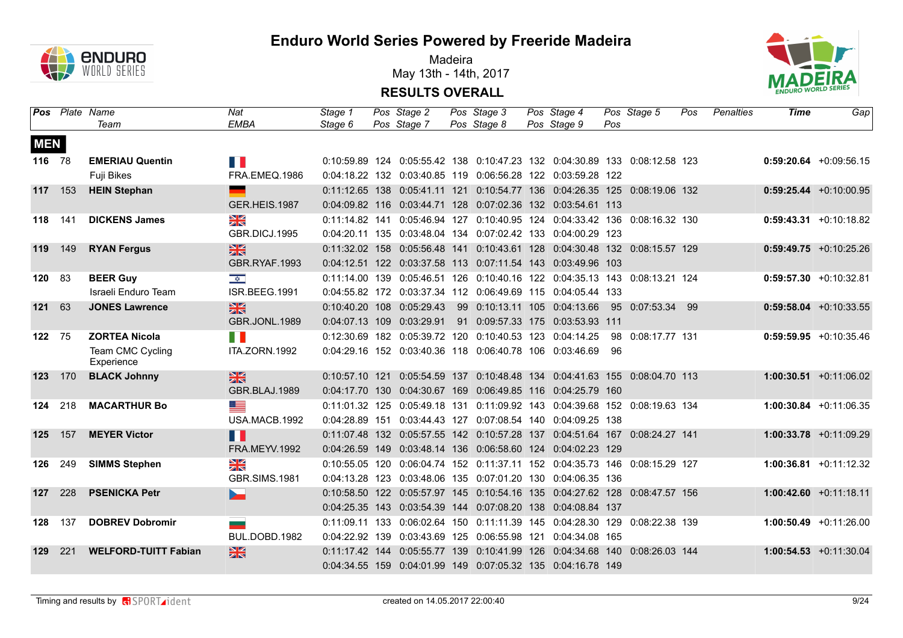# Enduro World Series Powered by Freeride Madeira

Madeira
May 13th - 14th, 2017

**RESULTS OVERALL**

| Pos | Plate | Name / Team | Nat / EMBA | Stage 1 / Stage 6 | Pos | Stage 2 / Stage 7 | Pos | Stage 3 / Stage 8 | Pos | Stage 4 / Stage 9 | Pos | Stage 5 | Pos | Penalties | Time | Gap |
|---|---|---|---|---|---|---|---|---|---|---|---|---|---|---|---|---|
| **MEN** | | | | | | | | | | | | | | | | |
| **116** | 78 | **EMERIAU Quentin** | FRA | 0:10:59.89 | 124 | 0:05:55.42 | 138 | 0:10:47.23 | 132 | 0:04:30.89 | 133 | 0:08:12.58 | 123 | | **0:59:20.64** | +0:09:56.15 |
| | | Fuji Bikes | FRA.EMEQ.1986 | 0:04:18.22 | 132 | 0:03:40.85 | 119 | 0:06:56.28 | 122 | 0:03:59.28 | 122 | | | | | |
| **117** | 153 | **HEIN Stephan** | GER | 0:11:12.65 | 138 | 0:05:41.11 | 121 | 0:10:54.77 | 136 | 0:04:26.35 | 125 | 0:08:19.06 | 132 | | **0:59:25.44** | +0:10:00.95 |
| | | | GER.HEIS.1987 | 0:04:09.82 | 116 | 0:03:44.71 | 128 | 0:07:02.36 | 132 | 0:03:54.61 | 113 | | | | | |
| **118** | 141 | **DICKENS James** | GBR | 0:11:14.82 | 141 | 0:05:46.94 | 127 | 0:10:40.95 | 124 | 0:04:33.42 | 136 | 0:08:16.32 | 130 | | **0:59:43.31** | +0:10:18.82 |
| | | | GBR.DICJ.1995 | 0:04:20.11 | 135 | 0:03:48.04 | 134 | 0:07:02.42 | 133 | 0:04:00.29 | 123 | | | | | |
| **119** | 149 | **RYAN Fergus** | GBR | 0:11:32.02 | 158 | 0:05:56.48 | 141 | 0:10:43.61 | 128 | 0:04:30.48 | 132 | 0:08:15.57 | 129 | | **0:59:49.75** | +0:10:25.26 |
| | | | GBR.RYAF.1993 | 0:04:12.51 | 122 | 0:03:37.58 | 113 | 0:07:11.54 | 143 | 0:03:49.96 | 103 | | | | | |
| **120** | 83 | **BEER Guy** | ISR | 0:11:14.00 | 139 | 0:05:46.51 | 126 | 0:10:40.16 | 122 | 0:04:35.13 | 143 | 0:08:13.21 | 124 | | **0:59:57.30** | +0:10:32.81 |
| | | Israeli Enduro Team | ISR.BEEG.1991 | 0:04:55.82 | 172 | 0:03:37.34 | 112 | 0:06:49.69 | 115 | 0:04:05.44 | 133 | | | | | |
| **121** | 63 | **JONES Lawrence** | GBR | 0:10:40.20 | 108 | 0:05:29.43 | 99 | 0:10:13.11 | 105 | 0:04:13.66 | 95 | 0:07:53.34 | 99 | | **0:59:58.04** | +0:10:33.55 |
| | | | GBR.JONL.1989 | 0:04:07.13 | 109 | 0:03:29.91 | 91 | 0:09:57.33 | 175 | 0:03:53.93 | 111 | | | | | |
| **122** | 75 | **ZORTEA Nicola** | ITA | 0:12:30.69 | 182 | 0:05:39.72 | 120 | 0:10:40.53 | 123 | 0:04:14.25 | 98 | 0:08:17.77 | 131 | | **0:59:59.95** | +0:10:35.46 |
| | | Team CMC Cycling Experience | ITA.ZORN.1992 | 0:04:29.16 | 152 | 0:03:40.36 | 118 | 0:06:40.78 | 106 | 0:03:46.69 | 96 | | | | | |
| **123** | 170 | **BLACK Johnny** | GBR | 0:10:57.10 | 121 | 0:05:54.59 | 137 | 0:10:48.48 | 134 | 0:04:41.63 | 155 | 0:08:04.70 | 113 | | **1:00:30.51** | +0:11:06.02 |
| | | | GBR.BLAJ.1989 | 0:04:17.70 | 130 | 0:04:30.67 | 169 | 0:06:49.85 | 116 | 0:04:25.79 | 160 | | | | | |
| **124** | 218 | **MACARTHUR Bo** | USA | 0:11:01.32 | 125 | 0:05:49.18 | 131 | 0:11:09.92 | 143 | 0:04:39.68 | 152 | 0:08:19.63 | 134 | | **1:00:30.84** | +0:11:06.35 |
| | | | USA.MACB.1992 | 0:04:28.89 | 151 | 0:03:44.43 | 127 | 0:07:08.54 | 140 | 0:04:09.25 | 138 | | | | | |
| **125** | 157 | **MEYER Victor** | FRA | 0:11:07.48 | 132 | 0:05:57.55 | 142 | 0:10:57.28 | 137 | 0:04:51.64 | 167 | 0:08:24.27 | 141 | | **1:00:33.78** | +0:11:09.29 |
| | | | FRA.MEYV.1992 | 0:04:26.59 | 149 | 0:03:48.14 | 136 | 0:06:58.60 | 124 | 0:04:02.23 | 129 | | | | | |
| **126** | 249 | **SIMMS Stephen** | GBR | 0:10:55.05 | 120 | 0:06:04.74 | 152 | 0:11:37.11 | 152 | 0:04:35.73 | 146 | 0:08:15.29 | 127 | | **1:00:36.81** | +0:11:12.32 |
| | | | GBR.SIMS.1981 | 0:04:13.28 | 123 | 0:03:48.06 | 135 | 0:07:01.20 | 130 | 0:04:06.35 | 136 | | | | | |
| **127** | 228 | **PSENICKA Petr** | CZE | 0:10:58.50 | 122 | 0:05:57.97 | 145 | 0:10:54.16 | 135 | 0:04:27.62 | 128 | 0:08:47.57 | 156 | | **1:00:42.60** | +0:11:18.11 |
| | | | | 0:04:25.35 | 143 | 0:03:54.39 | 144 | 0:07:08.20 | 138 | 0:04:08.84 | 137 | | | | | |
| **128** | 137 | **DOBREV Dobromir** | BUL | 0:11:09.11 | 133 | 0:06:02.64 | 150 | 0:11:11.39 | 145 | 0:04:28.30 | 129 | 0:08:22.38 | 139 | | **1:00:50.49** | +0:11:26.00 |
| | | | BUL.DOBD.1982 | 0:04:22.92 | 139 | 0:03:43.69 | 125 | 0:06:55.98 | 121 | 0:04:34.08 | 165 | | | | | |
| **129** | 221 | **WELFORD-TUITT Fabian** | GBR | 0:11:17.42 | 144 | 0:05:55.77 | 139 | 0:10:41.99 | 126 | 0:04:34.68 | 140 | 0:08:26.03 | 144 | | **1:00:54.53** | +0:11:30.04 |
| | | | | 0:04:34.55 | 159 | 0:04:01.99 | 149 | 0:07:05.32 | 135 | 0:04:16.78 | 149 | | | | | |

Timing and results by SPORTident

created on 14.05.2017 22:00:40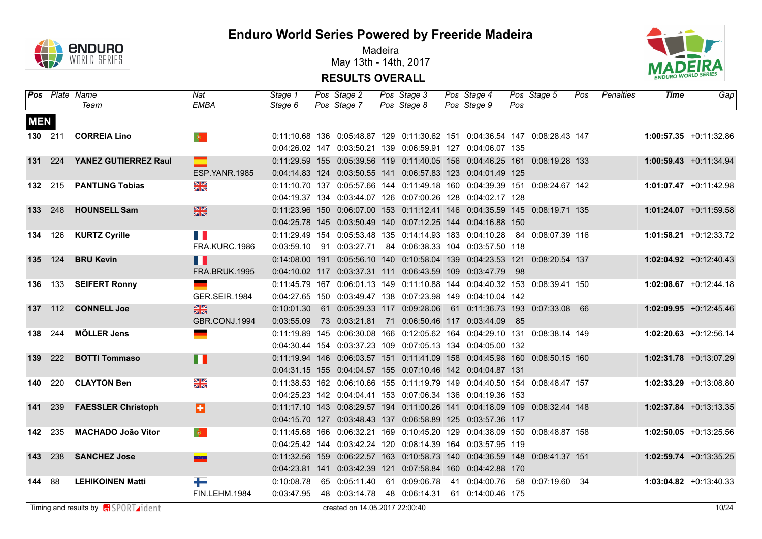# Enduro World Series Powered by Freeride Madeira

Madeira

May 13th - 14th, 2017

## RESULTS OVERALL

| Pos | Plate | Name / Team | Nat / EMBA | Stage 1 / Stage 6 | Pos | Stage 2 / Stage 7 | Pos | Stage 3 / Stage 8 | Pos | Stage 4 / Stage 9 | Pos | Stage 5 | Pos | Penalties | Time | Gap |
|---|---|---|---|---|---|---|---|---|---|---|---|---|---|---|---|---|
| **MEN** | | | | | | | | | | | | | | | | |
| **130** | 211 | **CORREIA Lino** | | 0:11:10.68 | 136 | 0:05:48.87 | 129 | 0:11:30.62 | 151 | 0:04:36.54 | 147 | 0:08:28.43 | 147 | | **1:00:57.35** | +0:11:32.86 |
| | | | | 0:04:26.02 | 147 | 0:03:50.21 | 139 | 0:06:59.91 | 127 | 0:04:06.07 | 135 | | | | | |
| **131** | 224 | **YANEZ GUTIERREZ Raul** | | 0:11:29.59 | 155 | 0:05:39.56 | 119 | 0:11:40.05 | 156 | 0:04:46.25 | 161 | 0:08:19.28 | 133 | | **1:00:59.43** | +0:11:34.94 |
| | | | ESP.YANR.1985 | 0:04:14.83 | 124 | 0:03:50.55 | 141 | 0:06:57.83 | 123 | 0:04:01.49 | 125 | | | | | |
| **132** | 215 | **PANTLING Tobias** | | 0:11:10.70 | 137 | 0:05:57.66 | 144 | 0:11:49.18 | 160 | 0:04:39.39 | 151 | 0:08:24.67 | 142 | | **1:01:07.47** | +0:11:42.98 |
| | | | | 0:04:19.37 | 134 | 0:03:44.07 | 126 | 0:07:00.26 | 128 | 0:04:02.17 | 128 | | | | | |
| **133** | 248 | **HOUNSELL Sam** | | 0:11:23.96 | 150 | 0:06:07.00 | 153 | 0:11:12.41 | 146 | 0:04:35.59 | 145 | 0:08:19.71 | 135 | | **1:01:24.07** | +0:11:59.58 |
| | | | | 0:04:25.78 | 145 | 0:03:50.49 | 140 | 0:07:12.25 | 144 | 0:04:16.88 | 150 | | | | | |
| **134** | 126 | **KURTZ Cyrille** | | 0:11:29.49 | 154 | 0:05:53.48 | 135 | 0:14:14.93 | 183 | 0:04:10.28 | 84 | 0:08:07.39 | 116 | | **1:01:58.21** | +0:12:33.72 |
| | | | FRA.KURC.1986 | 0:03:59.10 | 91 | 0:03:27.71 | 84 | 0:06:38.33 | 104 | 0:03:57.50 | 118 | | | | | |
| **135** | 124 | **BRU Kevin** | | 0:14:08.00 | 191 | 0:05:56.10 | 140 | 0:10:58.04 | 139 | 0:04:23.53 | 121 | 0:08:20.54 | 137 | | **1:02:04.92** | +0:12:40.43 |
| | | | FRA.BRUK.1995 | 0:04:10.02 | 117 | 0:03:37.31 | 111 | 0:06:43.59 | 109 | 0:03:47.79 | 98 | | | | | |
| **136** | 133 | **SEIFERT Ronny** | | 0:11:45.79 | 167 | 0:06:01.13 | 149 | 0:11:10.88 | 144 | 0:04:40.32 | 153 | 0:08:39.41 | 150 | | **1:02:08.67** | +0:12:44.18 |
| | | | GER.SEIR.1984 | 0:04:27.65 | 150 | 0:03:49.47 | 138 | 0:07:23.98 | 149 | 0:04:10.04 | 142 | | | | | |
| **137** | 112 | **CONNELL Joe** | | 0:10:01.30 | 61 | 0:05:39.33 | 117 | 0:09:28.06 | 61 | 0:11:36.73 | 193 | 0:07:33.08 | 66 | | **1:02:09.95** | +0:12:45.46 |
| | | | GBR.CONJ.1994 | 0:03:55.09 | 73 | 0:03:21.81 | 71 | 0:06:50.46 | 117 | 0:03:44.09 | 85 | | | | | |
| **138** | 244 | **MÖLLER Jens** | | 0:11:19.89 | 145 | 0:06:30.08 | 166 | 0:12:05.62 | 164 | 0:04:29.10 | 131 | 0:08:38.14 | 149 | | **1:02:20.63** | +0:12:56.14 |
| | | | | 0:04:30.44 | 154 | 0:03:37.23 | 109 | 0:07:05.13 | 134 | 0:04:05.00 | 132 | | | | | |
| **139** | 222 | **BOTTI Tommaso** | | 0:11:19.94 | 146 | 0:06:03.57 | 151 | 0:11:41.09 | 158 | 0:04:45.98 | 160 | 0:08:50.15 | 160 | | **1:02:31.78** | +0:13:07.29 |
| | | | | 0:04:31.15 | 155 | 0:04:04.57 | 155 | 0:07:10.46 | 142 | 0:04:04.87 | 131 | | | | | |
| **140** | 220 | **CLAYTON Ben** | | 0:11:38.53 | 162 | 0:06:10.66 | 155 | 0:11:19.79 | 149 | 0:04:40.50 | 154 | 0:08:48.47 | 157 | | **1:02:33.29** | +0:13:08.80 |
| | | | | 0:04:25.23 | 142 | 0:04:04.41 | 153 | 0:07:06.34 | 136 | 0:04:19.36 | 153 | | | | | |
| **141** | 239 | **FAESSLER Christoph** | | 0:11:17.10 | 143 | 0:08:29.57 | 194 | 0:11:00.26 | 141 | 0:04:18.09 | 109 | 0:08:32.44 | 148 | | **1:02:37.84** | +0:13:13.35 |
| | | | | 0:04:15.70 | 127 | 0:03:48.43 | 137 | 0:06:58.89 | 125 | 0:03:57.36 | 117 | | | | | |
| **142** | 235 | **MACHADO João Vitor** | | 0:11:45.68 | 166 | 0:06:32.21 | 169 | 0:10:45.20 | 129 | 0:04:38.09 | 150 | 0:08:48.87 | 158 | | **1:02:50.05** | +0:13:25.56 |
| | | | | 0:04:25.42 | 144 | 0:03:42.24 | 120 | 0:08:14.39 | 164 | 0:03:57.95 | 119 | | | | | |
| **143** | 238 | **SANCHEZ Jose** | | 0:11:32.56 | 159 | 0:06:22.57 | 163 | 0:10:58.73 | 140 | 0:04:36.59 | 148 | 0:08:41.37 | 151 | | **1:02:59.74** | +0:13:35.25 |
| | | | | 0:04:23.81 | 141 | 0:03:42.39 | 121 | 0:07:58.84 | 160 | 0:04:42.88 | 170 | | | | | |
| **144** | 88 | **LEHIKOINEN Matti** | | 0:10:08.78 | 65 | 0:05:11.40 | 61 | 0:09:06.78 | 41 | 0:04:00.76 | 58 | 0:07:19.60 | 34 | | **1:03:04.82** | +0:13:40.33 |
| | | | FIN.LEHM.1984 | 0:03:47.95 | 48 | 0:03:14.78 | 48 | 0:06:14.31 | 61 | 0:14:00.46 | 175 | | | | | |

Timing and results by SPORTident

created on 14.05.2017 22:00:40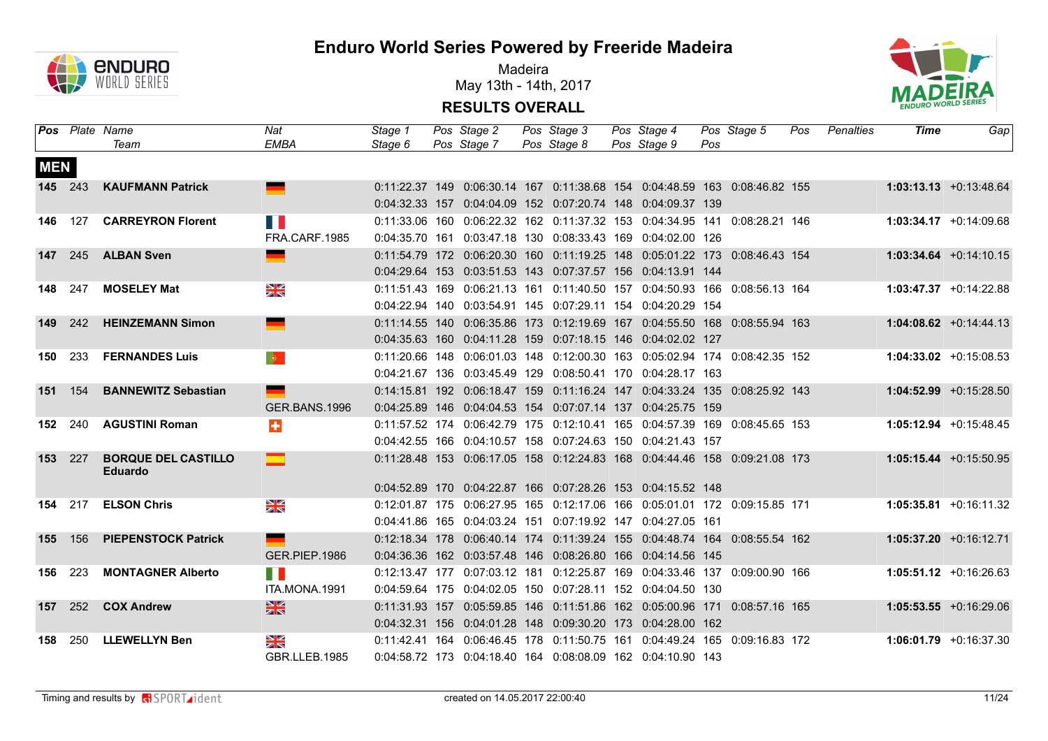# Enduro World Series Powered by Freeride Madeira

Madeira
May 13th - 14th, 2017

## RESULTS OVERALL

| Pos | Plate | Name / Team | Nat / EMBA | Stage 1 / Stage 6 | Pos | Stage 2 / Stage 7 | Pos | Stage 3 / Stage 8 | Pos | Stage 4 / Stage 9 | Pos | Stage 5 | Pos | Penalties | Time | Gap |
|---|---|---|---|---|---|---|---|---|---|---|---|---|---|---|---|---|
| **MEN** | | | | | | | | | | | | | | | | |
| **145** | 243 | **KAUFMANN Patrick** | | 0:11:22.37 | 149 | 0:06:30.14 | 167 | 0:11:38.68 | 154 | 0:04:48.59 | 163 | 0:08:46.82 | 155 | | **1:03:13.13** | +0:13:48.64 |
| | | | | 0:04:32.33 | 157 | 0:04:04.09 | 152 | 0:07:20.74 | 148 | 0:04:09.37 | 139 | | | | | |
| **146** | 127 | **CARREYRON Florent** | | 0:11:33.06 | 160 | 0:06:22.32 | 162 | 0:11:37.32 | 153 | 0:04:34.95 | 141 | 0:08:28.21 | 146 | | **1:03:34.17** | +0:14:09.68 |
| | | | FRA.CARF.1985 | 0:04:35.70 | 161 | 0:03:47.18 | 130 | 0:08:33.43 | 169 | 0:04:02.00 | 126 | | | | | |
| **147** | 245 | **ALBAN Sven** | | 0:11:54.79 | 172 | 0:06:20.30 | 160 | 0:11:19.25 | 148 | 0:05:01.22 | 173 | 0:08:46.43 | 154 | | **1:03:34.64** | +0:14:10.15 |
| | | | | 0:04:29.64 | 153 | 0:03:51.53 | 143 | 0:07:37.57 | 156 | 0:04:13.91 | 144 | | | | | |
| **148** | 247 | **MOSELEY Mat** | | 0:11:51.43 | 169 | 0:06:21.13 | 161 | 0:11:40.50 | 157 | 0:04:50.93 | 166 | 0:08:56.13 | 164 | | **1:03:47.37** | +0:14:22.88 |
| | | | | 0:04:22.94 | 140 | 0:03:54.91 | 145 | 0:07:29.11 | 154 | 0:04:20.29 | 154 | | | | | |
| **149** | 242 | **HEINZEMANN Simon** | | 0:11:14.55 | 140 | 0:06:35.86 | 173 | 0:12:19.69 | 167 | 0:04:55.50 | 168 | 0:08:55.94 | 163 | | **1:04:08.62** | +0:14:44.13 |
| | | | | 0:04:35.63 | 160 | 0:04:11.28 | 159 | 0:07:18.15 | 146 | 0:04:02.02 | 127 | | | | | |
| **150** | 233 | **FERNANDES Luis** | | 0:11:20.66 | 148 | 0:06:01.03 | 148 | 0:12:00.30 | 163 | 0:05:02.94 | 174 | 0:08:42.35 | 152 | | **1:04:33.02** | +0:15:08.53 |
| | | | | 0:04:21.67 | 136 | 0:03:45.49 | 129 | 0:08:50.41 | 170 | 0:04:28.17 | 163 | | | | | |
| **151** | 154 | **BANNEWITZ Sebastian** | | 0:14:15.81 | 192 | 0:06:18.47 | 159 | 0:11:16.24 | 147 | 0:04:33.24 | 135 | 0:08:25.92 | 143 | | **1:04:52.99** | +0:15:28.50 |
| | | | GER.BANS.1996 | 0:04:25.89 | 146 | 0:04:04.53 | 154 | 0:07:07.14 | 137 | 0:04:25.75 | 159 | | | | | |
| **152** | 240 | **AGUSTINI Roman** | | 0:11:57.52 | 174 | 0:06:42.79 | 175 | 0:12:10.41 | 165 | 0:04:57.39 | 169 | 0:08:45.65 | 153 | | **1:05:12.94** | +0:15:48.45 |
| | | | | 0:04:42.55 | 166 | 0:04:10.57 | 158 | 0:07:24.63 | 150 | 0:04:21.43 | 157 | | | | | |
| **153** | 227 | **BORQUE DEL CASTILLO Eduardo** | | 0:11:28.48 | 153 | 0:06:17.05 | 158 | 0:12:24.83 | 168 | 0:04:44.46 | 158 | 0:09:21.08 | 173 | | **1:05:15.44** | +0:15:50.95 |
| | | | | 0:04:52.89 | 170 | 0:04:22.87 | 166 | 0:07:28.26 | 153 | 0:04:15.52 | 148 | | | | | |
| **154** | 217 | **ELSON Chris** | | 0:12:01.87 | 175 | 0:06:27.95 | 165 | 0:12:17.06 | 166 | 0:05:01.01 | 172 | 0:09:15.85 | 171 | | **1:05:35.81** | +0:16:11.32 |
| | | | | 0:04:41.86 | 165 | 0:04:03.24 | 151 | 0:07:19.92 | 147 | 0:04:27.05 | 161 | | | | | |
| **155** | 156 | **PIEPENSTOCK Patrick** | | 0:12:18.34 | 178 | 0:06:40.14 | 174 | 0:11:39.24 | 155 | 0:04:48.74 | 164 | 0:08:55.54 | 162 | | **1:05:37.20** | +0:16:12.71 |
| | | | GER.PIEP.1986 | 0:04:36.36 | 162 | 0:03:57.48 | 146 | 0:08:26.80 | 166 | 0:04:14.56 | 145 | | | | | |
| **156** | 223 | **MONTAGNER Alberto** | | 0:12:13.47 | 177 | 0:07:03.12 | 181 | 0:12:25.87 | 169 | 0:04:33.46 | 137 | 0:09:00.90 | 166 | | **1:05:51.12** | +0:16:26.63 |
| | | | ITA.MONA.1991 | 0:04:59.64 | 175 | 0:04:02.05 | 150 | 0:07:28.11 | 152 | 0:04:04.50 | 130 | | | | | |
| **157** | 252 | **COX Andrew** | | 0:11:31.93 | 157 | 0:05:59.85 | 146 | 0:11:51.86 | 162 | 0:05:00.96 | 171 | 0:08:57.16 | 165 | | **1:05:53.55** | +0:16:29.06 |
| | | | | 0:04:32.31 | 156 | 0:04:01.28 | 148 | 0:09:30.20 | 173 | 0:04:28.00 | 162 | | | | | |
| **158** | 250 | **LLEWELLYN Ben** | | 0:11:42.41 | 164 | 0:06:46.45 | 178 | 0:11:50.75 | 161 | 0:04:49.24 | 165 | 0:09:16.83 | 172 | | **1:06:01.79** | +0:16:37.30 |
| | | | GBR.LLEB.1985 | 0:04:58.72 | 173 | 0:04:18.40 | 164 | 0:08:08.09 | 162 | 0:04:10.90 | 143 | | | | | |

Timing and results by SPORTident — created on 14.05.2017 22:00:40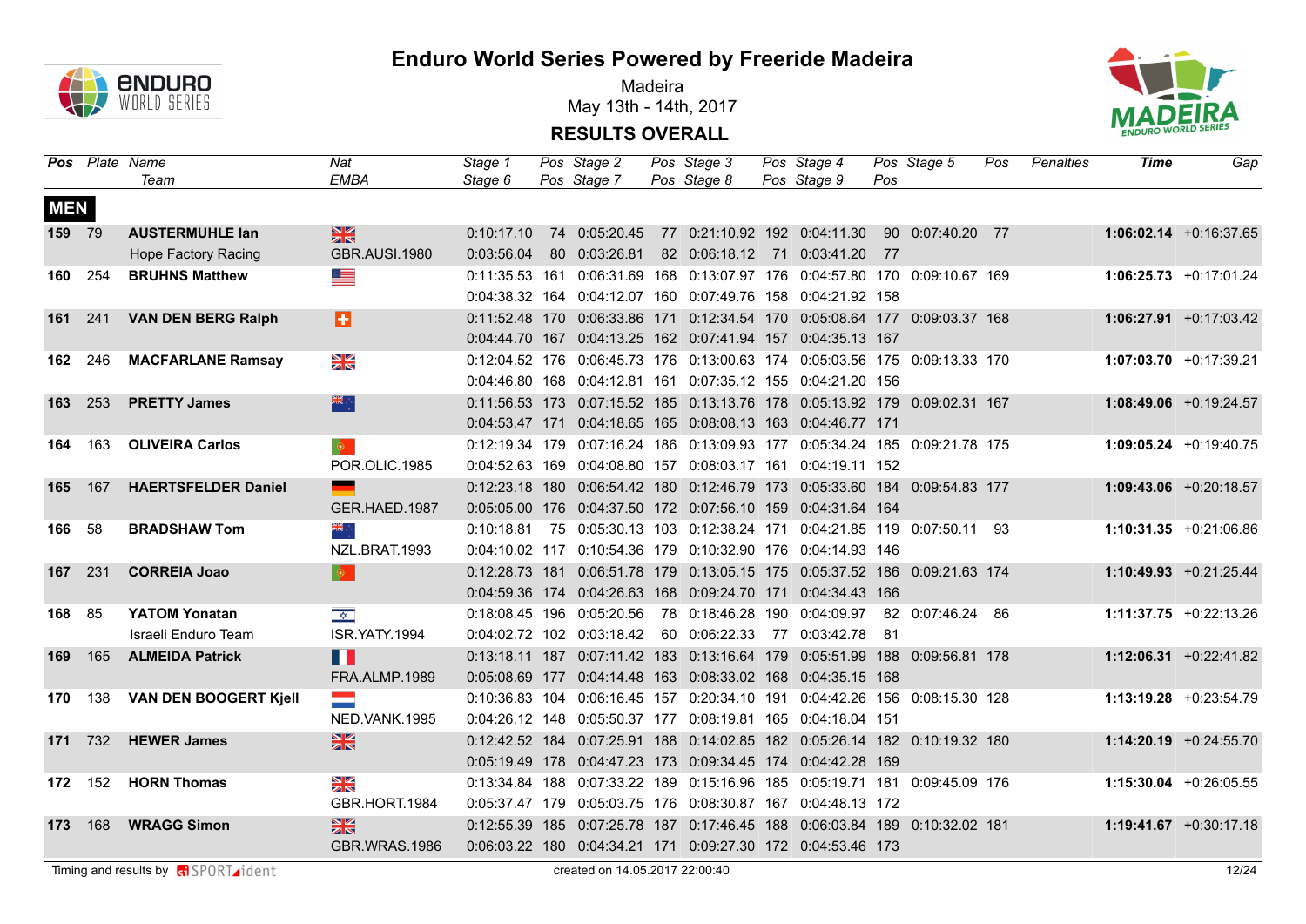# Enduro World Series Powered by Freeride Madeira

Madeira
May 13th - 14th, 2017

## RESULTS OVERALL

| Pos | Plate | Name / Team | Nat / EMBA | Stage 1 / Stage 6 | Pos | Stage 2 / Stage 7 | Pos | Stage 3 / Stage 8 | Pos | Stage 4 / Stage 9 | Pos | Stage 5 | Pos | Penalties | Time | Gap |
|---|---|---|---|---|---|---|---|---|---|---|---|---|---|---|---|---|
| **MEN** | | | | | | | | | | | | | | | | |
| **159** | 79 | **AUSTERMUHLE Ian** | GBR | 0:10:17.10 | 74 | 0:05:20.45 | 77 | 0:21:10.92 | 192 | 0:04:11.30 | 90 | 0:07:40.20 | 77 | | **1:06:02.14** | +0:16:37.65 |
| | | Hope Factory Racing | GBR.AUSI.1980 | 0:03:56.04 | 80 | 0:03:26.81 | 82 | 0:06:18.12 | 71 | 0:03:41.20 | 77 | | | | | |
| **160** | 254 | **BRUHNS Matthew** | USA | 0:11:35.53 | 161 | 0:06:31.69 | 168 | 0:13:07.97 | 176 | 0:04:57.80 | 170 | 0:09:10.67 | 169 | | **1:06:25.73** | +0:17:01.24 |
| | | | | 0:04:38.32 | 164 | 0:04:12.07 | 160 | 0:07:49.76 | 158 | 0:04:21.92 | 158 | | | | | |
| **161** | 241 | **VAN DEN BERG Ralph** | SUI | 0:11:52.48 | 170 | 0:06:33.86 | 171 | 0:12:34.54 | 170 | 0:05:08.64 | 177 | 0:09:03.37 | 168 | | **1:06:27.91** | +0:17:03.42 |
| | | | | 0:04:44.70 | 167 | 0:04:13.25 | 162 | 0:07:41.94 | 157 | 0:04:35.13 | 167 | | | | | |
| **162** | 246 | **MACFARLANE Ramsay** | GBR | 0:12:04.52 | 176 | 0:06:45.73 | 176 | 0:13:00.63 | 174 | 0:05:03.56 | 175 | 0:09:13.33 | 170 | | **1:07:03.70** | +0:17:39.21 |
| | | | | 0:04:46.80 | 168 | 0:04:12.81 | 161 | 0:07:35.12 | 155 | 0:04:21.20 | 156 | | | | | |
| **163** | 253 | **PRETTY James** | NZL | 0:11:56.53 | 173 | 0:07:15.52 | 185 | 0:13:13.76 | 178 | 0:05:13.92 | 179 | 0:09:02.31 | 167 | | **1:08:49.06** | +0:19:24.57 |
| | | | | 0:04:53.47 | 171 | 0:04:18.65 | 165 | 0:08:08.13 | 163 | 0:04:46.77 | 171 | | | | | |
| **164** | 163 | **OLIVEIRA Carlos** | POR | 0:12:19.34 | 179 | 0:07:16.24 | 186 | 0:13:09.93 | 177 | 0:05:34.24 | 185 | 0:09:21.78 | 175 | | **1:09:05.24** | +0:19:40.75 |
| | | | POR.OLIC.1985 | 0:04:52.63 | 169 | 0:04:08.80 | 157 | 0:08:03.17 | 161 | 0:04:19.11 | 152 | | | | | |
| **165** | 167 | **HAERTSFELDER Daniel** | GER | 0:12:23.18 | 180 | 0:06:54.42 | 180 | 0:12:46.79 | 173 | 0:05:33.60 | 184 | 0:09:54.83 | 177 | | **1:09:43.06** | +0:20:18.57 |
| | | | GER.HAED.1987 | 0:05:05.00 | 176 | 0:04:37.50 | 172 | 0:07:56.10 | 159 | 0:04:31.64 | 164 | | | | | |
| **166** | 58 | **BRADSHAW Tom** | NZL | 0:10:18.81 | 75 | 0:05:30.13 | 103 | 0:12:38.24 | 171 | 0:04:21.85 | 119 | 0:07:50.11 | 93 | | **1:10:31.35** | +0:21:06.86 |
| | | | NZL.BRAT.1993 | 0:04:10.02 | 117 | 0:10:54.36 | 179 | 0:10:32.90 | 176 | 0:04:14.93 | 146 | | | | | |
| **167** | 231 | **CORREIA Joao** | POR | 0:12:28.73 | 181 | 0:06:51.78 | 179 | 0:13:05.15 | 175 | 0:05:37.52 | 186 | 0:09:21.63 | 174 | | **1:10:49.93** | +0:21:25.44 |
| | | | | 0:04:59.36 | 174 | 0:04:26.63 | 168 | 0:09:24.70 | 171 | 0:04:34.43 | 166 | | | | | |
| **168** | 85 | **YATOM Yonatan** | ISR | 0:18:08.45 | 196 | 0:05:20.56 | 78 | 0:18:46.28 | 190 | 0:04:09.97 | 82 | 0:07:46.24 | 86 | | **1:11:37.75** | +0:22:13.26 |
| | | Israeli Enduro Team | ISR.YATY.1994 | 0:04:02.72 | 102 | 0:03:18.42 | 60 | 0:06:22.33 | 77 | 0:03:42.78 | 81 | | | | | |
| **169** | 165 | **ALMEIDA Patrick** | FRA | 0:13:18.11 | 187 | 0:07:11.42 | 183 | 0:13:16.64 | 179 | 0:05:51.99 | 188 | 0:09:56.81 | 178 | | **1:12:06.31** | +0:22:41.82 |
| | | | FRA.ALMP.1989 | 0:05:08.69 | 177 | 0:04:14.48 | 163 | 0:08:33.02 | 168 | 0:04:35.15 | 168 | | | | | |
| **170** | 138 | **VAN DEN BOOGERT Kjell** | NED | 0:10:36.83 | 104 | 0:06:16.45 | 157 | 0:20:34.10 | 191 | 0:04:42.26 | 156 | 0:08:15.30 | 128 | | **1:13:19.28** | +0:23:54.79 |
| | | | NED.VANK.1995 | 0:04:26.12 | 148 | 0:05:50.37 | 177 | 0:08:19.81 | 165 | 0:04:18.04 | 151 | | | | | |
| **171** | 732 | **HEWER James** | GBR | 0:12:42.52 | 184 | 0:07:25.91 | 188 | 0:14:02.85 | 182 | 0:05:26.14 | 182 | 0:10:19.32 | 180 | | **1:14:20.19** | +0:24:55.70 |
| | | | | 0:05:19.49 | 178 | 0:04:47.23 | 173 | 0:09:34.45 | 174 | 0:04:42.28 | 169 | | | | | |
| **172** | 152 | **HORN Thomas** | GBR | 0:13:34.84 | 188 | 0:07:33.22 | 189 | 0:15:16.96 | 185 | 0:05:19.71 | 181 | 0:09:45.09 | 176 | | **1:15:30.04** | +0:26:05.55 |
| | | | GBR.HORT.1984 | 0:05:37.47 | 179 | 0:05:03.75 | 176 | 0:08:30.87 | 167 | 0:04:48.13 | 172 | | | | | |
| **173** | 168 | **WRAGG Simon** | GBR | 0:12:55.39 | 185 | 0:07:25.78 | 187 | 0:17:46.45 | 188 | 0:06:03.84 | 189 | 0:10:32.02 | 181 | | **1:19:41.67** | +0:30:17.18 |
| | | | GBR.WRAS.1986 | 0:06:03.22 | 180 | 0:04:34.21 | 171 | 0:09:27.30 | 172 | 0:04:53.46 | 173 | | | | | |

Timing and results by SPORTident — created on 14.05.2017 22:00:40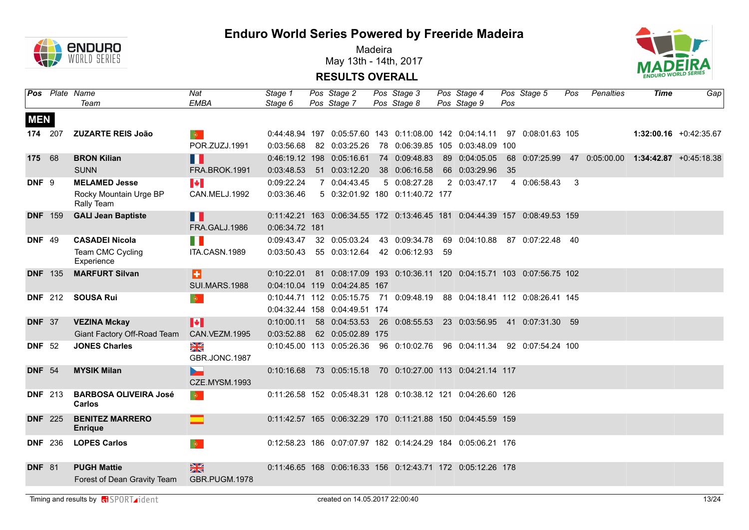# Enduro World Series Powered by Freeride Madeira

Madeira
May 13th - 14th, 2017

## RESULTS OVERALL

| Pos | Plate | Name / Team | Nat / EMBA | Stage 1 / Stage 6 | Pos | Stage 2 / Stage 7 | Pos | Stage 3 / Stage 8 | Pos | Stage 4 / Stage 9 | Pos | Stage 5 | Pos | Penalties | Time | Gap |
|---|---|---|---|---|---|---|---|---|---|---|---|---|---|---|---|---|
| **MEN** | | | | | | | | | | | | | | | | |
| **174** | 207 | **ZUZARTE REIS João** | | 0:44:48.94 | 197 | 0:05:57.60 | 143 | 0:11:08.00 | 142 | 0:04:14.11 | 97 | 0:08:01.63 | 105 | | **1:32:00.16** | +0:42:35.67 |
| | | | POR.ZUZJ.1991 | 0:03:56.68 | 82 | 0:03:25.26 | 78 | 0:06:39.85 | 105 | 0:03:48.09 | 100 | | | | | |
| **175** | 68 | **BRON Kilian** | | 0:46:19.12 | 198 | 0:05:16.61 | 74 | 0:09:48.83 | 89 | 0:04:05.05 | 68 | 0:07:25.99 | 47 | 0:05:00.00 | **1:34:42.87** | +0:45:18.38 |
| | | SUNN | FRA.BROK.1991 | 0:03:48.53 | 51 | 0:03:12.20 | 38 | 0:06:16.58 | 66 | 0:03:29.96 | 35 | | | | | |
| **DNF** | 9 | **MELAMED Jesse** | | 0:09:22.24 | 7 | 0:04:43.45 | 5 | 0:08:27.28 | 2 | 0:03:47.17 | 4 | 0:06:58.43 | 3 | | | |
| | | Rocky Mountain Urge BP Rally Team | CAN.MELJ.1992 | 0:03:36.46 | 5 | 0:32:01.92 | 180 | 0:11:40.72 | 177 | | | | | | | |
| **DNF** | 159 | **GALI Jean Baptiste** | | 0:11:42.21 | 163 | 0:06:34.55 | 172 | 0:13:46.45 | 181 | 0:04:44.39 | 157 | 0:08:49.53 | 159 | | | |
| | | | FRA.GALJ.1986 | 0:06:34.72 | 181 | | | | | | | | | | | |
| **DNF** | 49 | **CASADEI Nicola** | | 0:09:43.47 | 32 | 0:05:03.24 | 43 | 0:09:34.78 | 69 | 0:04:10.88 | 87 | 0:07:22.48 | 40 | | | |
| | | Team CMC Cycling Experience | ITA.CASN.1989 | 0:03:50.43 | 55 | 0:03:12.64 | 42 | 0:06:12.93 | 59 | | | | | | | |
| **DNF** | 135 | **MARFURT Silvan** | | 0:10:22.01 | 81 | 0:08:17.09 | 193 | 0:10:36.11 | 120 | 0:04:15.71 | 103 | 0:07:56.75 | 102 | | | |
| | | | SUI.MARS.1988 | 0:04:10.04 | 119 | 0:04:24.85 | 167 | | | | | | | | | |
| **DNF** | 212 | **SOUSA Rui** | | 0:10:44.71 | 112 | 0:05:15.75 | 71 | 0:09:48.19 | 88 | 0:04:18.41 | 112 | 0:08:26.41 | 145 | | | |
| | | | | 0:04:32.44 | 158 | 0:04:49.51 | 174 | | | | | | | | | |
| **DNF** | 37 | **VEZINA Mckay** | | 0:10:00.11 | 58 | 0:04:53.53 | 26 | 0:08:55.53 | 23 | 0:03:56.95 | 41 | 0:07:31.30 | 59 | | | |
| | | Giant Factory Off-Road Team | CAN.VEZM.1995 | 0:03:52.88 | 62 | 0:05:02.89 | 175 | | | | | | | | | |
| **DNF** | 52 | **JONES Charles** | | 0:10:45.00 | 113 | 0:05:26.36 | 96 | 0:10:02.76 | 96 | 0:04:11.34 | 92 | 0:07:54.24 | 100 | | | |
| | | | GBR.JONC.1987 | | | | | | | | | | | | | |
| **DNF** | 54 | **MYSIK Milan** | | 0:10:16.68 | 73 | 0:05:15.18 | 70 | 0:10:27.00 | 113 | 0:04:21.14 | 117 | | | | | |
| | | | CZE.MYSM.1993 | | | | | | | | | | | | | |
| **DNF** | 213 | **BARBOSA OLIVEIRA José Carlos** | | 0:11:26.58 | 152 | 0:05:48.31 | 128 | 0:10:38.12 | 121 | 0:04:26.60 | 126 | | | | | |
| **DNF** | 225 | **BENITEZ MARRERO Enrique** | | 0:11:42.57 | 165 | 0:06:32.29 | 170 | 0:11:21.88 | 150 | 0:04:45.59 | 159 | | | | | |
| **DNF** | 236 | **LOPES Carlos** | | 0:12:58.23 | 186 | 0:07:07.97 | 182 | 0:14:24.29 | 184 | 0:05:06.21 | 176 | | | | | |
| **DNF** | 81 | **PUGH Mattie** | | 0:11:46.65 | 168 | 0:06:16.33 | 156 | 0:12:43.71 | 172 | 0:05:12.26 | 178 | | | | | |
| | | Forest of Dean Gravity Team | GBR.PUGM.1978 | | | | | | | | | | | | | |

Timing and results by SPORTident — created on 14.05.2017 22:00:40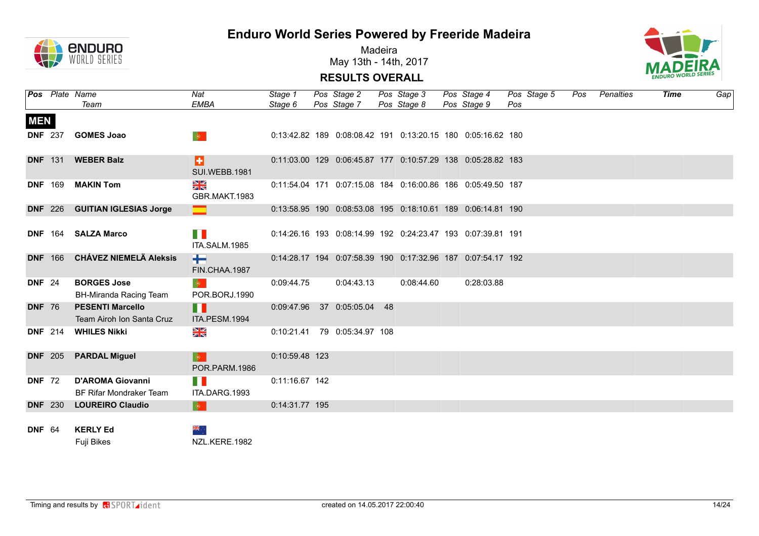# Enduro World Series Powered by Freeride Madeira

Madeira
May 13th - 14th, 2017

## RESULTS OVERALL

| Pos | Plate | Name / Team | Nat / EMBA | Stage 1 / Stage 6 | Pos | Stage 2 / Stage 7 | Pos | Stage 3 / Stage 8 | Pos | Stage 4 / Stage 9 | Pos | Stage 5 | Pos | Penalties | Time | Gap |
|---|---|---|---|---|---|---|---|---|---|---|---|---|---|---|---|---|
| **MEN** | | | | | | | | | | | | | | | | |
| **DNF** | 237 | **GOMES Joao** | | 0:13:42.82 | 189 | 0:08:08.42 | 191 | 0:13:20.15 | 180 | 0:05:16.62 | 180 | | | | | |
| **DNF** | 131 | **WEBER Balz** | SUI.WEBB.1981 | 0:11:03.00 | 129 | 0:06:45.87 | 177 | 0:10:57.29 | 138 | 0:05:28.82 | 183 | | | | | |
| **DNF** | 169 | **MAKIN Tom** | GBR.MAKT.1983 | 0:11:54.04 | 171 | 0:07:15.08 | 184 | 0:16:00.86 | 186 | 0:05:49.50 | 187 | | | | | |
| **DNF** | 226 | **GUITIAN IGLESIAS Jorge** | | 0:13:58.95 | 190 | 0:08:53.08 | 195 | 0:18:10.61 | 189 | 0:06:14.81 | 190 | | | | | |
| **DNF** | 164 | **SALZA Marco** | ITA.SALM.1985 | 0:14:26.16 | 193 | 0:08:14.99 | 192 | 0:24:23.47 | 193 | 0:07:39.81 | 191 | | | | | |
| **DNF** | 166 | **CHÁVEZ NIEMELÄ Aleksis** | FIN.CHAA.1987 | 0:14:28.17 | 194 | 0:07:58.39 | 190 | 0:17:32.96 | 187 | 0:07:54.17 | 192 | | | | | |
| **DNF** | 24 | **BORGES Jose** / BH-Miranda Racing Team | POR.BORJ.1990 | 0:09:44.75 | | 0:04:43.13 | | 0:08:44.60 | | 0:28:03.88 | | | | | | |
| **DNF** | 76 | **PESENTI Marcello** / Team Airoh Ion Santa Cruz | ITA.PESM.1994 | 0:09:47.96 | 37 | 0:05:05.04 | 48 | | | | | | | | | |
| **DNF** | 214 | **WHILES Nikki** | | 0:10:21.41 | 79 | 0:05:34.97 | 108 | | | | | | | | | |
| **DNF** | 205 | **PARDAL Miguel** | POR.PARM.1986 | 0:10:59.48 | 123 | | | | | | | | | | | |
| **DNF** | 72 | **D'AROMA Giovanni** / BF Rifar Mondraker Team | ITA.DARG.1993 | 0:11:16.67 | 142 | | | | | | | | | | | |
| **DNF** | 230 | **LOUREIRO Claudio** | | 0:14:31.77 | 195 | | | | | | | | | | | |
| **DNF** | 64 | **KERLY Ed** / Fuji Bikes | NZL.KERE.1982 | | | | | | | | | | | | | |

Timing and results by SPORTident

created on 14.05.2017 22:00:40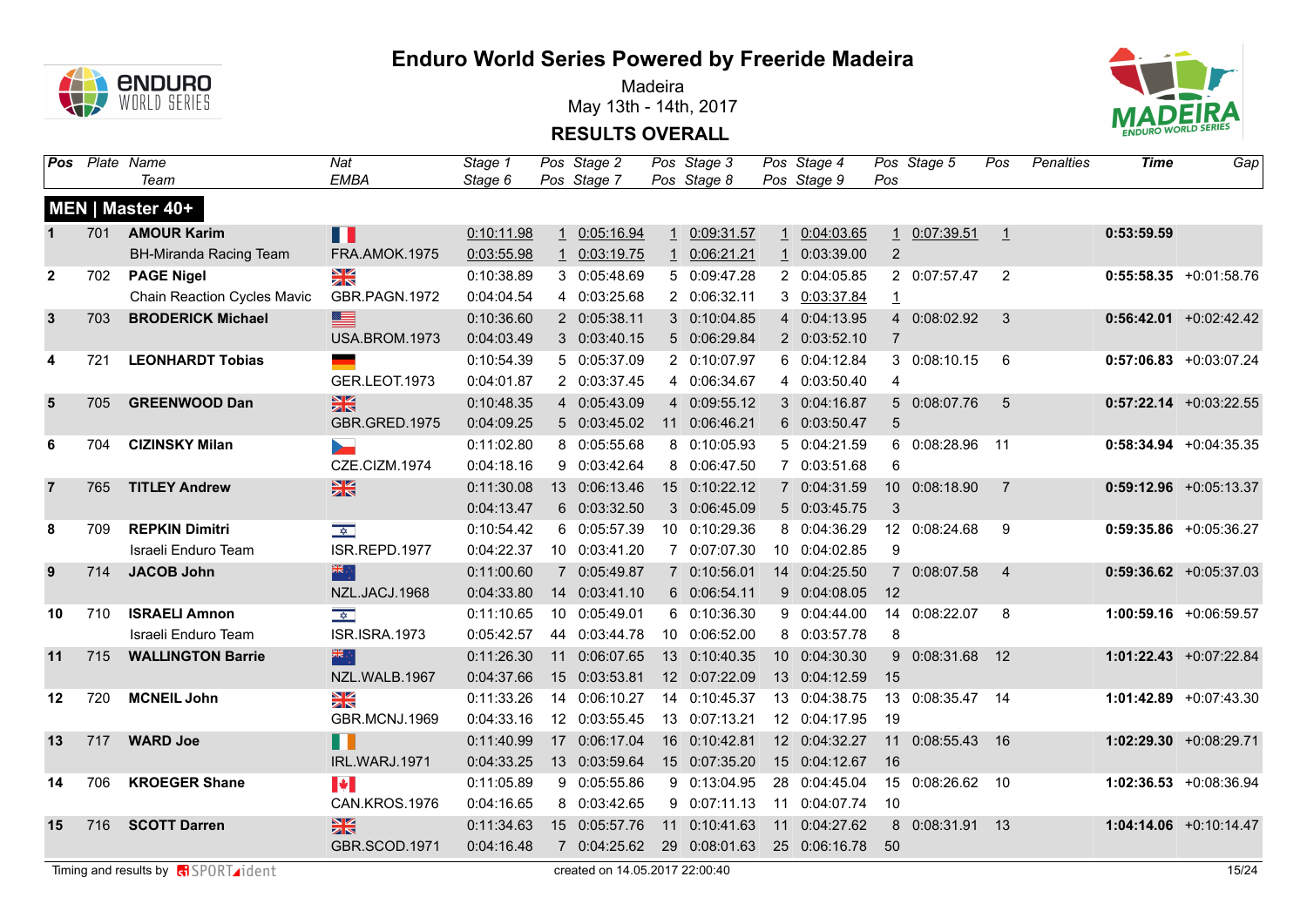# Enduro World Series Powered by Freeride Madeira

Madeira

May 13th - 14th, 2017

## RESULTS OVERALL

| Pos | Plate | Name / Team | Nat / EMBA | Stage 1 / Stage 6 | Pos | Stage 2 / Stage 7 | Pos | Stage 3 / Stage 8 | Pos | Stage 4 / Stage 9 | Pos | Stage 5 | Pos | Penalties | Time | Gap |
|---|---|---|---|---|---|---|---|---|---|---|---|---|---|---|---|---|
| **MEN \| Master 40+** | | | | | | | | | | | | | | | | |
| **1** | 701 | **AMOUR Karim** | | 0:10:11.98 | 1 | 0:05:16.94 | 1 | 0:09:31.57 | 1 | 0:04:03.65 | 1 | 0:07:39.51 | 1 | | **0:53:59.59** | |
| | | BH-Miranda Racing Team | FRA.AMOK.1975 | 0:03:55.98 | 1 | 0:03:19.75 | 1 | 0:06:21.21 | 1 | 0:03:39.00 | 2 | | | | | |
| **2** | 702 | **PAGE Nigel** | | 0:10:38.89 | 3 | 0:05:48.69 | 5 | 0:09:47.28 | 2 | 0:04:05.85 | 2 | 0:07:57.47 | 2 | | **0:55:58.35** | +0:01:58.76 |
| | | Chain Reaction Cycles Mavic | GBR.PAGN.1972 | 0:04:04.54 | 4 | 0:03:25.68 | 2 | 0:06:32.11 | 3 | 0:03:37.84 | 1 | | | | | |
| **3** | 703 | **BRODERICK Michael** | | 0:10:36.60 | 2 | 0:05:38.11 | 3 | 0:10:04.85 | 4 | 0:04:13.95 | 4 | 0:08:02.92 | 3 | | **0:56:42.01** | +0:02:42.42 |
| | | | USA.BROM.1973 | 0:04:03.49 | 3 | 0:03:40.15 | 5 | 0:06:29.84 | 2 | 0:03:52.10 | 7 | | | | | |
| **4** | 721 | **LEONHARDT Tobias** | | 0:10:54.39 | 5 | 0:05:37.09 | 2 | 0:10:07.97 | 6 | 0:04:12.84 | 3 | 0:08:10.15 | 6 | | **0:57:06.83** | +0:03:07.24 |
| | | | GER.LEOT.1973 | 0:04:01.87 | 2 | 0:03:37.45 | 4 | 0:06:34.67 | 4 | 0:03:50.40 | 4 | | | | | |
| **5** | 705 | **GREENWOOD Dan** | | 0:10:48.35 | 4 | 0:05:43.09 | 4 | 0:09:55.12 | 3 | 0:04:16.87 | 5 | 0:08:07.76 | 5 | | **0:57:22.14** | +0:03:22.55 |
| | | | GBR.GRED.1975 | 0:04:09.25 | 5 | 0:03:45.02 | 11 | 0:06:46.21 | 6 | 0:03:50.47 | 5 | | | | | |
| **6** | 704 | **CIZINSKY Milan** | | 0:11:02.80 | 8 | 0:05:55.68 | 8 | 0:10:05.93 | 5 | 0:04:21.59 | 6 | 0:08:28.96 | 11 | | **0:58:34.94** | +0:04:35.35 |
| | | | CZE.CIZM.1974 | 0:04:18.16 | 9 | 0:03:42.64 | 8 | 0:06:47.50 | 7 | 0:03:51.68 | 6 | | | | | |
| **7** | 765 | **TITLEY Andrew** | | 0:11:30.08 | 13 | 0:06:13.46 | 15 | 0:10:22.12 | 7 | 0:04:31.59 | 10 | 0:08:18.90 | 7 | | **0:59:12.96** | +0:05:13.37 |
| | | | | 0:04:13.47 | 6 | 0:03:32.50 | 3 | 0:06:45.09 | 5 | 0:03:45.75 | 3 | | | | | |
| **8** | 709 | **REPKIN Dimitri** | | 0:10:54.42 | 6 | 0:05:57.39 | 10 | 0:10:29.36 | 8 | 0:04:36.29 | 12 | 0:08:24.68 | 9 | | **0:59:35.86** | +0:05:36.27 |
| | | Israeli Enduro Team | ISR.REPD.1977 | 0:04:22.37 | 10 | 0:03:41.20 | 7 | 0:07:07.30 | 10 | 0:04:02.85 | 9 | | | | | |
| **9** | 714 | **JACOB John** | | 0:11:00.60 | 7 | 0:05:49.87 | 7 | 0:10:56.01 | 14 | 0:04:25.50 | 7 | 0:08:07.58 | 4 | | **0:59:36.62** | +0:05:37.03 |
| | | | NZL.JACJ.1968 | 0:04:33.80 | 14 | 0:03:41.10 | 6 | 0:06:54.11 | 9 | 0:04:08.05 | 12 | | | | | |
| **10** | 710 | **ISRAELI Amnon** | | 0:11:10.65 | 10 | 0:05:49.01 | 6 | 0:10:36.30 | 9 | 0:04:44.00 | 14 | 0:08:22.07 | 8 | | **1:00:59.16** | +0:06:59.57 |
| | | Israeli Enduro Team | ISR.ISRA.1973 | 0:05:42.57 | 44 | 0:03:44.78 | 10 | 0:06:52.00 | 8 | 0:03:57.78 | 8 | | | | | |
| **11** | 715 | **WALLINGTON Barrie** | | 0:11:26.30 | 11 | 0:06:07.65 | 13 | 0:10:40.35 | 10 | 0:04:30.30 | 9 | 0:08:31.68 | 12 | | **1:01:22.43** | +0:07:22.84 |
| | | | NZL.WALB.1967 | 0:04:37.66 | 15 | 0:03:53.81 | 12 | 0:07:22.09 | 13 | 0:04:12.59 | 15 | | | | | |
| **12** | 720 | **MCNEIL John** | | 0:11:33.26 | 14 | 0:06:10.27 | 14 | 0:10:45.37 | 13 | 0:04:38.75 | 13 | 0:08:35.47 | 14 | | **1:01:42.89** | +0:07:43.30 |
| | | | GBR.MCNJ.1969 | 0:04:33.16 | 12 | 0:03:55.45 | 13 | 0:07:13.21 | 12 | 0:04:17.95 | 19 | | | | | |
| **13** | 717 | **WARD Joe** | | 0:11:40.99 | 17 | 0:06:17.04 | 16 | 0:10:42.81 | 12 | 0:04:32.27 | 11 | 0:08:55.43 | 16 | | **1:02:29.30** | +0:08:29.71 |
| | | | IRL.WARJ.1971 | 0:04:33.25 | 13 | 0:03:59.64 | 15 | 0:07:35.20 | 15 | 0:04:12.67 | 16 | | | | | |
| **14** | 706 | **KROEGER Shane** | | 0:11:05.89 | 9 | 0:05:55.86 | 9 | 0:13:04.95 | 28 | 0:04:45.04 | 15 | 0:08:26.62 | 10 | | **1:02:36.53** | +0:08:36.94 |
| | | | CAN.KROS.1976 | 0:04:16.65 | 8 | 0:03:42.65 | 9 | 0:07:11.13 | 11 | 0:04:07.74 | 10 | | | | | |
| **15** | 716 | **SCOTT Darren** | | 0:11:34.63 | 15 | 0:05:57.76 | 11 | 0:10:41.63 | 11 | 0:04:27.62 | 8 | 0:08:31.91 | 13 | | **1:04:14.06** | +0:10:14.47 |
| | | | GBR.SCOD.1971 | 0:04:16.48 | 7 | 0:04:25.62 | 29 | 0:08:01.63 | 25 | 0:06:16.78 | 50 | | | | | |

Timing and results by SPORTident

created on 14.05.2017 22:00:40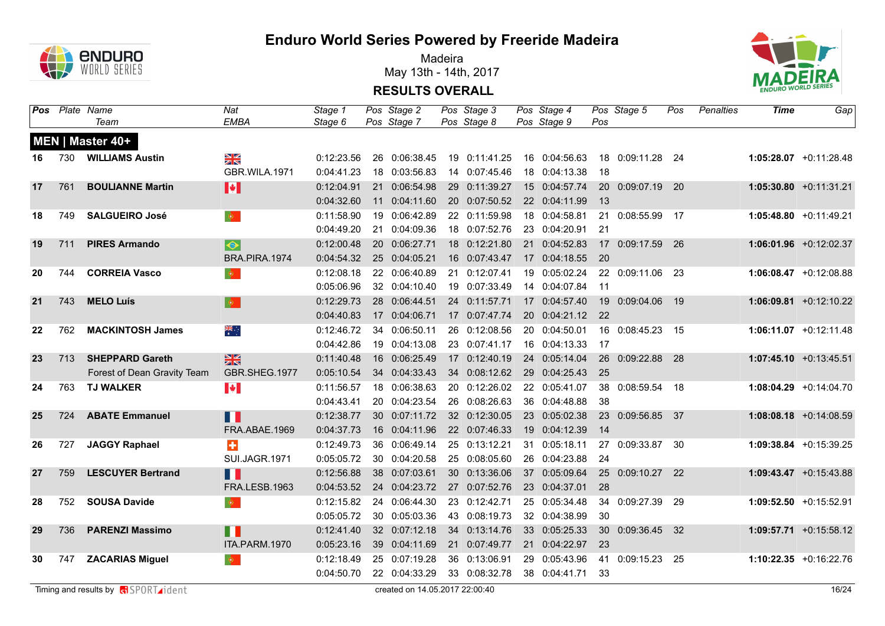# Enduro World Series Powered by Freeride Madeira

Madeira
May 13th - 14th, 2017

**RESULTS OVERALL**

| Pos | Plate | Name / Team | Nat / EMBA | Stage 1 / Stage 6 | Pos | Stage 2 / Stage 7 | Pos | Stage 3 / Stage 8 | Pos | Stage 4 / Stage 9 | Pos | Stage 5 | Pos | Penalties | Time | Gap |
|---|---|---|---|---|---|---|---|---|---|---|---|---|---|---|---|---|
| **MEN \| Master 40+** | | | | | | | | | | | | | | | | |
| **16** | 730 | **WILLIAMS Austin** | | 0:12:23.56 | 26 | 0:06:38.45 | 19 | 0:11:41.25 | 16 | 0:04:56.63 | 18 | 0:09:11.28 | 24 | | **1:05:28.07** | +0:11:28.48 |
| | | | GBR.WILA.1971 | 0:04:41.23 | 18 | 0:03:56.83 | 14 | 0:07:45.46 | 18 | 0:04:13.38 | 18 | | | | | |
| **17** | 761 | **BOULIANNE Martin** | | 0:12:04.91 | 21 | 0:06:54.98 | 29 | 0:11:39.27 | 15 | 0:04:57.74 | 20 | 0:09:07.19 | 20 | | **1:05:30.80** | +0:11:31.21 |
| | | | | 0:04:32.60 | 11 | 0:04:11.60 | 20 | 0:07:50.52 | 22 | 0:04:11.99 | 13 | | | | | |
| **18** | 749 | **SALGUEIRO José** | | 0:11:58.90 | 19 | 0:06:42.89 | 22 | 0:11:59.98 | 18 | 0:04:58.81 | 21 | 0:08:55.99 | 17 | | **1:05:48.80** | +0:11:49.21 |
| | | | | 0:04:49.20 | 21 | 0:04:09.36 | 18 | 0:07:52.76 | 23 | 0:04:20.91 | 21 | | | | | |
| **19** | 711 | **PIRES Armando** | | 0:12:00.48 | 20 | 0:06:27.71 | 18 | 0:12:21.80 | 21 | 0:04:52.83 | 17 | 0:09:17.59 | 26 | | **1:06:01.96** | +0:12:02.37 |
| | | | BRA.PIRA.1974 | 0:04:54.32 | 25 | 0:04:05.21 | 16 | 0:07:43.47 | 17 | 0:04:18.55 | 20 | | | | | |
| **20** | 744 | **CORREIA Vasco** | | 0:12:08.18 | 22 | 0:06:40.89 | 21 | 0:12:07.41 | 19 | 0:05:02.24 | 22 | 0:09:11.06 | 23 | | **1:06:08.47** | +0:12:08.88 |
| | | | | 0:05:06.96 | 32 | 0:04:10.40 | 19 | 0:07:33.49 | 14 | 0:04:07.84 | 11 | | | | | |
| **21** | 743 | **MELO Luís** | | 0:12:29.73 | 28 | 0:06:44.51 | 24 | 0:11:57.71 | 17 | 0:04:57.40 | 19 | 0:09:04.06 | 19 | | **1:06:09.81** | +0:12:10.22 |
| | | | | 0:04:40.83 | 17 | 0:04:06.71 | 17 | 0:07:47.74 | 20 | 0:04:21.12 | 22 | | | | | |
| **22** | 762 | **MACKINTOSH James** | | 0:12:46.72 | 34 | 0:06:50.11 | 26 | 0:12:08.56 | 20 | 0:04:50.01 | 16 | 0:08:45.23 | 15 | | **1:06:11.07** | +0:12:11.48 |
| | | | | 0:04:42.86 | 19 | 0:04:13.08 | 23 | 0:07:41.17 | 16 | 0:04:13.33 | 17 | | | | | |
| **23** | 713 | **SHEPPARD Gareth** | | 0:11:40.48 | 16 | 0:06:25.49 | 17 | 0:12:40.19 | 24 | 0:05:14.04 | 26 | 0:09:22.88 | 28 | | **1:07:45.10** | +0:13:45.51 |
| | | Forest of Dean Gravity Team | GBR.SHEG.1977 | 0:05:10.54 | 34 | 0:04:33.43 | 34 | 0:08:12.62 | 29 | 0:04:25.43 | 25 | | | | | |
| **24** | 763 | **TJ WALKER** | | 0:11:56.57 | 18 | 0:06:38.63 | 20 | 0:12:26.02 | 22 | 0:05:41.07 | 38 | 0:08:59.54 | 18 | | **1:08:04.29** | +0:14:04.70 |
| | | | | 0:04:43.41 | 20 | 0:04:23.54 | 26 | 0:08:26.63 | 36 | 0:04:48.88 | 38 | | | | | |
| **25** | 724 | **ABATE Emmanuel** | | 0:12:38.77 | 30 | 0:07:11.72 | 32 | 0:12:30.05 | 23 | 0:05:02.38 | 23 | 0:09:56.85 | 37 | | **1:08:08.18** | +0:14:08.59 |
| | | | FRA.ABAE.1969 | 0:04:37.73 | 16 | 0:04:11.96 | 22 | 0:07:46.33 | 19 | 0:04:12.39 | 14 | | | | | |
| **26** | 727 | **JAGGY Raphael** | | 0:12:49.73 | 36 | 0:06:49.14 | 25 | 0:13:12.21 | 31 | 0:05:18.11 | 27 | 0:09:33.87 | 30 | | **1:09:38.84** | +0:15:39.25 |
| | | | SUI.JAGR.1971 | 0:05:05.72 | 30 | 0:04:20.58 | 25 | 0:08:05.60 | 26 | 0:04:23.88 | 24 | | | | | |
| **27** | 759 | **LESCUYER Bertrand** | | 0:12:56.88 | 38 | 0:07:03.61 | 30 | 0:13:36.06 | 37 | 0:05:09.64 | 25 | 0:09:10.27 | 22 | | **1:09:43.47** | +0:15:43.88 |
| | | | FRA.LESB.1963 | 0:04:53.52 | 24 | 0:04:23.72 | 27 | 0:07:52.76 | 23 | 0:04:37.01 | 28 | | | | | |
| **28** | 752 | **SOUSA Davide** | | 0:12:15.82 | 24 | 0:06:44.30 | 23 | 0:12:42.71 | 25 | 0:05:34.48 | 34 | 0:09:27.39 | 29 | | **1:09:52.50** | +0:15:52.91 |
| | | | | 0:05:05.72 | 30 | 0:05:03.36 | 43 | 0:08:19.73 | 32 | 0:04:38.99 | 30 | | | | | |
| **29** | 736 | **PARENZI Massimo** | | 0:12:41.40 | 32 | 0:07:12.18 | 34 | 0:13:14.76 | 33 | 0:05:25.33 | 30 | 0:09:36.45 | 32 | | **1:09:57.71** | +0:15:58.12 |
| | | | ITA.PARM.1970 | 0:05:23.16 | 39 | 0:04:11.69 | 21 | 0:07:49.77 | 21 | 0:04:22.97 | 23 | | | | | |
| **30** | 747 | **ZACARIAS Miguel** | | 0:12:18.49 | 25 | 0:07:19.28 | 36 | 0:13:06.91 | 29 | 0:05:43.96 | 41 | 0:09:15.23 | 25 | | **1:10:22.35** | +0:16:22.76 |
| | | | | 0:04:50.70 | 22 | 0:04:33.29 | 33 | 0:08:32.78 | 38 | 0:04:41.71 | 33 | | | | | |

Timing and results by SPORTident — created on 14.05.2017 22:00:40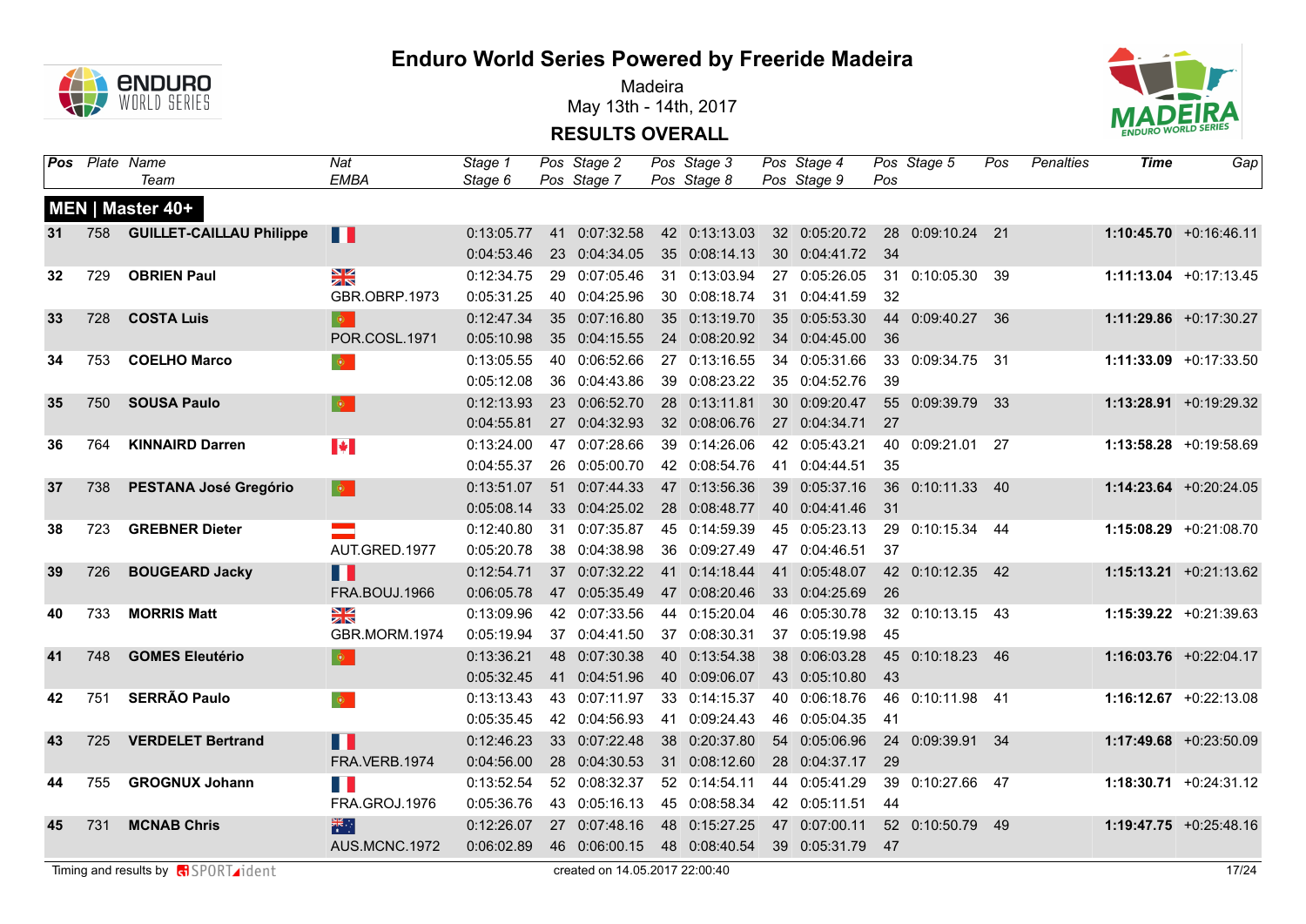# Enduro World Series Powered by Freeride Madeira

Madeira
May 13th - 14th, 2017

## RESULTS OVERALL

| Pos | Plate | Name / Team | Nat / EMBA | Stage 1 / Stage 6 | Pos | Stage 2 / Stage 7 | Pos | Stage 3 / Stage 8 | Pos | Stage 4 / Stage 9 | Pos | Stage 5 | Pos | Penalties | Time | Gap |
|---|---|---|---|---|---|---|---|---|---|---|---|---|---|---|---|---|
| **MEN \| Master 40+** | | | | | | | | | | | | | | | | |
| **31** | 758 | **GUILLET-CAILLAU Philippe** | | 0:13:05.77 | 41 | 0:07:32.58 | 42 | 0:13:13.03 | 32 | 0:05:20.72 | 28 | 0:09:10.24 | 21 | | **1:10:45.70** | +0:16:46.11 |
| | | | | 0:04:53.46 | 23 | 0:04:34.05 | 35 | 0:08:14.13 | 30 | 0:04:41.72 | 34 | | | | | |
| **32** | 729 | **OBRIEN Paul** | | 0:12:34.75 | 29 | 0:07:05.46 | 31 | 0:13:03.94 | 27 | 0:05:26.05 | 31 | 0:10:05.30 | 39 | | **1:11:13.04** | +0:17:13.45 |
| | | | GBR.OBRP.1973 | 0:05:31.25 | 40 | 0:04:25.96 | 30 | 0:08:18.74 | 31 | 0:04:41.59 | 32 | | | | | |
| **33** | 728 | **COSTA Luis** | | 0:12:47.34 | 35 | 0:07:16.80 | 35 | 0:13:19.70 | 35 | 0:05:53.30 | 44 | 0:09:40.27 | 36 | | **1:11:29.86** | +0:17:30.27 |
| | | | POR.COSL.1971 | 0:05:10.98 | 35 | 0:04:15.55 | 24 | 0:08:20.92 | 34 | 0:04:45.00 | 36 | | | | | |
| **34** | 753 | **COELHO Marco** | | 0:13:05.55 | 40 | 0:06:52.66 | 27 | 0:13:16.55 | 34 | 0:05:31.66 | 33 | 0:09:34.75 | 31 | | **1:11:33.09** | +0:17:33.50 |
| | | | | 0:05:12.08 | 36 | 0:04:43.86 | 39 | 0:08:23.22 | 35 | 0:04:52.76 | 39 | | | | | |
| **35** | 750 | **SOUSA Paulo** | | 0:12:13.93 | 23 | 0:06:52.70 | 28 | 0:13:11.81 | 30 | 0:09:20.47 | 55 | 0:09:39.79 | 33 | | **1:13:28.91** | +0:19:29.32 |
| | | | | 0:04:55.81 | 27 | 0:04:32.93 | 32 | 0:08:06.76 | 27 | 0:04:34.71 | 27 | | | | | |
| **36** | 764 | **KINNAIRD Darren** | | 0:13:24.00 | 47 | 0:07:28.66 | 39 | 0:14:26.06 | 42 | 0:05:43.21 | 40 | 0:09:21.01 | 27 | | **1:13:58.28** | +0:19:58.69 |
| | | | | 0:04:55.37 | 26 | 0:05:00.70 | 42 | 0:08:54.76 | 41 | 0:04:44.51 | 35 | | | | | |
| **37** | 738 | **PESTANA José Gregório** | | 0:13:51.07 | 51 | 0:07:44.33 | 47 | 0:13:56.36 | 39 | 0:05:37.16 | 36 | 0:10:11.33 | 40 | | **1:14:23.64** | +0:20:24.05 |
| | | | | 0:05:08.14 | 33 | 0:04:25.02 | 28 | 0:08:48.77 | 40 | 0:04:41.46 | 31 | | | | | |
| **38** | 723 | **GREBNER Dieter** | | 0:12:40.80 | 31 | 0:07:35.87 | 45 | 0:14:59.39 | 45 | 0:05:23.13 | 29 | 0:10:15.34 | 44 | | **1:15:08.29** | +0:21:08.70 |
| | | | AUT.GRED.1977 | 0:05:20.78 | 38 | 0:04:38.98 | 36 | 0:09:27.49 | 47 | 0:04:46.51 | 37 | | | | | |
| **39** | 726 | **BOUGEARD Jacky** | | 0:12:54.71 | 37 | 0:07:32.22 | 41 | 0:14:18.44 | 41 | 0:05:48.07 | 42 | 0:10:12.35 | 42 | | **1:15:13.21** | +0:21:13.62 |
| | | | FRA.BOUJ.1966 | 0:06:05.78 | 47 | 0:05:35.49 | 47 | 0:08:20.46 | 33 | 0:04:25.69 | 26 | | | | | |
| **40** | 733 | **MORRIS Matt** | | 0:13:09.96 | 42 | 0:07:33.56 | 44 | 0:15:20.04 | 46 | 0:05:30.78 | 32 | 0:10:13.15 | 43 | | **1:15:39.22** | +0:21:39.63 |
| | | | GBR.MORM.1974 | 0:05:19.94 | 37 | 0:04:41.50 | 37 | 0:08:30.31 | 37 | 0:05:19.98 | 45 | | | | | |
| **41** | 748 | **GOMES Eleutério** | | 0:13:36.21 | 48 | 0:07:30.38 | 40 | 0:13:54.38 | 38 | 0:06:03.28 | 45 | 0:10:18.23 | 46 | | **1:16:03.76** | +0:22:04.17 |
| | | | | 0:05:32.45 | 41 | 0:04:51.96 | 40 | 0:09:06.07 | 43 | 0:05:10.80 | 43 | | | | | |
| **42** | 751 | **SERRÃO Paulo** | | 0:13:13.43 | 43 | 0:07:11.97 | 33 | 0:14:15.37 | 40 | 0:06:18.76 | 46 | 0:10:11.98 | 41 | | **1:16:12.67** | +0:22:13.08 |
| | | | | 0:05:35.45 | 42 | 0:04:56.93 | 41 | 0:09:24.43 | 46 | 0:05:04.35 | 41 | | | | | |
| **43** | 725 | **VERDELET Bertrand** | | 0:12:46.23 | 33 | 0:07:22.48 | 38 | 0:20:37.80 | 54 | 0:05:06.96 | 24 | 0:09:39.91 | 34 | | **1:17:49.68** | +0:23:50.09 |
| | | | FRA.VERB.1974 | 0:04:56.00 | 28 | 0:04:30.53 | 31 | 0:08:12.60 | 28 | 0:04:37.17 | 29 | | | | | |
| **44** | 755 | **GROGNUX Johann** | | 0:13:52.54 | 52 | 0:08:32.37 | 52 | 0:14:54.11 | 44 | 0:05:41.29 | 39 | 0:10:27.66 | 47 | | **1:18:30.71** | +0:24:31.12 |
| | | | FRA.GROJ.1976 | 0:05:36.76 | 43 | 0:05:16.13 | 45 | 0:08:58.34 | 42 | 0:05:11.51 | 44 | | | | | |
| **45** | 731 | **MCNAB Chris** | | 0:12:26.07 | 27 | 0:07:48.16 | 48 | 0:15:27.25 | 47 | 0:07:00.11 | 52 | 0:10:50.79 | 49 | | **1:19:47.75** | +0:25:48.16 |
| | | | AUS.MCNC.1972 | 0:06:02.89 | 46 | 0:06:00.15 | 48 | 0:08:40.54 | 39 | 0:05:31.79 | 47 | | | | | |

Timing and results by SPORTident — created on 14.05.2017 22:00:40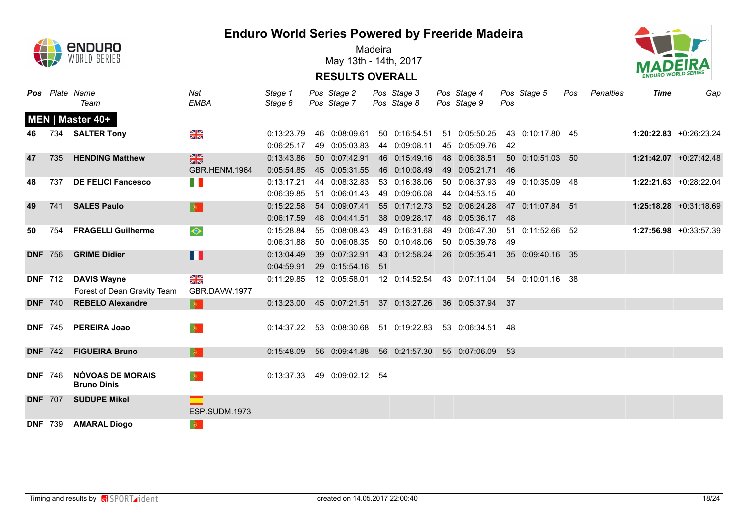# Enduro World Series Powered by Freeride Madeira

Madeira
May 13th - 14th, 2017

## RESULTS OVERALL

| Pos | Plate | Name / Team | Nat / EMBA | Stage 1 / Stage 6 | Pos | Stage 2 / Stage 7 | Pos | Stage 3 / Stage 8 | Pos | Stage 4 / Stage 9 | Pos | Stage 5 | Pos | Penalties | Time | Gap |
|---|---|---|---|---|---|---|---|---|---|---|---|---|---|---|---|---|
| **MEN \| Master 40+** | | | | | | | | | | | | | | | | |
| **46** | 734 | **SALTER Tony** | GBR | 0:13:23.79 | 46 | 0:08:09.61 | 50 | 0:16:54.51 | 51 | 0:05:50.25 | 43 | 0:10:17.80 | 45 | | **1:20:22.83** | +0:26:23.24 |
| | | | | 0:06:25.17 | 49 | 0:05:03.83 | 44 | 0:09:08.11 | 45 | 0:05:09.76 | 42 | | | | | |
| **47** | 735 | **HENDING Matthew** | GBR | 0:13:43.86 | 50 | 0:07:42.91 | 46 | 0:15:49.16 | 48 | 0:06:38.51 | 50 | 0:10:51.03 | 50 | | **1:21:42.07** | +0:27:42.48 |
| | | | GBR.HENM.1964 | 0:05:54.85 | 45 | 0:05:31.55 | 46 | 0:10:08.49 | 49 | 0:05:21.71 | 46 | | | | | |
| **48** | 737 | **DE FELICI Fancesco** | ITA | 0:13:17.21 | 44 | 0:08:32.83 | 53 | 0:16:38.06 | 50 | 0:06:37.93 | 49 | 0:10:35.09 | 48 | | **1:22:21.63** | +0:28:22.04 |
| | | | | 0:06:39.85 | 51 | 0:06:01.43 | 49 | 0:09:06.08 | 44 | 0:04:53.15 | 40 | | | | | |
| **49** | 741 | **SALES Paulo** | POR | 0:15:22.58 | 54 | 0:09:07.41 | 55 | 0:17:12.73 | 52 | 0:06:24.28 | 47 | 0:11:07.84 | 51 | | **1:25:18.28** | +0:31:18.69 |
| | | | | 0:06:17.59 | 48 | 0:04:41.51 | 38 | 0:09:28.17 | 48 | 0:05:36.17 | 48 | | | | | |
| **50** | 754 | **FRAGELLI Guilherme** | BRA | 0:15:28.84 | 55 | 0:08:08.43 | 49 | 0:16:31.68 | 49 | 0:06:47.30 | 51 | 0:11:52.66 | 52 | | **1:27:56.98** | +0:33:57.39 |
| | | | | 0:06:31.88 | 50 | 0:06:08.35 | 50 | 0:10:48.06 | 50 | 0:05:39.78 | 49 | | | | | |
| **DNF** | 756 | **GRIME Didier** | FRA | 0:13:04.49 | 39 | 0:07:32.91 | 43 | 0:12:58.24 | 26 | 0:05:35.41 | 35 | 0:09:40.16 | 35 | | | |
| | | | | 0:04:59.91 | 29 | 0:15:54.16 | 51 | | | | | | | | | |
| **DNF** | 712 | **DAVIS Wayne** | GBR | 0:11:29.85 | 12 | 0:05:58.01 | 12 | 0:14:52.54 | 43 | 0:07:11.04 | 54 | 0:10:01.16 | 38 | | | |
| | | Forest of Dean Gravity Team | GBR.DAVW.1977 | | | | | | | | | | | | | |
| **DNF** | 740 | **REBELO Alexandre** | POR | 0:13:23.00 | 45 | 0:07:21.51 | 37 | 0:13:27.26 | 36 | 0:05:37.94 | 37 | | | | | |
| **DNF** | 745 | **PEREIRA Joao** | POR | 0:14:37.22 | 53 | 0:08:30.68 | 51 | 0:19:22.83 | 53 | 0:06:34.51 | 48 | | | | | |
| **DNF** | 742 | **FIGUEIRA Bruno** | POR | 0:15:48.09 | 56 | 0:09:41.88 | 56 | 0:21:57.30 | 55 | 0:07:06.09 | 53 | | | | | |
| **DNF** | 746 | **NÓVOAS DE MORAIS Bruno Dinis** | POR | 0:13:37.33 | 49 | 0:09:02.12 | 54 | | | | | | | | | |
| **DNF** | 707 | **SUDUPE Mikel** | ESP | | | | | | | | | | | | | |
| | | | ESP.SUDM.1973 | | | | | | | | | | | | | |
| **DNF** | 739 | **AMARAL Diogo** | POR | | | | | | | | | | | | | |

Timing and results by SPORTident — created on 14.05.2017 22:00:40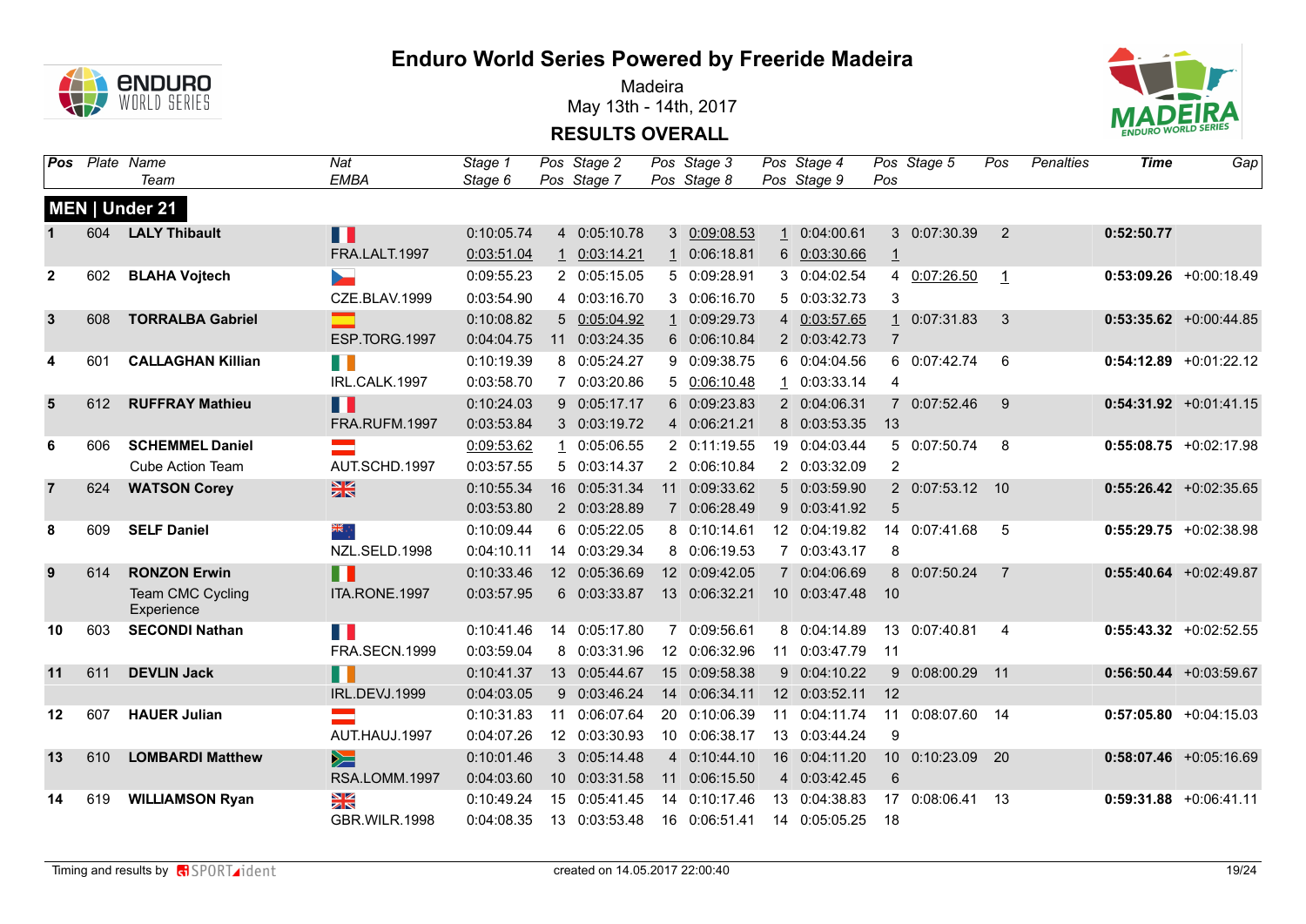# Enduro World Series Powered by Freeride Madeira

Madeira
May 13th - 14th, 2017

**RESULTS OVERALL**

| Pos | Plate | Name / Team | Nat / EMBA | Stage 1 / Stage 6 | Pos | Stage 2 / Stage 7 | Pos | Stage 3 / Stage 8 | Pos | Stage 4 / Stage 9 | Pos | Stage 5 | Pos | Penalties | Time | Gap |
|---|---|---|---|---|---|---|---|---|---|---|---|---|---|---|---|---|
| **MEN \| Under 21** | | | | | | | | | | | | | | | | |
| 1 | 604 | **LALY Thibault** | | 0:10:05.74 | 4 | 0:05:10.78 | 3 | 0:09:08.53 | 1 | 0:04:00.61 | 3 | 0:07:30.39 | 2 | | **0:52:50.77** | |
| | | | FRA.LALT.1997 | 0:03:51.04 | 1 | 0:03:14.21 | 1 | 0:06:18.81 | 6 | 0:03:30.66 | 1 | | | | | |
| 2 | 602 | **BLAHA Vojtech** | | 0:09:55.23 | 2 | 0:05:15.05 | 5 | 0:09:28.91 | 3 | 0:04:02.54 | 4 | 0:07:26.50 | 1 | | **0:53:09.26** | +0:00:18.49 |
| | | | CZE.BLAV.1999 | 0:03:54.90 | 4 | 0:03:16.70 | 3 | 0:06:16.70 | 5 | 0:03:32.73 | 3 | | | | | |
| 3 | 608 | **TORRALBA Gabriel** | | 0:10:08.82 | 5 | 0:05:04.92 | 1 | 0:09:29.73 | 4 | 0:03:57.65 | 1 | 0:07:31.83 | 3 | | **0:53:35.62** | +0:00:44.85 |
| | | | ESP.TORG.1997 | 0:04:04.75 | 11 | 0:03:24.35 | 6 | 0:06:10.84 | 2 | 0:03:42.73 | 7 | | | | | |
| 4 | 601 | **CALLAGHAN Killian** | | 0:10:19.39 | 8 | 0:05:24.27 | 9 | 0:09:38.75 | 6 | 0:04:04.56 | 6 | 0:07:42.74 | 6 | | **0:54:12.89** | +0:01:22.12 |
| | | | IRL.CALK.1997 | 0:03:58.70 | 7 | 0:03:20.86 | 5 | 0:06:10.48 | 1 | 0:03:33.14 | 4 | | | | | |
| 5 | 612 | **RUFFRAY Mathieu** | | 0:10:24.03 | 9 | 0:05:17.17 | 6 | 0:09:23.83 | 2 | 0:04:06.31 | 7 | 0:07:52.46 | 9 | | **0:54:31.92** | +0:01:41.15 |
| | | | FRA.RUFM.1997 | 0:03:53.84 | 3 | 0:03:19.72 | 4 | 0:06:21.21 | 8 | 0:03:53.35 | 13 | | | | | |
| 6 | 606 | **SCHEMMEL Daniel** | | 0:09:53.62 | 1 | 0:05:06.55 | 2 | 0:11:19.55 | 19 | 0:04:03.44 | 5 | 0:07:50.74 | 8 | | **0:55:08.75** | +0:02:17.98 |
| | | Cube Action Team | AUT.SCHD.1997 | 0:03:57.55 | 5 | 0:03:14.37 | 2 | 0:06:10.84 | 2 | 0:03:32.09 | 2 | | | | | |
| 7 | 624 | **WATSON Corey** | | 0:10:55.34 | 16 | 0:05:31.34 | 11 | 0:09:33.62 | 5 | 0:03:59.90 | 2 | 0:07:53.12 | 10 | | **0:55:26.42** | +0:02:35.65 |
| | | | | 0:03:53.80 | 2 | 0:03:28.89 | 7 | 0:06:28.49 | 9 | 0:03:41.92 | 5 | | | | | |
| 8 | 609 | **SELF Daniel** | | 0:10:09.44 | 6 | 0:05:22.05 | 8 | 0:10:14.61 | 12 | 0:04:19.82 | 14 | 0:07:41.68 | 5 | | **0:55:29.75** | +0:02:38.98 |
| | | | NZL.SELD.1998 | 0:04:10.11 | 14 | 0:03:29.34 | 8 | 0:06:19.53 | 7 | 0:03:43.17 | 8 | | | | | |
| 9 | 614 | **RONZON Erwin** | | 0:10:33.46 | 12 | 0:05:36.69 | 12 | 0:09:42.05 | 7 | 0:04:06.69 | 8 | 0:07:50.24 | 7 | | **0:55:40.64** | +0:02:49.87 |
| | | Team CMC Cycling Experience | ITA.RONE.1997 | 0:03:57.95 | 6 | 0:03:33.87 | 13 | 0:06:32.21 | 10 | 0:03:47.48 | 10 | | | | | |
| 10 | 603 | **SECONDI Nathan** | | 0:10:41.46 | 14 | 0:05:17.80 | 7 | 0:09:56.61 | 8 | 0:04:14.89 | 13 | 0:07:40.81 | 4 | | **0:55:43.32** | +0:02:52.55 |
| | | | FRA.SECN.1999 | 0:03:59.04 | 8 | 0:03:31.96 | 12 | 0:06:32.96 | 11 | 0:03:47.79 | 11 | | | | | |
| 11 | 611 | **DEVLIN Jack** | | 0:10:41.37 | 13 | 0:05:44.67 | 15 | 0:09:58.38 | 9 | 0:04:10.22 | 9 | 0:08:00.29 | 11 | | **0:56:50.44** | +0:03:59.67 |
| | | | IRL.DEVJ.1999 | 0:04:03.05 | 9 | 0:03:46.24 | 14 | 0:06:34.11 | 12 | 0:03:52.11 | 12 | | | | | |
| 12 | 607 | **HAUER Julian** | | 0:10:31.83 | 11 | 0:06:07.64 | 20 | 0:10:06.39 | 11 | 0:04:11.74 | 11 | 0:08:07.60 | 14 | | **0:57:05.80** | +0:04:15.03 |
| | | | AUT.HAUJ.1997 | 0:04:07.26 | 12 | 0:03:30.93 | 10 | 0:06:38.17 | 13 | 0:03:44.24 | 9 | | | | | |
| 13 | 610 | **LOMBARDI Matthew** | | 0:10:01.46 | 3 | 0:05:14.48 | 4 | 0:10:44.10 | 16 | 0:04:11.20 | 10 | 0:10:23.09 | 20 | | **0:58:07.46** | +0:05:16.69 |
| | | | RSA.LOMM.1997 | 0:04:03.60 | 10 | 0:03:31.58 | 11 | 0:06:15.50 | 4 | 0:03:42.45 | 6 | | | | | |
| 14 | 619 | **WILLIAMSON Ryan** | | 0:10:49.24 | 15 | 0:05:41.45 | 14 | 0:10:17.46 | 13 | 0:04:38.83 | 17 | 0:08:06.41 | 13 | | **0:59:31.88** | +0:06:41.11 |
| | | | GBR.WILR.1998 | 0:04:08.35 | 13 | 0:03:53.48 | 16 | 0:06:51.41 | 14 | 0:05:05.25 | 18 | | | | | |

Timing and results by SPORTident — created on 14.05.2017 22:00:40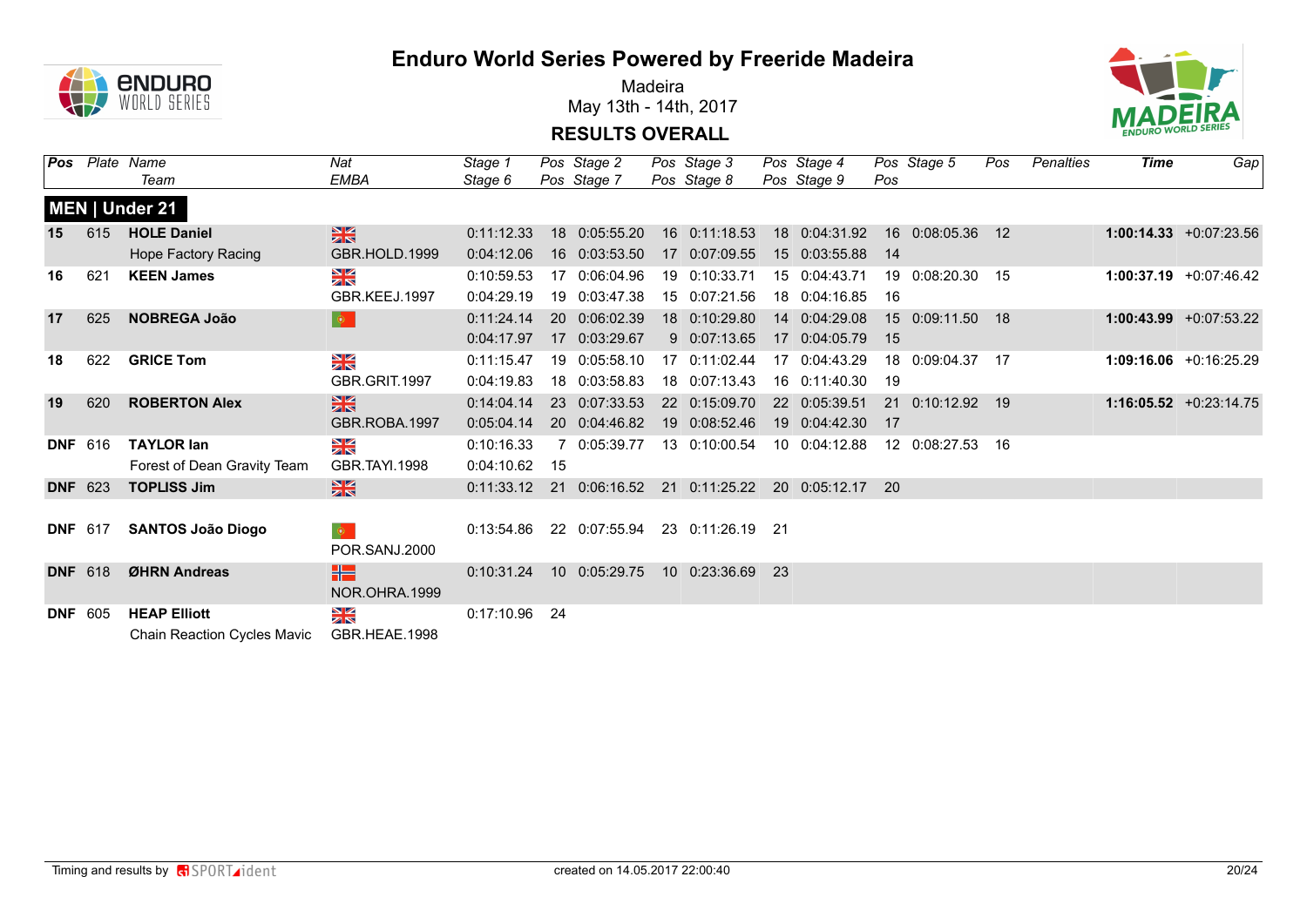# Enduro World Series Powered by Freeride Madeira

Madeira
May 13th - 14th, 2017

## RESULTS OVERALL

| Pos | Plate | Name / Team | Nat / EMBA | Stage 1 / Stage 6 | Pos | Stage 2 / Stage 7 | Pos | Stage 3 / Stage 8 | Pos | Stage 4 / Stage 9 | Pos | Stage 5 | Pos | Penalties | Time | Gap |
|---|---|---|---|---|---|---|---|---|---|---|---|---|---|---|---|---|
| **MEN \| Under 21** | | | | | | | | | | | | | | | | |
| **15** | 615 | **HOLE Daniel** | GBR | 0:11:12.33 | 18 | 0:05:55.20 | 16 | 0:11:18.53 | 18 | 0:04:31.92 | 16 | 0:08:05.36 | 12 | | **1:00:14.33** | +0:07:23.56 |
| | | Hope Factory Racing | GBR.HOLD.1999 | 0:04:12.06 | 16 | 0:03:53.50 | 17 | 0:07:09.55 | 15 | 0:03:55.88 | 14 | | | | | |
| **16** | 621 | **KEEN James** | GBR | 0:10:59.53 | 17 | 0:06:04.96 | 19 | 0:10:33.71 | 15 | 0:04:43.71 | 19 | 0:08:20.30 | 15 | | **1:00:37.19** | +0:07:46.42 |
| | | | GBR.KEEJ.1997 | 0:04:29.19 | 19 | 0:03:47.38 | 15 | 0:07:21.56 | 18 | 0:04:16.85 | 16 | | | | | |
| **17** | 625 | **NOBREGA João** | POR | 0:11:24.14 | 20 | 0:06:02.39 | 18 | 0:10:29.80 | 14 | 0:04:29.08 | 15 | 0:09:11.50 | 18 | | **1:00:43.99** | +0:07:53.22 |
| | | | | 0:04:17.97 | 17 | 0:03:29.67 | 9 | 0:07:13.65 | 17 | 0:04:05.79 | 15 | | | | | |
| **18** | 622 | **GRICE Tom** | GBR | 0:11:15.47 | 19 | 0:05:58.10 | 17 | 0:11:02.44 | 17 | 0:04:43.29 | 18 | 0:09:04.37 | 17 | | **1:09:16.06** | +0:16:25.29 |
| | | | GBR.GRIT.1997 | 0:04:19.83 | 18 | 0:03:58.83 | 18 | 0:07:13.43 | 16 | 0:11:40.30 | 19 | | | | | |
| **19** | 620 | **ROBERTON Alex** | GBR | 0:14:04.14 | 23 | 0:07:33.53 | 22 | 0:15:09.70 | 22 | 0:05:39.51 | 21 | 0:10:12.92 | 19 | | **1:16:05.52** | +0:23:14.75 |
| | | | GBR.ROBA.1997 | 0:05:04.14 | 20 | 0:04:46.82 | 19 | 0:08:52.46 | 19 | 0:04:42.30 | 17 | | | | | |
| **DNF** | 616 | **TAYLOR Ian** | GBR | 0:10:16.33 | 7 | 0:05:39.77 | 13 | 0:10:00.54 | 10 | 0:04:12.88 | 12 | 0:08:27.53 | 16 | | | |
| | | Forest of Dean Gravity Team | GBR.TAYI.1998 | 0:04:10.62 | 15 | | | | | | | | | | | |
| **DNF** | 623 | **TOPLISS Jim** | GBR | 0:11:33.12 | 21 | 0:06:16.52 | 21 | 0:11:25.22 | 20 | 0:05:12.17 | 20 | | | | | |
| **DNF** | 617 | **SANTOS João Diogo** | POR | 0:13:54.86 | 22 | 0:07:55.94 | 23 | 0:11:26.19 | 21 | | | | | | | |
| | | | POR.SANJ.2000 | | | | | | | | | | | | | |
| **DNF** | 618 | **ØHRN Andreas** | NOR | 0:10:31.24 | 10 | 0:05:29.75 | 10 | 0:23:36.69 | 23 | | | | | | | |
| | | | NOR.OHRA.1999 | | | | | | | | | | | | | |
| **DNF** | 605 | **HEAP Elliott** | GBR | 0:17:10.96 | 24 | | | | | | | | | | | |
| | | Chain Reaction Cycles Mavic | GBR.HEAE.1998 | | | | | | | | | | | | | |

Timing and results by SPORTident — created on 14.05.2017 22:00:40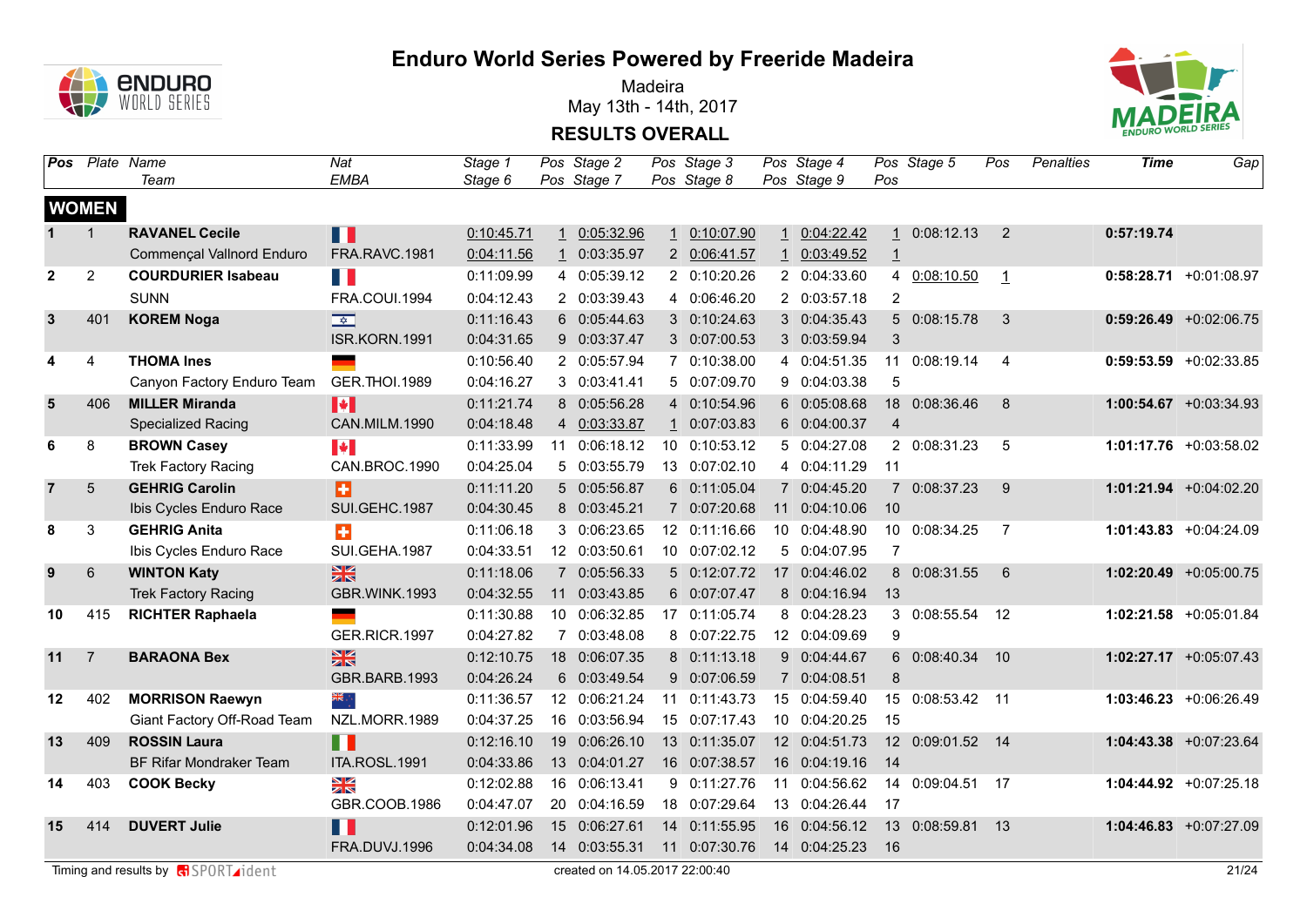# Enduro World Series Powered by Freeride Madeira

Madeira
May 13th - 14th, 2017

## RESULTS OVERALL

### WOMEN

| Pos | Plate | Name / Team | Nat / EMBA | Stage 1 / Stage 6 | Pos | Stage 2 / Stage 7 | Pos | Stage 3 / Stage 8 | Pos | Stage 4 / Stage 9 | Pos | Stage 5 | Pos | Penalties | Time | Gap |
|---|---|---|---|---|---|---|---|---|---|---|---|---|---|---|---|---|
| 1 | 1 | **RAVANEL Cecile** | | 0:10:45.71 | 1 | 0:05:32.96 | 1 | 0:10:07.90 | 1 | 0:04:22.42 | 1 | 0:08:12.13 | 2 | | **0:57:19.74** | |
| | | Commençal Vallnord Enduro | FRA.RAVC.1981 | 0:04:11.56 | 1 | 0:03:35.97 | 2 | 0:06:41.57 | 1 | 0:03:49.52 | 1 | | | | | |
| 2 | 2 | **COURDURIER Isabeau** | | 0:11:09.99 | 4 | 0:05:39.12 | 2 | 0:10:20.26 | 2 | 0:04:33.60 | 4 | 0:08:10.50 | 1 | | **0:58:28.71** | +0:01:08.97 |
| | | SUNN | FRA.COUI.1994 | 0:04:12.43 | 2 | 0:03:39.43 | 4 | 0:06:46.20 | 2 | 0:03:57.18 | 2 | | | | | |
| 3 | 401 | **KOREM Noga** | | 0:11:16.43 | 6 | 0:05:44.63 | 3 | 0:10:24.63 | 3 | 0:04:35.43 | 5 | 0:08:15.78 | 3 | | **0:59:26.49** | +0:02:06.75 |
| | | | ISR.KORN.1991 | 0:04:31.65 | 9 | 0:03:37.47 | 3 | 0:07:00.53 | 3 | 0:03:59.94 | 3 | | | | | |
| 4 | 4 | **THOMA Ines** | | 0:10:56.40 | 2 | 0:05:57.94 | 7 | 0:10:38.00 | 4 | 0:04:51.35 | 11 | 0:08:19.14 | 4 | | **0:59:53.59** | +0:02:33.85 |
| | | Canyon Factory Enduro Team | GER.THOI.1989 | 0:04:16.27 | 3 | 0:03:41.41 | 5 | 0:07:09.70 | 9 | 0:04:03.38 | 5 | | | | | |
| 5 | 406 | **MILLER Miranda** | | 0:11:21.74 | 8 | 0:05:56.28 | 4 | 0:10:54.96 | 6 | 0:05:08.68 | 18 | 0:08:36.46 | 8 | | **1:00:54.67** | +0:03:34.93 |
| | | Specialized Racing | CAN.MILM.1990 | 0:04:18.48 | 4 | 0:03:33.87 | 1 | 0:07:03.83 | 6 | 0:04:00.37 | 4 | | | | | |
| 6 | 8 | **BROWN Casey** | | 0:11:33.99 | 11 | 0:06:18.12 | 10 | 0:10:53.12 | 5 | 0:04:27.08 | 2 | 0:08:31.23 | 5 | | **1:01:17.76** | +0:03:58.02 |
| | | Trek Factory Racing | CAN.BROC.1990 | 0:04:25.04 | 5 | 0:03:55.79 | 13 | 0:07:02.10 | 4 | 0:04:11.29 | 11 | | | | | |
| 7 | 5 | **GEHRIG Carolin** | | 0:11:11.20 | 5 | 0:05:56.87 | 6 | 0:11:05.04 | 7 | 0:04:45.20 | 7 | 0:08:37.23 | 9 | | **1:01:21.94** | +0:04:02.20 |
| | | Ibis Cycles Enduro Race | SUI.GEHC.1987 | 0:04:30.45 | 8 | 0:03:45.21 | 7 | 0:07:20.68 | 11 | 0:04:10.06 | 10 | | | | | |
| 8 | 3 | **GEHRIG Anita** | | 0:11:06.18 | 3 | 0:06:23.65 | 12 | 0:11:16.66 | 10 | 0:04:48.90 | 10 | 0:08:34.25 | 7 | | **1:01:43.83** | +0:04:24.09 |
| | | Ibis Cycles Enduro Race | SUI.GEHA.1987 | 0:04:33.51 | 12 | 0:03:50.61 | 10 | 0:07:02.12 | 5 | 0:04:07.95 | 7 | | | | | |
| 9 | 6 | **WINTON Katy** | | 0:11:18.06 | 7 | 0:05:56.33 | 5 | 0:12:07.72 | 17 | 0:04:46.02 | 8 | 0:08:31.55 | 6 | | **1:02:20.49** | +0:05:00.75 |
| | | Trek Factory Racing | GBR.WINK.1993 | 0:04:32.55 | 11 | 0:03:43.85 | 6 | 0:07:07.47 | 8 | 0:04:16.94 | 13 | | | | | |
| 10 | 415 | **RICHTER Raphaela** | | 0:11:30.88 | 10 | 0:06:32.85 | 17 | 0:11:05.74 | 8 | 0:04:28.23 | 3 | 0:08:55.54 | 12 | | **1:02:21.58** | +0:05:01.84 |
| | | | GER.RICR.1997 | 0:04:27.82 | 7 | 0:03:48.08 | 8 | 0:07:22.75 | 12 | 0:04:09.69 | 9 | | | | | |
| 11 | 7 | **BARAONA Bex** | | 0:12:10.75 | 18 | 0:06:07.35 | 8 | 0:11:13.18 | 9 | 0:04:44.67 | 6 | 0:08:40.34 | 10 | | **1:02:27.17** | +0:05:07.43 |
| | | | GBR.BARB.1993 | 0:04:26.24 | 6 | 0:03:49.54 | 9 | 0:07:06.59 | 7 | 0:04:08.51 | 8 | | | | | |
| 12 | 402 | **MORRISON Raewyn** | | 0:11:36.57 | 12 | 0:06:21.24 | 11 | 0:11:43.73 | 15 | 0:04:59.40 | 15 | 0:08:53.42 | 11 | | **1:03:46.23** | +0:06:26.49 |
| | | Giant Factory Off-Road Team | NZL.MORR.1989 | 0:04:37.25 | 16 | 0:03:56.94 | 15 | 0:07:17.43 | 10 | 0:04:20.25 | 15 | | | | | |
| 13 | 409 | **ROSSIN Laura** | | 0:12:16.10 | 19 | 0:06:26.10 | 13 | 0:11:35.07 | 12 | 0:04:51.73 | 12 | 0:09:01.52 | 14 | | **1:04:43.38** | +0:07:23.64 |
| | | BF Rifar Mondraker Team | ITA.ROSL.1991 | 0:04:33.86 | 13 | 0:04:01.27 | 16 | 0:07:38.57 | 16 | 0:04:19.16 | 14 | | | | | |
| 14 | 403 | **COOK Becky** | | 0:12:02.88 | 16 | 0:06:13.41 | 9 | 0:11:27.76 | 11 | 0:04:56.62 | 14 | 0:09:04.51 | 17 | | **1:04:44.92** | +0:07:25.18 |
| | | | GBR.COOB.1986 | 0:04:47.07 | 20 | 0:04:16.59 | 18 | 0:07:29.64 | 13 | 0:04:26.44 | 17 | | | | | |
| 15 | 414 | **DUVERT Julie** | | 0:12:01.96 | 15 | 0:06:27.61 | 14 | 0:11:55.95 | 16 | 0:04:56.12 | 13 | 0:08:59.81 | 13 | | **1:04:46.83** | +0:07:27.09 |
| | | | FRA.DUVJ.1996 | 0:04:34.08 | 14 | 0:03:55.31 | 11 | 0:07:30.76 | 14 | 0:04:25.23 | 16 | | | | | |

Timing and results by SPORTident — created on 14.05.2017 22:00:40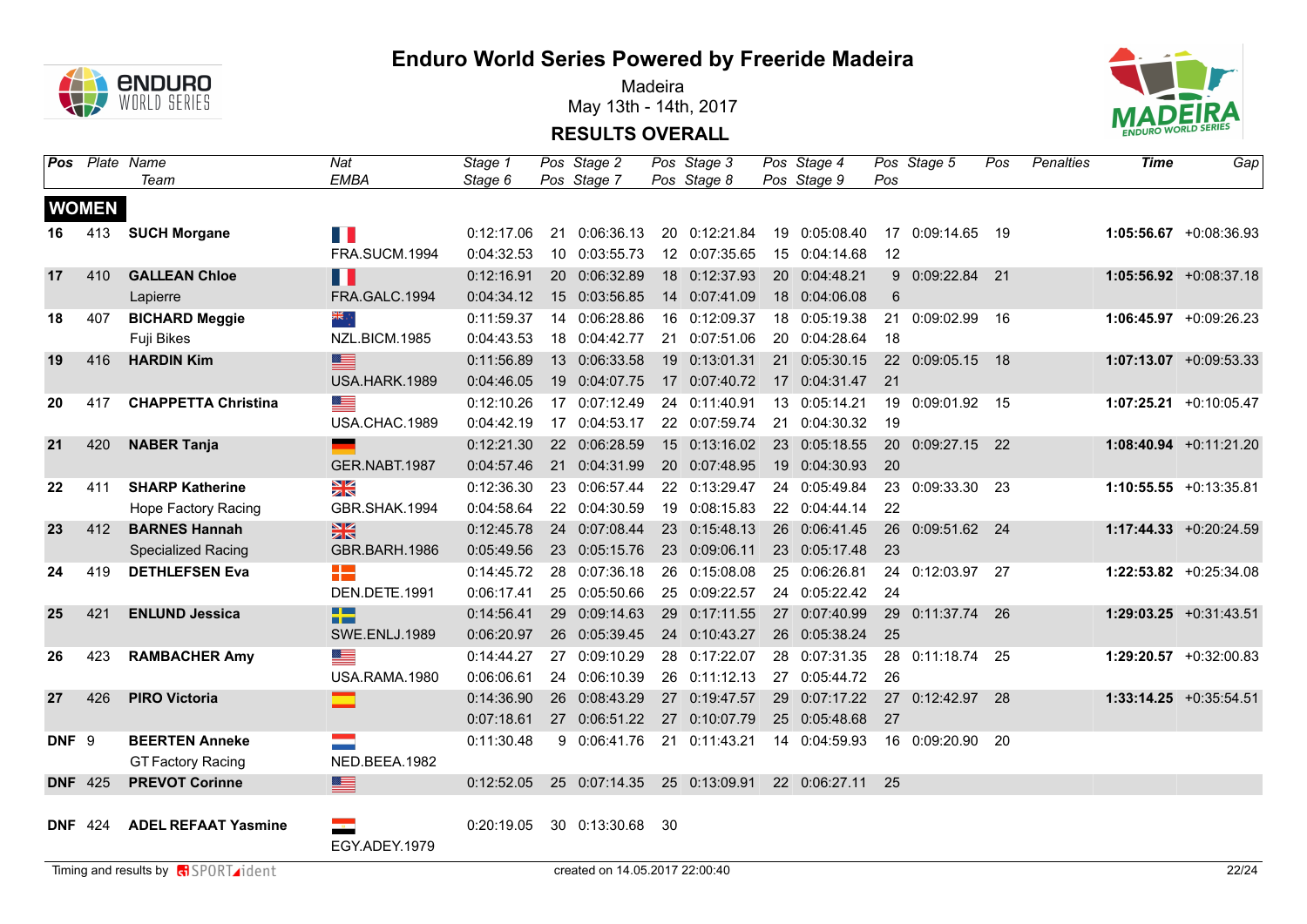# Enduro World Series Powered by Freeride Madeira

Madeira
May 13th - 14th, 2017

## RESULTS OVERALL

| Pos | Plate | Name / Team | Nat / EMBA | Stage 1 / Stage 6 | Pos | Stage 2 / Stage 7 | Pos | Stage 3 / Stage 8 | Pos | Stage 4 / Stage 9 | Pos | Stage 5 | Pos | Penalties | Time | Gap |
|---|---|---|---|---|---|---|---|---|---|---|---|---|---|---|---|---|
| **WOMEN** | | | | | | | | | | | | | | | | |
| **16** | 413 | **SUCH Morgane** | | 0:12:17.06 | 21 | 0:06:36.13 | 20 | 0:12:21.84 | 19 | 0:05:08.40 | 17 | 0:09:14.65 | 19 | | **1:05:56.67** | +0:08:36.93 |
| | | | FRA.SUCM.1994 | 0:04:32.53 | 10 | 0:03:55.73 | 12 | 0:07:35.65 | 15 | 0:04:14.68 | 12 | | | | | |
| **17** | 410 | **GALLEAN Chloe** | | 0:12:16.91 | 20 | 0:06:32.89 | 18 | 0:12:37.93 | 20 | 0:04:48.21 | 9 | 0:09:22.84 | 21 | | **1:05:56.92** | +0:08:37.18 |
| | | Lapierre | FRA.GALC.1994 | 0:04:34.12 | 15 | 0:03:56.85 | 14 | 0:07:41.09 | 18 | 0:04:06.08 | 6 | | | | | |
| **18** | 407 | **BICHARD Meggie** | | 0:11:59.37 | 14 | 0:06:28.86 | 16 | 0:12:09.37 | 18 | 0:05:19.38 | 21 | 0:09:02.99 | 16 | | **1:06:45.97** | +0:09:26.23 |
| | | Fuji Bikes | NZL.BICM.1985 | 0:04:43.53 | 18 | 0:04:42.77 | 21 | 0:07:51.06 | 20 | 0:04:28.64 | 18 | | | | | |
| **19** | 416 | **HARDIN Kim** | | 0:11:56.89 | 13 | 0:06:33.58 | 19 | 0:13:01.31 | 21 | 0:05:30.15 | 22 | 0:09:05.15 | 18 | | **1:07:13.07** | +0:09:53.33 |
| | | | USA.HARK.1989 | 0:04:46.05 | 19 | 0:04:07.75 | 17 | 0:07:40.72 | 17 | 0:04:31.47 | 21 | | | | | |
| **20** | 417 | **CHAPPETTA Christina** | | 0:12:10.26 | 17 | 0:07:12.49 | 24 | 0:11:40.91 | 13 | 0:05:14.21 | 19 | 0:09:01.92 | 15 | | **1:07:25.21** | +0:10:05.47 |
| | | | USA.CHAC.1989 | 0:04:42.19 | 17 | 0:04:53.17 | 22 | 0:07:59.74 | 21 | 0:04:30.32 | 19 | | | | | |
| **21** | 420 | **NABER Tanja** | | 0:12:21.30 | 22 | 0:06:28.59 | 15 | 0:13:16.02 | 23 | 0:05:18.55 | 20 | 0:09:27.15 | 22 | | **1:08:40.94** | +0:11:21.20 |
| | | | GER.NABT.1987 | 0:04:57.46 | 21 | 0:04:31.99 | 20 | 0:07:48.95 | 19 | 0:04:30.93 | 20 | | | | | |
| **22** | 411 | **SHARP Katherine** | | 0:12:36.30 | 23 | 0:06:57.44 | 22 | 0:13:29.47 | 24 | 0:05:49.84 | 23 | 0:09:33.30 | 23 | | **1:10:55.55** | +0:13:35.81 |
| | | Hope Factory Racing | GBR.SHAK.1994 | 0:04:58.64 | 22 | 0:04:30.59 | 19 | 0:08:15.83 | 22 | 0:04:44.14 | 22 | | | | | |
| **23** | 412 | **BARNES Hannah** | | 0:12:45.78 | 24 | 0:07:08.44 | 23 | 0:15:48.13 | 26 | 0:06:41.45 | 26 | 0:09:51.62 | 24 | | **1:17:44.33** | +0:20:24.59 |
| | | Specialized Racing | GBR.BARH.1986 | 0:05:49.56 | 23 | 0:05:15.76 | 23 | 0:09:06.11 | 23 | 0:05:17.48 | 23 | | | | | |
| **24** | 419 | **DETHLEFSEN Eva** | | 0:14:45.72 | 28 | 0:07:36.18 | 26 | 0:15:08.08 | 25 | 0:06:26.81 | 24 | 0:12:03.97 | 27 | | **1:22:53.82** | +0:25:34.08 |
| | | | DEN.DETE.1991 | 0:06:17.41 | 25 | 0:05:50.66 | 25 | 0:09:22.57 | 24 | 0:05:22.42 | 24 | | | | | |
| **25** | 421 | **ENLUND Jessica** | | 0:14:56.41 | 29 | 0:09:14.63 | 29 | 0:17:11.55 | 27 | 0:07:40.99 | 29 | 0:11:37.74 | 26 | | **1:29:03.25** | +0:31:43.51 |
| | | | SWE.ENLJ.1989 | 0:06:20.97 | 26 | 0:05:39.45 | 24 | 0:10:43.27 | 26 | 0:05:38.24 | 25 | | | | | |
| **26** | 423 | **RAMBACHER Amy** | | 0:14:44.27 | 27 | 0:09:10.29 | 28 | 0:17:22.07 | 28 | 0:07:31.35 | 28 | 0:11:18.74 | 25 | | **1:29:20.57** | +0:32:00.83 |
| | | | USA.RAMA.1980 | 0:06:06.61 | 24 | 0:06:10.39 | 26 | 0:11:12.13 | 27 | 0:05:44.72 | 26 | | | | | |
| **27** | 426 | **PIRO Victoria** | | 0:14:36.90 | 26 | 0:08:43.29 | 27 | 0:19:47.57 | 29 | 0:07:17.22 | 27 | 0:12:42.97 | 28 | | **1:33:14.25** | +0:35:54.51 |
| | | | | 0:07:18.61 | 27 | 0:06:51.22 | 27 | 0:10:07.79 | 25 | 0:05:48.68 | 27 | | | | | |
| **DNF** | 9 | **BEERTEN Anneke** | | 0:11:30.48 | 9 | 0:06:41.76 | 21 | 0:11:43.21 | 14 | 0:04:59.93 | 16 | 0:09:20.90 | 20 | | | |
| | | GT Factory Racing | NED.BEEA.1982 | | | | | | | | | | | | | |
| **DNF** | 425 | **PREVOT Corinne** | | 0:12:52.05 | 25 | 0:07:14.35 | 25 | 0:13:09.91 | 22 | 0:06:27.11 | 25 | | | | | |
| **DNF** | 424 | **ADEL REFAAT Yasmine** | | 0:20:19.05 | 30 | 0:13:30.68 | 30 | | | | | | | | | |
| | | | EGY.ADEY.1979 | | | | | | | | | | | | | |

Timing and results by SPORTident — created on 14.05.2017 22:00:40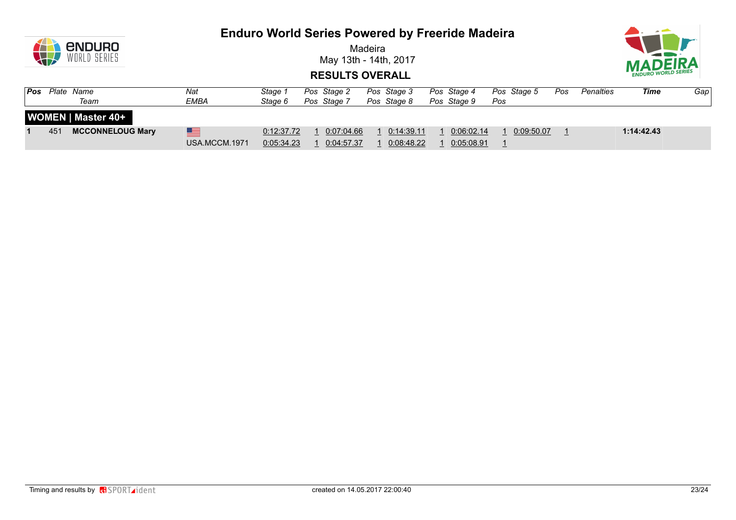# Enduro World Series Powered by Freeride Madeira

Madeira
May 13th - 14th, 2017

## RESULTS OVERALL

| Pos | Plate | Name / Team | Nat / EMBA | Stage 1 / Stage 6 | Pos | Stage 2 / Stage 7 | Pos | Stage 3 / Stage 8 | Pos | Stage 4 / Stage 9 | Pos | Stage 5 | Pos | Penalties | Time | Gap |
|---|---|---|---|---|---|---|---|---|---|---|---|---|---|---|---|---|
| **WOMEN \| Master 40+** | | | | | | | | | | | | | | | | |
| **1** | 451 | **MCCONNELOUG Mary** | USA | 0:12:37.72 | 1 | 0:07:04.66 | 1 | 0:14:39.11 | 1 | 0:06:02.14 | 1 | 0:09:50.07 | 1 | | **1:14:42.43** | |
| | | | USA.MCCM.1971 | 0:05:34.23 | 1 | 0:04:57.37 | 1 | 0:08:48.22 | 1 | 0:05:08.91 | 1 | | | | | |

Timing and results by SPORTident — created on 14.05.2017 22:00:40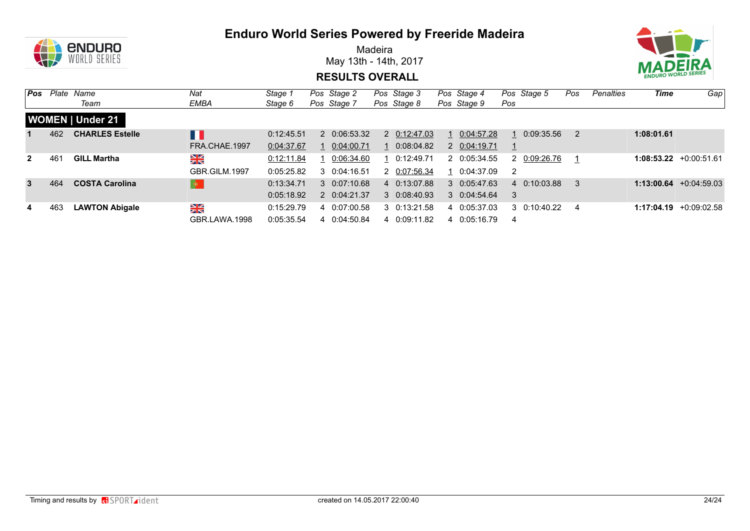# Enduro World Series Powered by Freeride Madeira

Madeira
May 13th - 14th, 2017

## RESULTS OVERALL

| Pos | Plate | Name / Team | Nat / EMBA | Stage 1 / Stage 6 | Pos | Stage 2 / Stage 7 | Pos | Stage 3 / Stage 8 | Pos | Stage 4 / Stage 9 | Pos | Stage 5 | Pos | Penalties | Time | Gap |
|---|---|---|---|---|---|---|---|---|---|---|---|---|---|---|---|---|
| **WOMEN \| Under 21** | | | | | | | | | | | | | | | | |
| **1** | 462 | **CHARLES Estelle** | FRA | 0:12:45.51 | 2 | 0:06:53.32 | 2 | 0:12:47.03 | 1 | 0:04:57.28 | 1 | 0:09:35.56 | 2 | | **1:08:01.61** | |
| | | | FRA.CHAE.1997 | 0:04:37.67 | 1 | 0:04:00.71 | 1 | 0:08:04.82 | 2 | 0:04:19.71 | 1 | | | | | |
| **2** | 461 | **GILL Martha** | GBR | 0:12:11.84 | 1 | 0:06:34.60 | 1 | 0:12:49.71 | 2 | 0:05:34.55 | 2 | 0:09:26.76 | 1 | | **1:08:53.22** | +0:00:51.61 |
| | | | GBR.GILM.1997 | 0:05:25.82 | 3 | 0:04:16.51 | 2 | 0:07:56.34 | 1 | 0:04:37.09 | 2 | | | | | |
| **3** | 464 | **COSTA Carolina** | POR | 0:13:34.71 | 3 | 0:07:10.68 | 4 | 0:13:07.88 | 3 | 0:05:47.63 | 4 | 0:10:03.88 | 3 | | **1:13:00.64** | +0:04:59.03 |
| | | | | 0:05:18.92 | 2 | 0:04:21.37 | 3 | 0:08:40.93 | 3 | 0:04:54.64 | 3 | | | | | |
| **4** | 463 | **LAWTON Abigale** | GBR | 0:15:29.79 | 4 | 0:07:00.58 | 3 | 0:13:21.58 | 4 | 0:05:37.03 | 3 | 0:10:40.22 | 4 | | **1:17:04.19** | +0:09:02.58 |
| | | | GBR.LAWA.1998 | 0:05:35.54 | 4 | 0:04:50.84 | 4 | 0:09:11.82 | 4 | 0:05:16.79 | 4 | | | | | |

Timing and results by SPORTident

created on 14.05.2017 22:00:40